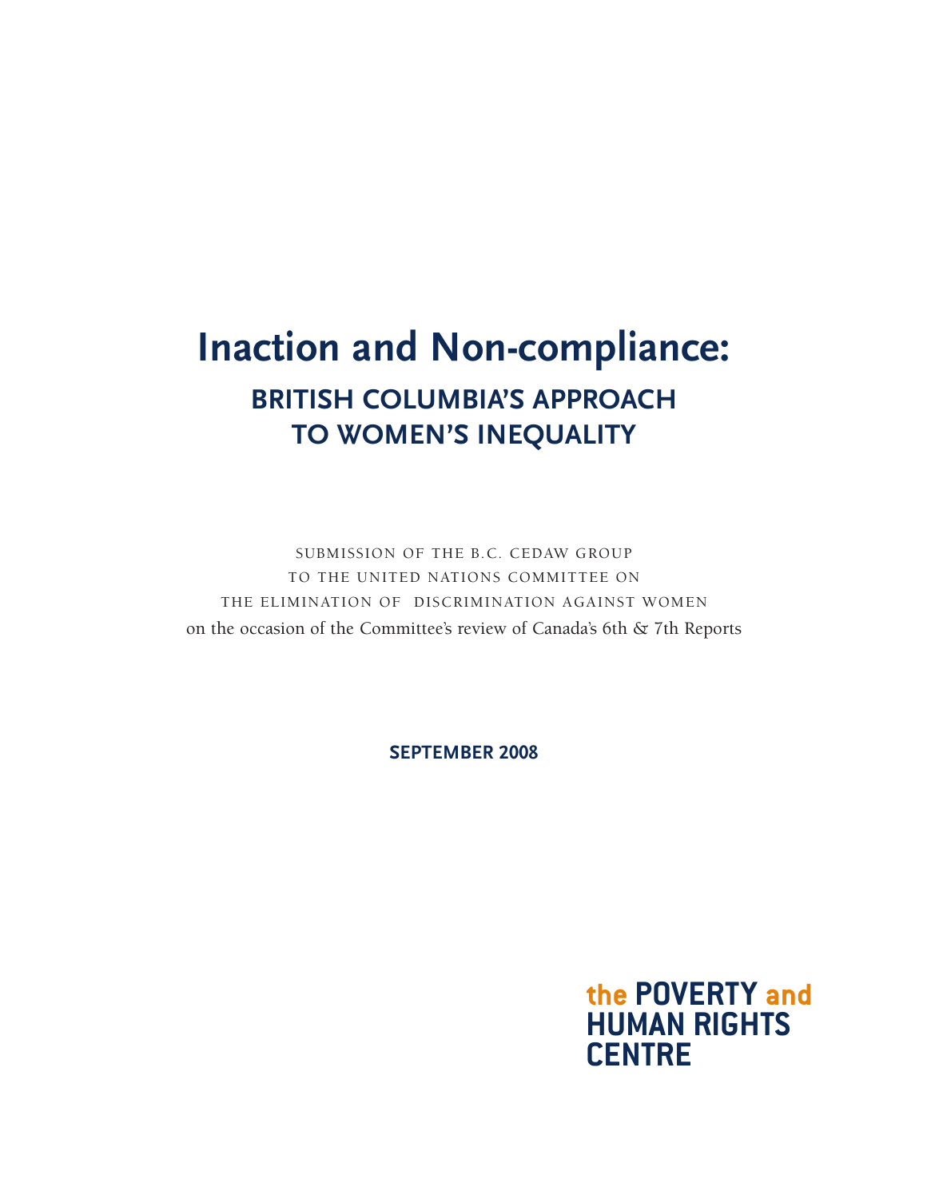# Inaction and Non-compliance:

## BRITISH COLUMBIA'S APPROACH TO WOMEN'S INEQUALITY

SUBMISSION OF THE B.C. CEDAW GROUP
TO THE UNITED NATIONS COMMITTEE ON
THE ELIMINATION OF DISCRIMINATION AGAINST WOMEN
on the occasion of the Committee's review of Canada's 6th & 7th Reports

**SEPTEMBER 2008**

the POVERTY and
HUMAN RIGHTS
CENTRE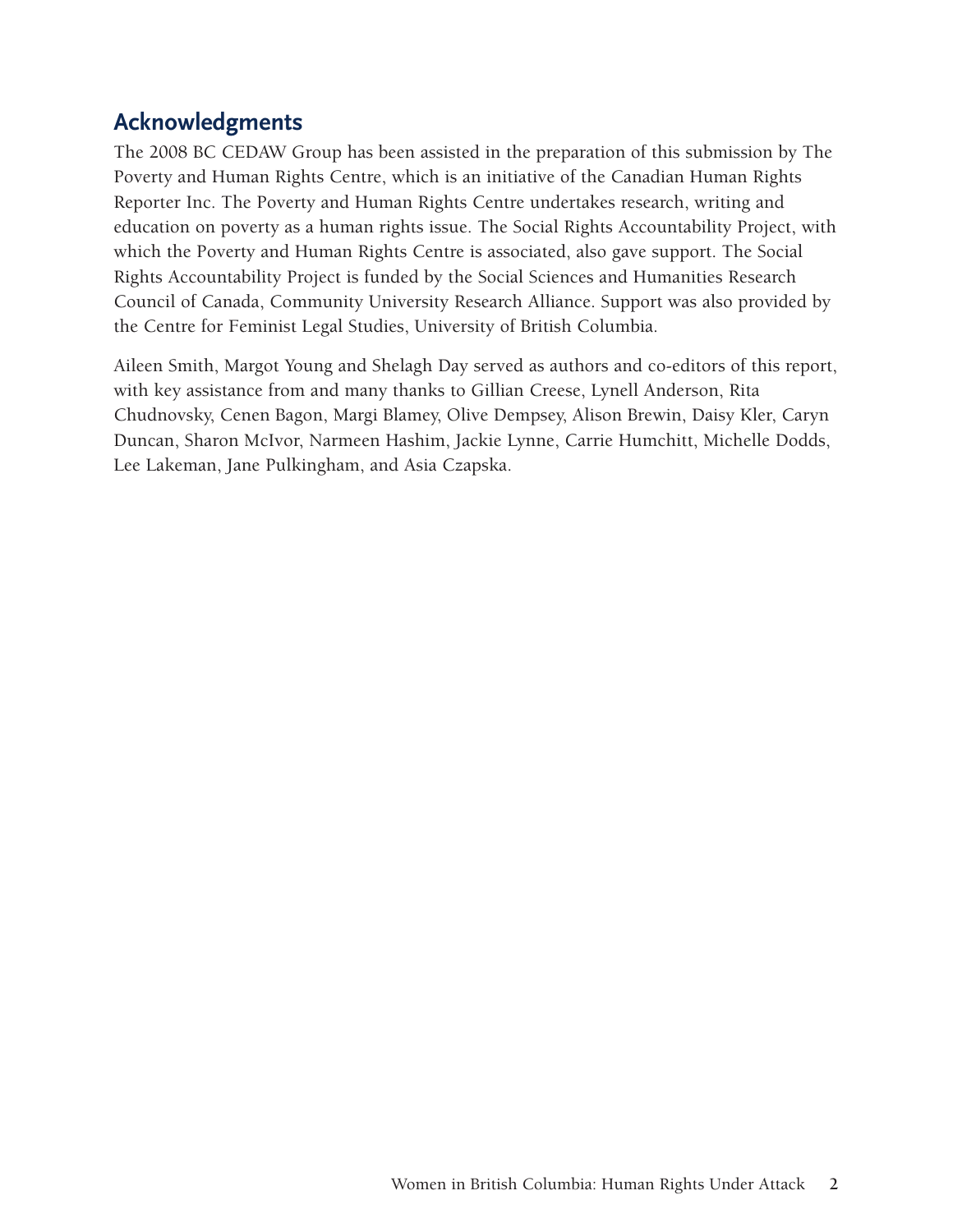## Acknowledgments

The 2008 BC CEDAW Group has been assisted in the preparation of this submission by The Poverty and Human Rights Centre, which is an initiative of the Canadian Human Rights Reporter Inc. The Poverty and Human Rights Centre undertakes research, writing and education on poverty as a human rights issue. The Social Rights Accountability Project, with which the Poverty and Human Rights Centre is associated, also gave support. The Social Rights Accountability Project is funded by the Social Sciences and Humanities Research Council of Canada, Community University Research Alliance. Support was also provided by the Centre for Feminist Legal Studies, University of British Columbia.

Aileen Smith, Margot Young and Shelagh Day served as authors and co-editors of this report, with key assistance from and many thanks to Gillian Creese, Lynell Anderson, Rita Chudnovsky, Cenen Bagon, Margi Blamey, Olive Dempsey, Alison Brewin, Daisy Kler, Caryn Duncan, Sharon McIvor, Narmeen Hashim, Jackie Lynne, Carrie Humchitt, Michelle Dodds, Lee Lakeman, Jane Pulkingham, and Asia Czapska.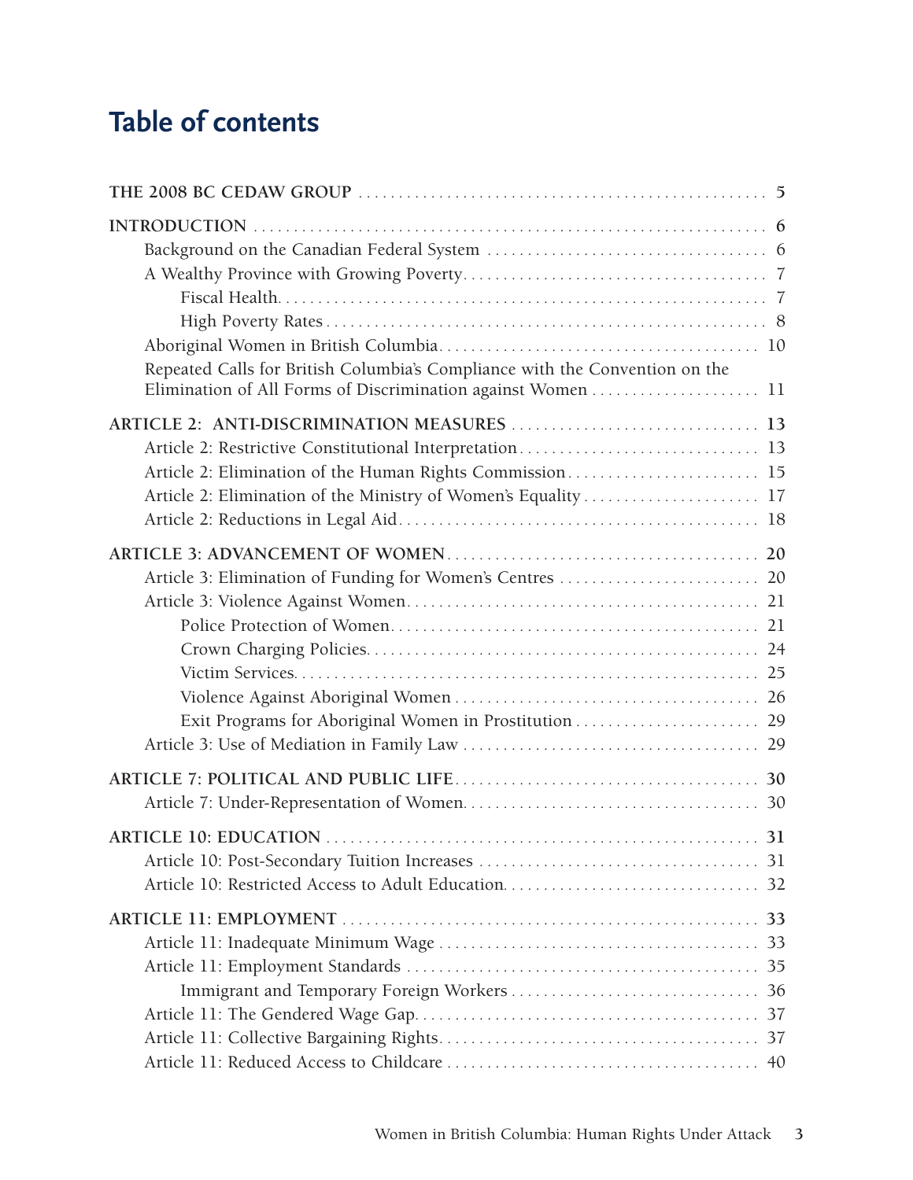# Table of contents

| | |
|---|---|
| **THE 2008 BC CEDAW GROUP** | **5** |
| **INTRODUCTION** | **6** |
| Background on the Canadian Federal System | 6 |
| A Wealthy Province with Growing Poverty | 7 |
| Fiscal Health | 7 |
| High Poverty Rates | 8 |
| Aboriginal Women in British Columbia | 10 |
| Repeated Calls for British Columbia's Compliance with the Convention on the Elimination of All Forms of Discrimination against Women | 11 |
| **ARTICLE 2: ANTI-DISCRIMINATION MEASURES** | **13** |
| Article 2: Restrictive Constitutional Interpretation | 13 |
| Article 2: Elimination of the Human Rights Commission | 15 |
| Article 2: Elimination of the Ministry of Women's Equality | 17 |
| Article 2: Reductions in Legal Aid | 18 |
| **ARTICLE 3: ADVANCEMENT OF WOMEN** | **20** |
| Article 3: Elimination of Funding for Women's Centres | 20 |
| Article 3: Violence Against Women | 21 |
| Police Protection of Women | 21 |
| Crown Charging Policies | 24 |
| Victim Services | 25 |
| Violence Against Aboriginal Women | 26 |
| Exit Programs for Aboriginal Women in Prostitution | 29 |
| Article 3: Use of Mediation in Family Law | 29 |
| **ARTICLE 7: POLITICAL AND PUBLIC LIFE** | **30** |
| Article 7: Under-Representation of Women | 30 |
| **ARTICLE 10: EDUCATION** | **31** |
| Article 10: Post-Secondary Tuition Increases | 31 |
| Article 10: Restricted Access to Adult Education | 32 |
| **ARTICLE 11: EMPLOYMENT** | **33** |
| Article 11: Inadequate Minimum Wage | 33 |
| Article 11: Employment Standards | 35 |
| Immigrant and Temporary Foreign Workers | 36 |
| Article 11: The Gendered Wage Gap | 37 |
| Article 11: Collective Bargaining Rights | 37 |
| Article 11: Reduced Access to Childcare | 40 |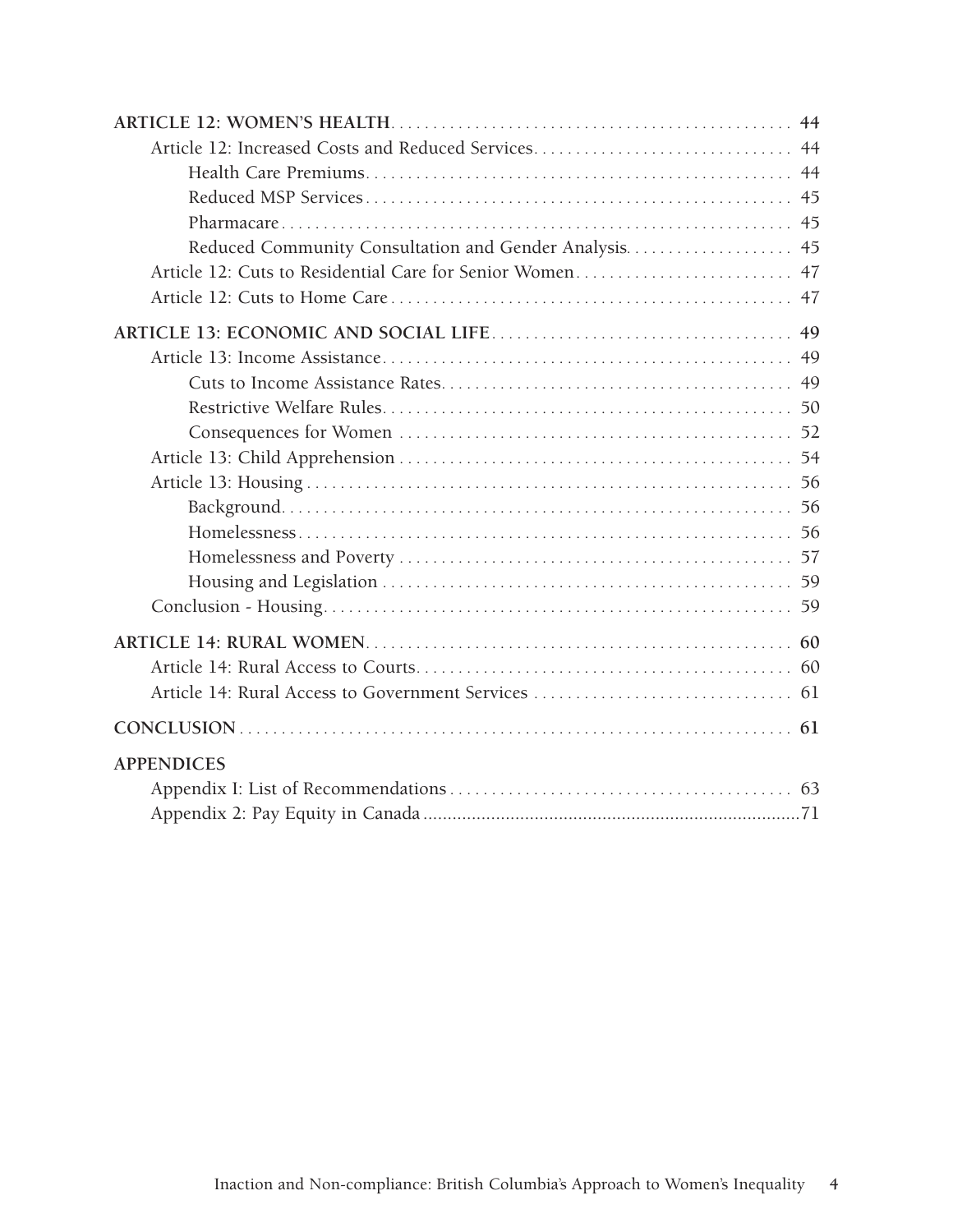**ARTICLE 12: WOMEN'S HEALTH** . . . . . . . . . . 44

- Article 12: Increased Costs and Reduced Services . . . . . . . . . . 44
  - Health Care Premiums . . . . . . . . . . 44
  - Reduced MSP Services . . . . . . . . . . 45
  - Pharmacare . . . . . . . . . . 45
  - Reduced Community Consultation and Gender Analysis . . . . . . . . . . 45
- Article 12: Cuts to Residential Care for Senior Women . . . . . . . . . . 47
- Article 12: Cuts to Home Care . . . . . . . . . . 47

**ARTICLE 13: ECONOMIC AND SOCIAL LIFE** . . . . . . . . . . 49

- Article 13: Income Assistance . . . . . . . . . . 49
  - Cuts to Income Assistance Rates . . . . . . . . . . 49
  - Restrictive Welfare Rules . . . . . . . . . . 50
  - Consequences for Women . . . . . . . . . . 52
- Article 13: Child Apprehension . . . . . . . . . . 54
- Article 13: Housing . . . . . . . . . . 56
  - Background . . . . . . . . . . 56
  - Homelessness . . . . . . . . . . 56
  - Homelessness and Poverty . . . . . . . . . . 57
  - Housing and Legislation . . . . . . . . . . 59
- Conclusion - Housing . . . . . . . . . . 59

**ARTICLE 14: RURAL WOMEN** . . . . . . . . . . 60

- Article 14: Rural Access to Courts . . . . . . . . . . 60
- Article 14: Rural Access to Government Services . . . . . . . . . . 61

**CONCLUSION** . . . . . . . . . . 61

**APPENDICES**

- Appendix I: List of Recommendations . . . . . . . . . . 63
- Appendix 2: Pay Equity in Canada . . . . . . . . . . 71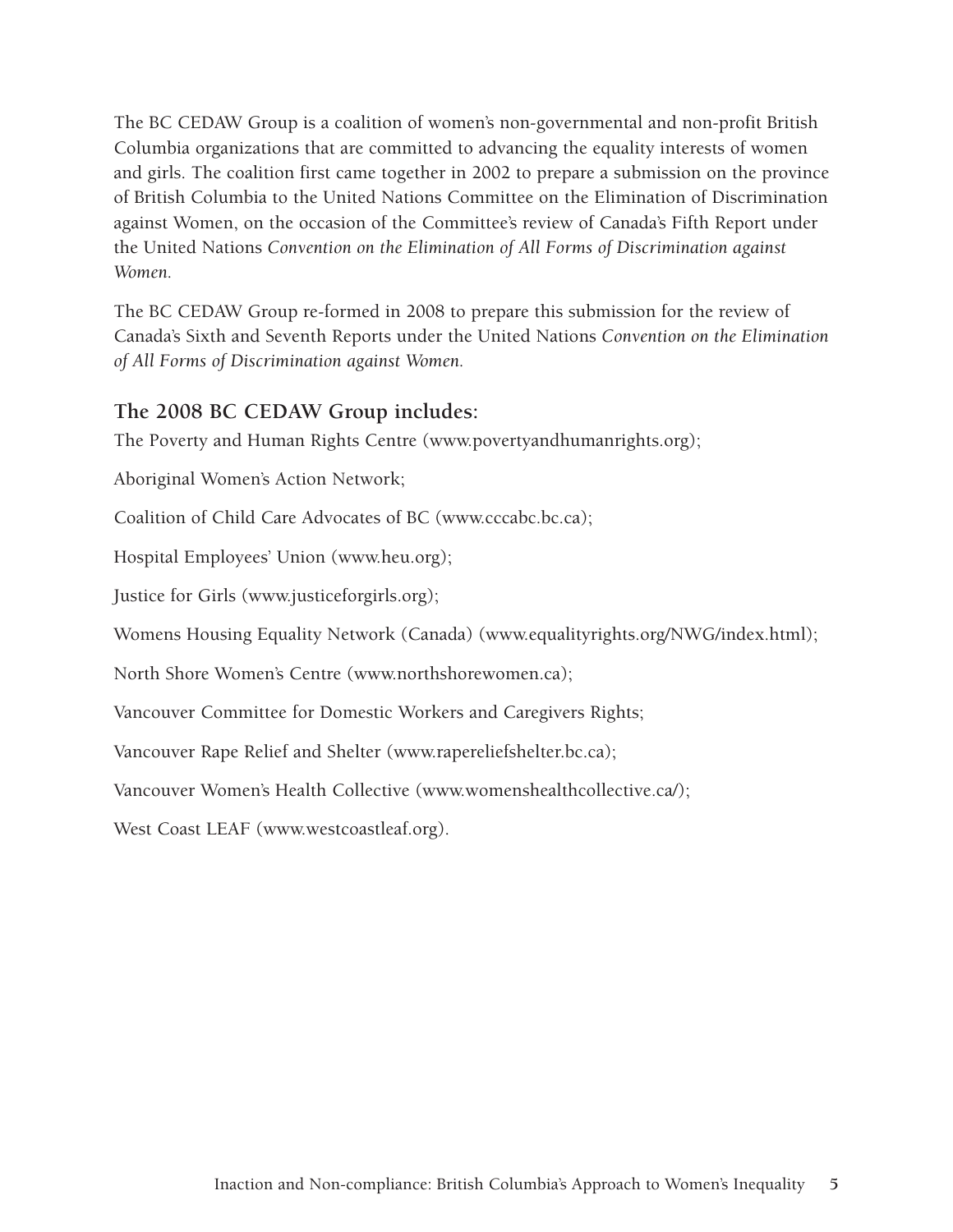The BC CEDAW Group is a coalition of women's non-governmental and non-profit British Columbia organizations that are committed to advancing the equality interests of women and girls. The coalition first came together in 2002 to prepare a submission on the province of British Columbia to the United Nations Committee on the Elimination of Discrimination against Women, on the occasion of the Committee's review of Canada's Fifth Report under the United Nations *Convention on the Elimination of All Forms of Discrimination against Women.*

The BC CEDAW Group re-formed in 2008 to prepare this submission for the review of Canada's Sixth and Seventh Reports under the United Nations *Convention on the Elimination of All Forms of Discrimination against Women.*

## The 2008 BC CEDAW Group includes:

The Poverty and Human Rights Centre (www.povertyandhumanrights.org);

Aboriginal Women's Action Network;

Coalition of Child Care Advocates of BC (www.cccabc.bc.ca);

Hospital Employees' Union (www.heu.org);

Justice for Girls (www.justiceforgirls.org);

Womens Housing Equality Network (Canada) (www.equalityrights.org/NWG/index.html);

North Shore Women's Centre (www.northshorewomen.ca);

Vancouver Committee for Domestic Workers and Caregivers Rights;

Vancouver Rape Relief and Shelter (www.rapereliefshelter.bc.ca);

Vancouver Women's Health Collective (www.womenshealthcollective.ca/);

West Coast LEAF (www.westcoastleaf.org).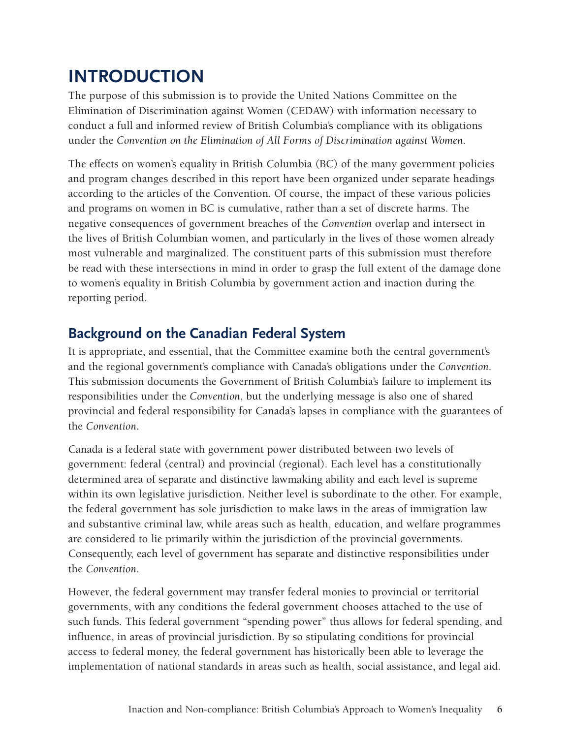# INTRODUCTION

The purpose of this submission is to provide the United Nations Committee on the Elimination of Discrimination against Women (CEDAW) with information necessary to conduct a full and informed review of British Columbia's compliance with its obligations under the *Convention on the Elimination of All Forms of Discrimination against Women.*

The effects on women's equality in British Columbia (BC) of the many government policies and program changes described in this report have been organized under separate headings according to the articles of the Convention. Of course, the impact of these various policies and programs on women in BC is cumulative, rather than a set of discrete harms. The negative consequences of government breaches of the *Convention* overlap and intersect in the lives of British Columbian women, and particularly in the lives of those women already most vulnerable and marginalized. The constituent parts of this submission must therefore be read with these intersections in mind in order to grasp the full extent of the damage done to women's equality in British Columbia by government action and inaction during the reporting period.

## Background on the Canadian Federal System

It is appropriate, and essential, that the Committee examine both the central government's and the regional government's compliance with Canada's obligations under the *Convention*. This submission documents the Government of British Columbia's failure to implement its responsibilities under the *Convention*, but the underlying message is also one of shared provincial and federal responsibility for Canada's lapses in compliance with the guarantees of the *Convention*.

Canada is a federal state with government power distributed between two levels of government: federal (central) and provincial (regional). Each level has a constitutionally determined area of separate and distinctive lawmaking ability and each level is supreme within its own legislative jurisdiction. Neither level is subordinate to the other. For example, the federal government has sole jurisdiction to make laws in the areas of immigration law and substantive criminal law, while areas such as health, education, and welfare programmes are considered to lie primarily within the jurisdiction of the provincial governments. Consequently, each level of government has separate and distinctive responsibilities under the *Convention*.

However, the federal government may transfer federal monies to provincial or territorial governments, with any conditions the federal government chooses attached to the use of such funds. This federal government "spending power" thus allows for federal spending, and influence, in areas of provincial jurisdiction. By so stipulating conditions for provincial access to federal money, the federal government has historically been able to leverage the implementation of national standards in areas such as health, social assistance, and legal aid.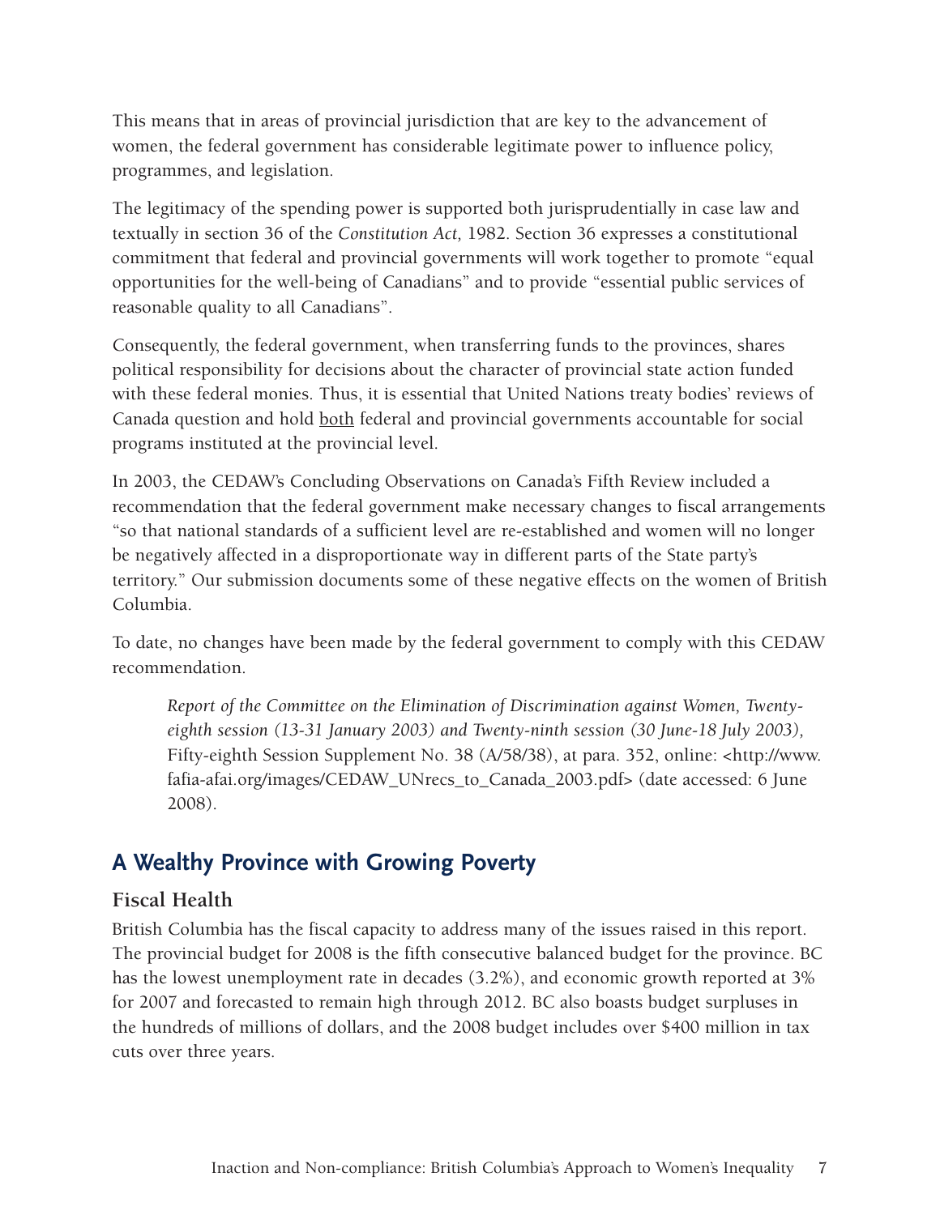This means that in areas of provincial jurisdiction that are key to the advancement of women, the federal government has considerable legitimate power to influence policy, programmes, and legislation.

The legitimacy of the spending power is supported both jurisprudentially in case law and textually in section 36 of the *Constitution Act,* 1982. Section 36 expresses a constitutional commitment that federal and provincial governments will work together to promote "equal opportunities for the well-being of Canadians" and to provide "essential public services of reasonable quality to all Canadians".

Consequently, the federal government, when transferring funds to the provinces, shares political responsibility for decisions about the character of provincial state action funded with these federal monies. Thus, it is essential that United Nations treaty bodies' reviews of Canada question and hold <u>both</u> federal and provincial governments accountable for social programs instituted at the provincial level.

In 2003, the CEDAW's Concluding Observations on Canada's Fifth Review included a recommendation that the federal government make necessary changes to fiscal arrangements "so that national standards of a sufficient level are re-established and women will no longer be negatively affected in a disproportionate way in different parts of the State party's territory." Our submission documents some of these negative effects on the women of British Columbia.

To date, no changes have been made by the federal government to comply with this CEDAW recommendation.

> *Report of the Committee on the Elimination of Discrimination against Women, Twenty-eighth session (13-31 January 2003) and Twenty-ninth session (30 June-18 July 2003),* Fifty-eighth Session Supplement No. 38 (A/58/38), at para. 352, online: <http://www.fafia-afai.org/images/CEDAW_UNrecs_to_Canada_2003.pdf> (date accessed: 6 June 2008).

## A Wealthy Province with Growing Poverty

### Fiscal Health

British Columbia has the fiscal capacity to address many of the issues raised in this report. The provincial budget for 2008 is the fifth consecutive balanced budget for the province. BC has the lowest unemployment rate in decades (3.2%), and economic growth reported at 3% for 2007 and forecasted to remain high through 2012. BC also boasts budget surpluses in the hundreds of millions of dollars, and the 2008 budget includes over $400 million in tax cuts over three years.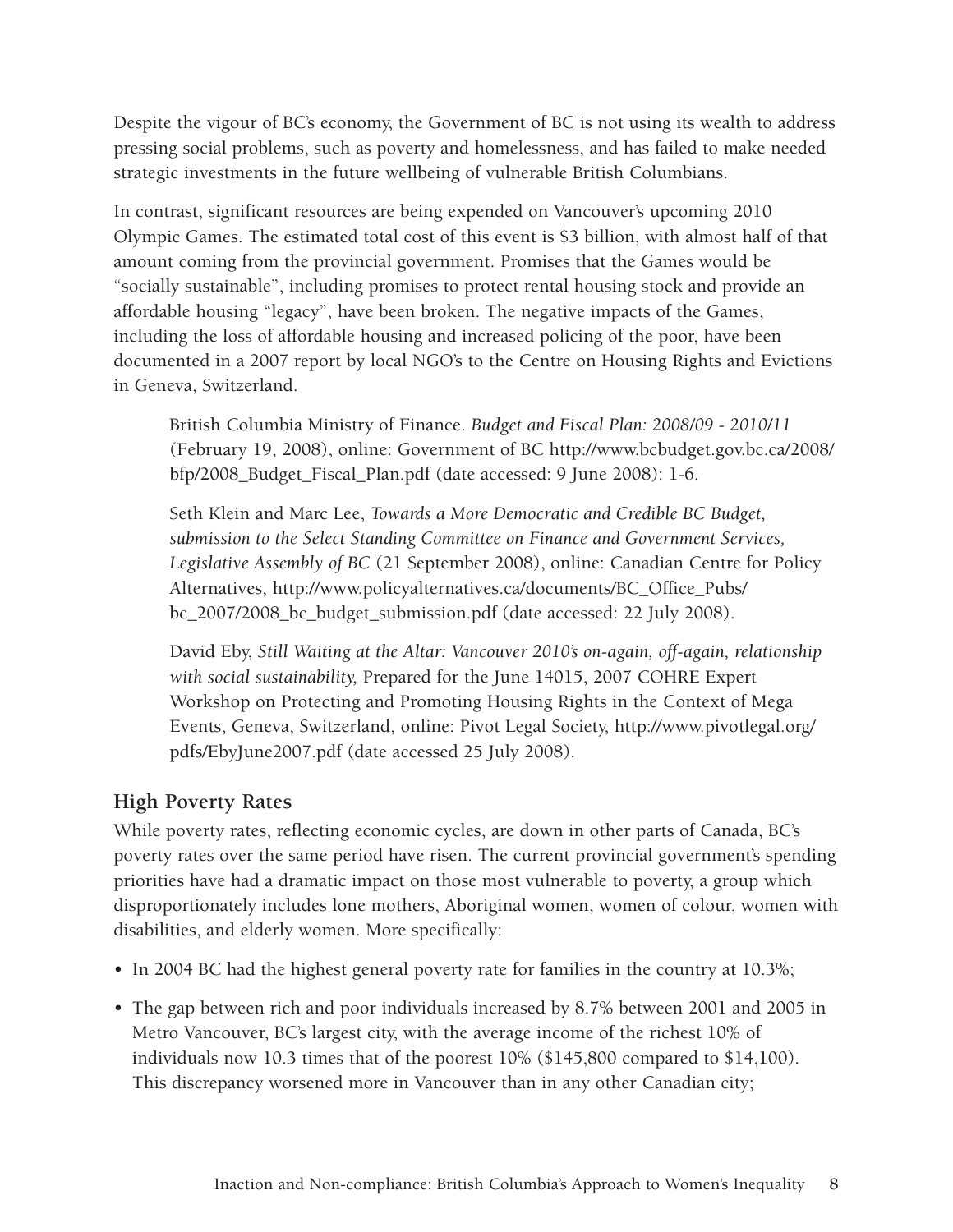Despite the vigour of BC's economy, the Government of BC is not using its wealth to address pressing social problems, such as poverty and homelessness, and has failed to make needed strategic investments in the future wellbeing of vulnerable British Columbians.

In contrast, significant resources are being expended on Vancouver's upcoming 2010 Olympic Games. The estimated total cost of this event is $3 billion, with almost half of that amount coming from the provincial government. Promises that the Games would be "socially sustainable", including promises to protect rental housing stock and provide an affordable housing "legacy", have been broken. The negative impacts of the Games, including the loss of affordable housing and increased policing of the poor, have been documented in a 2007 report by local NGO's to the Centre on Housing Rights and Evictions in Geneva, Switzerland.

> British Columbia Ministry of Finance. *Budget and Fiscal Plan: 2008/09 - 2010/11* (February 19, 2008), online: Government of BC http://www.bcbudget.gov.bc.ca/2008/bfp/2008_Budget_Fiscal_Plan.pdf (date accessed: 9 June 2008): 1-6.
>
> Seth Klein and Marc Lee, *Towards a More Democratic and Credible BC Budget, submission to the Select Standing Committee on Finance and Government Services, Legislative Assembly of BC* (21 September 2008), online: Canadian Centre for Policy Alternatives, http://www.policyalternatives.ca/documents/BC_Office_Pubs/bc_2007/2008_bc_budget_submission.pdf (date accessed: 22 July 2008).
>
> David Eby, *Still Waiting at the Altar: Vancouver 2010's on-again, off-again, relationship with social sustainability,* Prepared for the June 14015, 2007 COHRE Expert Workshop on Protecting and Promoting Housing Rights in the Context of Mega Events, Geneva, Switzerland, online: Pivot Legal Society, http://www.pivotlegal.org/pdfs/EbyJune2007.pdf (date accessed 25 July 2008).

## High Poverty Rates

While poverty rates, reflecting economic cycles, are down in other parts of Canada, BC's poverty rates over the same period have risen. The current provincial government's spending priorities have had a dramatic impact on those most vulnerable to poverty, a group which disproportionately includes lone mothers, Aboriginal women, women of colour, women with disabilities, and elderly women. More specifically:

- In 2004 BC had the highest general poverty rate for families in the country at 10.3%;
- The gap between rich and poor individuals increased by 8.7% between 2001 and 2005 in Metro Vancouver, BC's largest city, with the average income of the richest 10% of individuals now 10.3 times that of the poorest 10% ($145,800 compared to $14,100). This discrepancy worsened more in Vancouver than in any other Canadian city;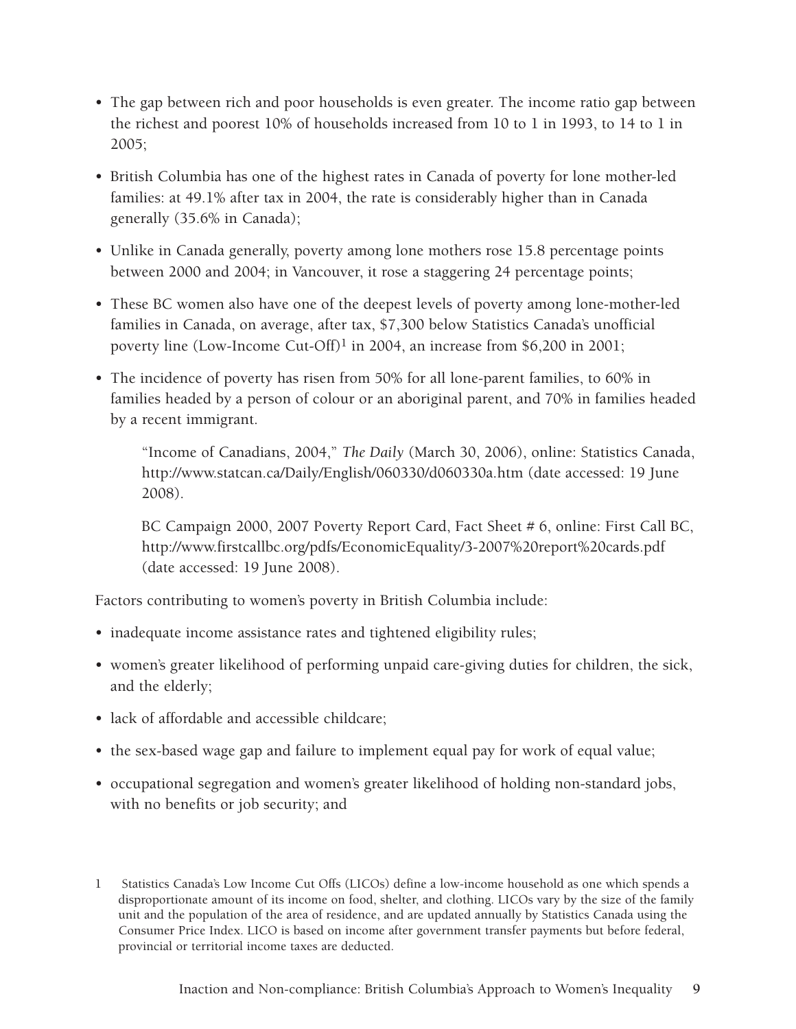- The gap between rich and poor households is even greater. The income ratio gap between the richest and poorest 10% of households increased from 10 to 1 in 1993, to 14 to 1 in 2005;
- British Columbia has one of the highest rates in Canada of poverty for lone mother-led families: at 49.1% after tax in 2004, the rate is considerably higher than in Canada generally (35.6% in Canada);
- Unlike in Canada generally, poverty among lone mothers rose 15.8 percentage points between 2000 and 2004; in Vancouver, it rose a staggering 24 percentage points;
- These BC women also have one of the deepest levels of poverty among lone-mother-led families in Canada, on average, after tax, $7,300 below Statistics Canada's unofficial poverty line (Low-Income Cut-Off)[1] in 2004, an increase from $6,200 in 2001;
- The incidence of poverty has risen from 50% for all lone-parent families, to 60% in families headed by a person of colour or an aboriginal parent, and 70% in families headed by a recent immigrant.

  "Income of Canadians, 2004," *The Daily* (March 30, 2006), online: Statistics Canada, http://www.statcan.ca/Daily/English/060330/d060330a.htm (date accessed: 19 June 2008).

  BC Campaign 2000, 2007 Poverty Report Card, Fact Sheet # 6, online: First Call BC, http://www.firstcallbc.org/pdfs/EconomicEquality/3-2007%20report%20cards.pdf (date accessed: 19 June 2008).

Factors contributing to women's poverty in British Columbia include:

- inadequate income assistance rates and tightened eligibility rules;
- women's greater likelihood of performing unpaid care-giving duties for children, the sick, and the elderly;
- lack of affordable and accessible childcare;
- the sex-based wage gap and failure to implement equal pay for work of equal value;
- occupational segregation and women's greater likelihood of holding non-standard jobs, with no benefits or job security; and

1 Statistics Canada's Low Income Cut Offs (LICOs) define a low-income household as one which spends a disproportionate amount of its income on food, shelter, and clothing. LICOs vary by the size of the family unit and the population of the area of residence, and are updated annually by Statistics Canada using the Consumer Price Index. LICO is based on income after government transfer payments but before federal, provincial or territorial income taxes are deducted.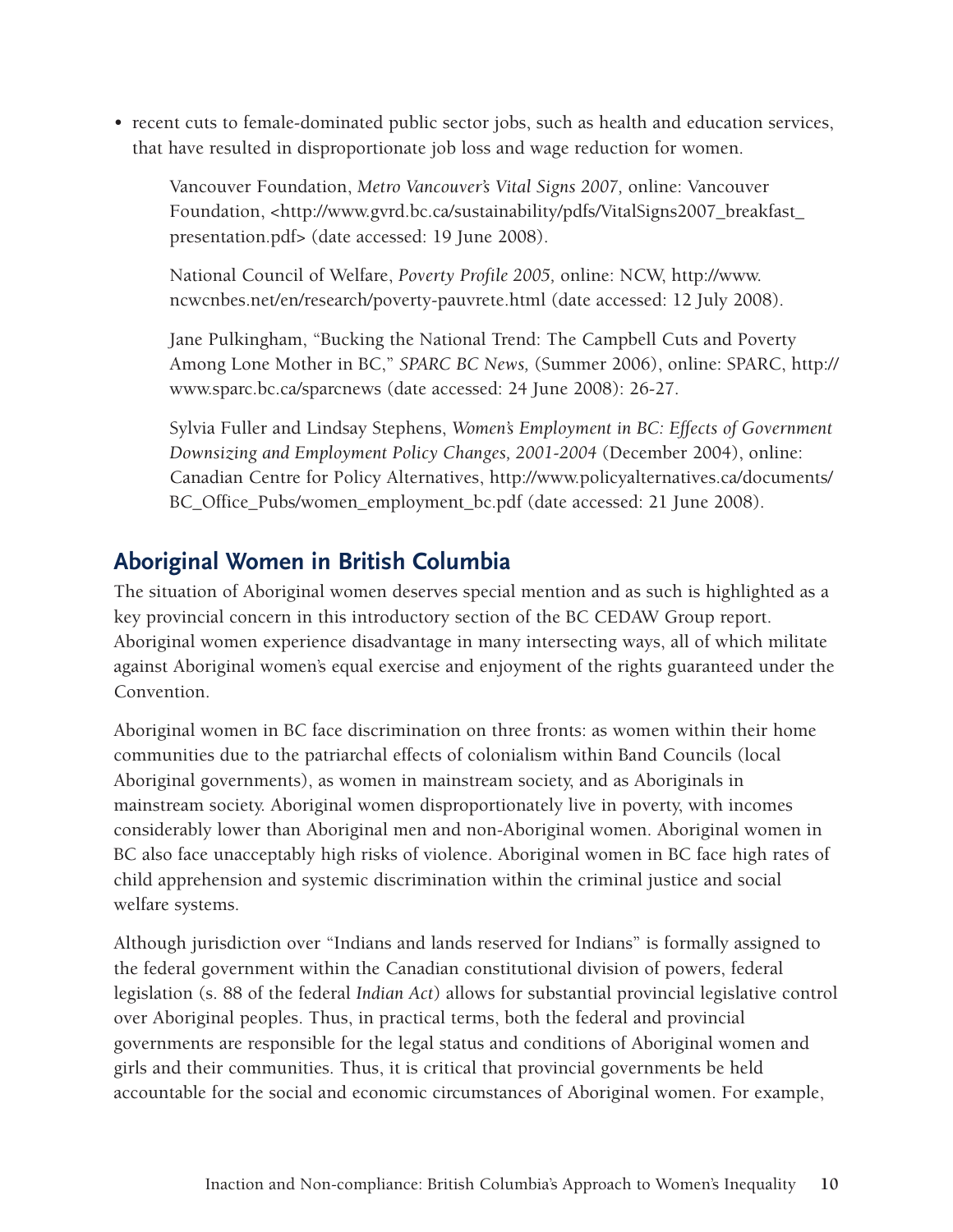- recent cuts to female-dominated public sector jobs, such as health and education services, that have resulted in disproportionate job loss and wage reduction for women.

  Vancouver Foundation, *Metro Vancouver's Vital Signs 2007,* online: Vancouver Foundation, <http://www.gvrd.bc.ca/sustainability/pdfs/VitalSigns2007_breakfast_presentation.pdf> (date accessed: 19 June 2008).

  National Council of Welfare, *Poverty Profile 2005,* online: NCW, http://www.ncwcnbes.net/en/research/poverty-pauvrete.html (date accessed: 12 July 2008).

  Jane Pulkingham, "Bucking the National Trend: The Campbell Cuts and Poverty Among Lone Mother in BC," *SPARC BC News,* (Summer 2006), online: SPARC, http://www.sparc.bc.ca/sparcnews (date accessed: 24 June 2008): 26-27.

  Sylvia Fuller and Lindsay Stephens, *Women's Employment in BC: Effects of Government Downsizing and Employment Policy Changes, 2001-2004* (December 2004), online: Canadian Centre for Policy Alternatives, http://www.policyalternatives.ca/documents/BC_Office_Pubs/women_employment_bc.pdf (date accessed: 21 June 2008).

## Aboriginal Women in British Columbia

The situation of Aboriginal women deserves special mention and as such is highlighted as a key provincial concern in this introductory section of the BC CEDAW Group report. Aboriginal women experience disadvantage in many intersecting ways, all of which militate against Aboriginal women's equal exercise and enjoyment of the rights guaranteed under the Convention.

Aboriginal women in BC face discrimination on three fronts: as women within their home communities due to the patriarchal effects of colonialism within Band Councils (local Aboriginal governments), as women in mainstream society, and as Aboriginals in mainstream society. Aboriginal women disproportionately live in poverty, with incomes considerably lower than Aboriginal men and non-Aboriginal women. Aboriginal women in BC also face unacceptably high risks of violence. Aboriginal women in BC face high rates of child apprehension and systemic discrimination within the criminal justice and social welfare systems.

Although jurisdiction over "Indians and lands reserved for Indians" is formally assigned to the federal government within the Canadian constitutional division of powers, federal legislation (s. 88 of the federal *Indian Act*) allows for substantial provincial legislative control over Aboriginal peoples. Thus, in practical terms, both the federal and provincial governments are responsible for the legal status and conditions of Aboriginal women and girls and their communities. Thus, it is critical that provincial governments be held accountable for the social and economic circumstances of Aboriginal women. For example,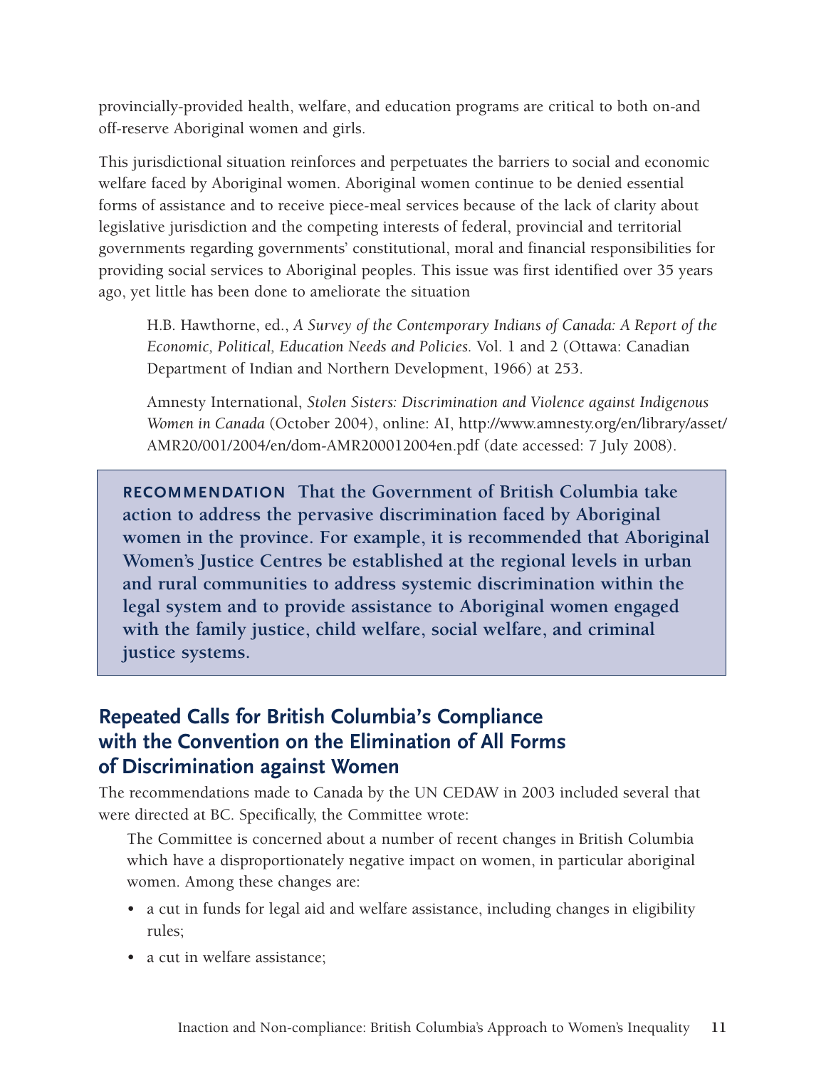provincially-provided health, welfare, and education programs are critical to both on-and off-reserve Aboriginal women and girls.

This jurisdictional situation reinforces and perpetuates the barriers to social and economic welfare faced by Aboriginal women. Aboriginal women continue to be denied essential forms of assistance and to receive piece-meal services because of the lack of clarity about legislative jurisdiction and the competing interests of federal, provincial and territorial governments regarding governments' constitutional, moral and financial responsibilities for providing social services to Aboriginal peoples. This issue was first identified over 35 years ago, yet little has been done to ameliorate the situation

> H.B. Hawthorne, ed., *A Survey of the Contemporary Indians of Canada: A Report of the Economic, Political, Education Needs and Policies.* Vol. 1 and 2 (Ottawa: Canadian Department of Indian and Northern Development, 1966) at 253.
>
> Amnesty International, *Stolen Sisters: Discrimination and Violence against Indigenous Women in Canada* (October 2004), online: AI, http://www.amnesty.org/en/library/asset/AMR20/001/2004/en/dom-AMR200012004en.pdf (date accessed: 7 July 2008).

**RECOMMENDATION That the Government of British Columbia take action to address the pervasive discrimination faced by Aboriginal women in the province. For example, it is recommended that Aboriginal Women's Justice Centres be established at the regional levels in urban and rural communities to address systemic discrimination within the legal system and to provide assistance to Aboriginal women engaged with the family justice, child welfare, social welfare, and criminal justice systems.**

## Repeated Calls for British Columbia's Compliance with the Convention on the Elimination of All Forms of Discrimination against Women

The recommendations made to Canada by the UN CEDAW in 2003 included several that were directed at BC. Specifically, the Committee wrote:

> The Committee is concerned about a number of recent changes in British Columbia which have a disproportionately negative impact on women, in particular aboriginal women. Among these changes are:
>
> - a cut in funds for legal aid and welfare assistance, including changes in eligibility rules;
> - a cut in welfare assistance;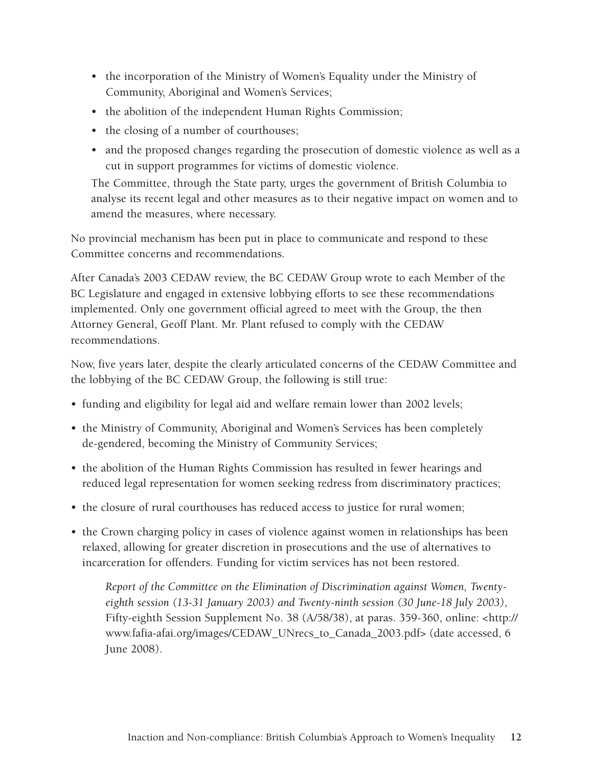- the incorporation of the Ministry of Women's Equality under the Ministry of Community, Aboriginal and Women's Services;
- the abolition of the independent Human Rights Commission;
- the closing of a number of courthouses;
- and the proposed changes regarding the prosecution of domestic violence as well as a cut in support programmes for victims of domestic violence.

The Committee, through the State party, urges the government of British Columbia to analyse its recent legal and other measures as to their negative impact on women and to amend the measures, where necessary.

No provincial mechanism has been put in place to communicate and respond to these Committee concerns and recommendations.

After Canada's 2003 CEDAW review, the BC CEDAW Group wrote to each Member of the BC Legislature and engaged in extensive lobbying efforts to see these recommendations implemented. Only one government official agreed to meet with the Group, the then Attorney General, Geoff Plant. Mr. Plant refused to comply with the CEDAW recommendations.

Now, five years later, despite the clearly articulated concerns of the CEDAW Committee and the lobbying of the BC CEDAW Group, the following is still true:

- funding and eligibility for legal aid and welfare remain lower than 2002 levels;
- the Ministry of Community, Aboriginal and Women's Services has been completely de-gendered, becoming the Ministry of Community Services;
- the abolition of the Human Rights Commission has resulted in fewer hearings and reduced legal representation for women seeking redress from discriminatory practices;
- the closure of rural courthouses has reduced access to justice for rural women;
- the Crown charging policy in cases of violence against women in relationships has been relaxed, allowing for greater discretion in prosecutions and the use of alternatives to incarceration for offenders. Funding for victim services has not been restored.

*Report of the Committee on the Elimination of Discrimination against Women, Twenty-eighth session (13-31 January 2003) and Twenty-ninth session (30 June-18 July 2003)*, Fifty-eighth Session Supplement No. 38 (A/58/38), at paras. 359-360, online: <http://www.fafia-afai.org/images/CEDAW_UNrecs_to_Canada_2003.pdf> (date accessed, 6 June 2008).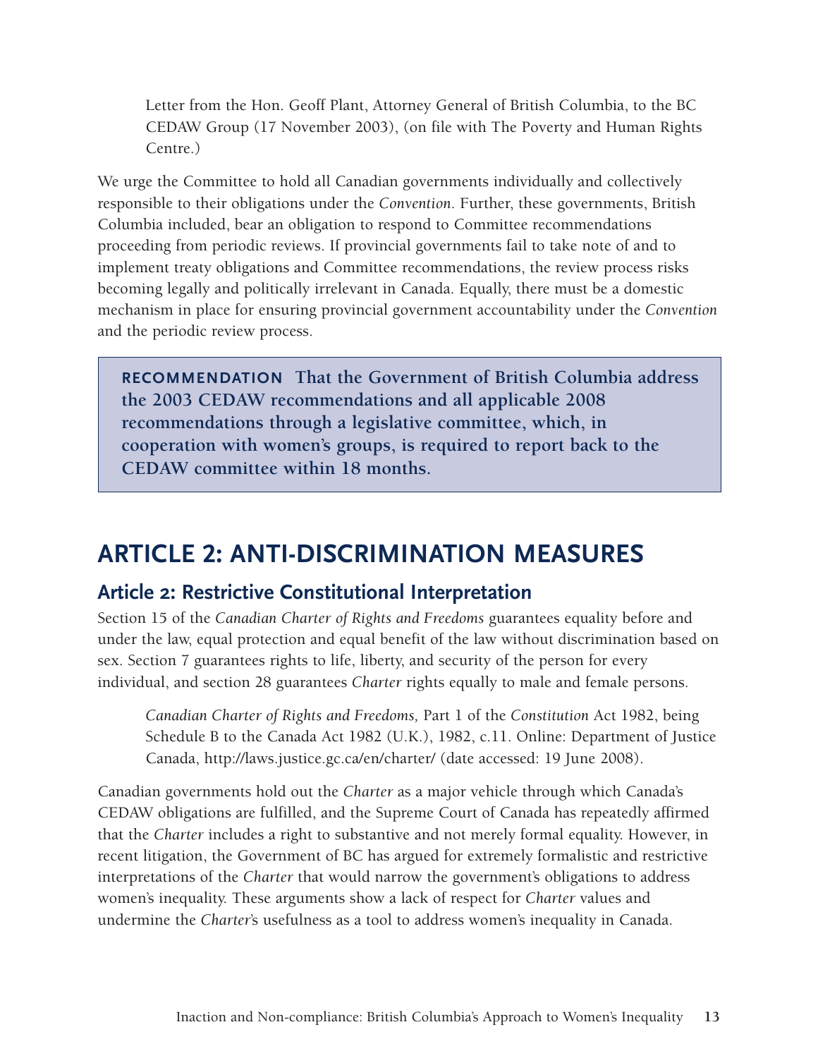Letter from the Hon. Geoff Plant, Attorney General of British Columbia, to the BC CEDAW Group (17 November 2003), (on file with The Poverty and Human Rights Centre.)

We urge the Committee to hold all Canadian governments individually and collectively responsible to their obligations under the *Convention*. Further, these governments, British Columbia included, bear an obligation to respond to Committee recommendations proceeding from periodic reviews. If provincial governments fail to take note of and to implement treaty obligations and Committee recommendations, the review process risks becoming legally and politically irrelevant in Canada. Equally, there must be a domestic mechanism in place for ensuring provincial government accountability under the *Convention* and the periodic review process.

> **RECOMMENDATION That the Government of British Columbia address the 2003 CEDAW recommendations and all applicable 2008 recommendations through a legislative committee, which, in cooperation with women's groups, is required to report back to the CEDAW committee within 18 months.**

# ARTICLE 2: ANTI-DISCRIMINATION MEASURES

## Article 2: Restrictive Constitutional Interpretation

Section 15 of the *Canadian Charter of Rights and Freedoms* guarantees equality before and under the law, equal protection and equal benefit of the law without discrimination based on sex. Section 7 guarantees rights to life, liberty, and security of the person for every individual, and section 28 guarantees *Charter* rights equally to male and female persons.

*Canadian Charter of Rights and Freedoms,* Part 1 of the *Constitution* Act 1982, being Schedule B to the Canada Act 1982 (U.K.), 1982, c.11. Online: Department of Justice Canada, http://laws.justice.gc.ca/en/charter/ (date accessed: 19 June 2008).

Canadian governments hold out the *Charter* as a major vehicle through which Canada's CEDAW obligations are fulfilled, and the Supreme Court of Canada has repeatedly affirmed that the *Charter* includes a right to substantive and not merely formal equality. However, in recent litigation, the Government of BC has argued for extremely formalistic and restrictive interpretations of the *Charter* that would narrow the government's obligations to address women's inequality. These arguments show a lack of respect for *Charter* values and undermine the *Charter*'s usefulness as a tool to address women's inequality in Canada.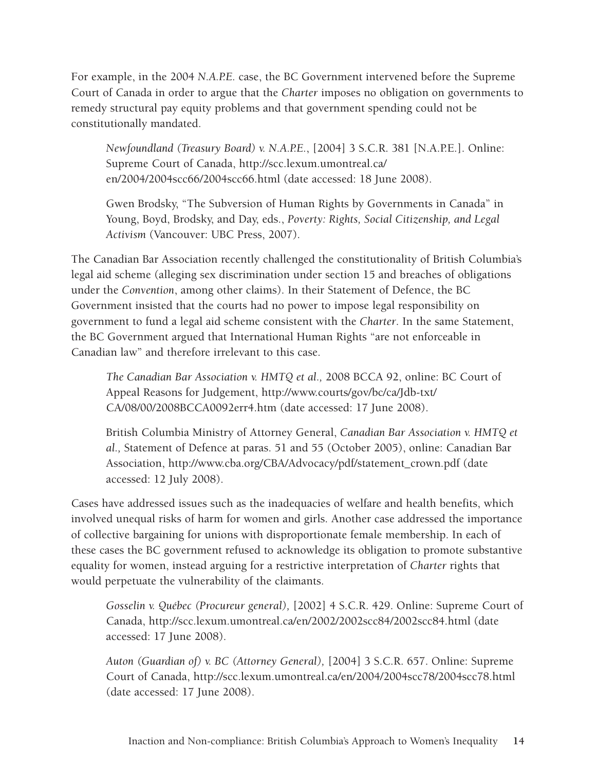For example, in the 2004 *N.A.P.E.* case, the BC Government intervened before the Supreme Court of Canada in order to argue that the *Charter* imposes no obligation on governments to remedy structural pay equity problems and that government spending could not be constitutionally mandated.

> *Newfoundland (Treasury Board) v. N.A.P.E.*, [2004] 3 S.C.R. 381 [N.A.P.E.]. Online: Supreme Court of Canada, http://scc.lexum.umontreal.ca/en/2004/2004scc66/2004scc66.html (date accessed: 18 June 2008).
>
> Gwen Brodsky, "The Subversion of Human Rights by Governments in Canada" in Young, Boyd, Brodsky, and Day, eds., *Poverty: Rights, Social Citizenship, and Legal Activism* (Vancouver: UBC Press, 2007).

The Canadian Bar Association recently challenged the constitutionality of British Columbia's legal aid scheme (alleging sex discrimination under section 15 and breaches of obligations under the *Convention*, among other claims). In their Statement of Defence, the BC Government insisted that the courts had no power to impose legal responsibility on government to fund a legal aid scheme consistent with the *Charter*. In the same Statement, the BC Government argued that International Human Rights "are not enforceable in Canadian law" and therefore irrelevant to this case.

> *The Canadian Bar Association v. HMTQ et al.,* 2008 BCCA 92, online: BC Court of Appeal Reasons for Judgement, http://www.courts/gov/bc/ca/Jdb-txt/CA/08/00/2008BCCA0092err4.htm (date accessed: 17 June 2008).
>
> British Columbia Ministry of Attorney General, *Canadian Bar Association v. HMTQ et al.,* Statement of Defence at paras. 51 and 55 (October 2005), online: Canadian Bar Association, http://www.cba.org/CBA/Advocacy/pdf/statement_crown.pdf (date accessed: 12 July 2008).

Cases have addressed issues such as the inadequacies of welfare and health benefits, which involved unequal risks of harm for women and girls. Another case addressed the importance of collective bargaining for unions with disproportionate female membership. In each of these cases the BC government refused to acknowledge its obligation to promote substantive equality for women, instead arguing for a restrictive interpretation of *Charter* rights that would perpetuate the vulnerability of the claimants.

> *Gosselin v. Québec (Procureur general),* [2002] 4 S.C.R. 429. Online: Supreme Court of Canada, http://scc.lexum.umontreal.ca/en/2002/2002scc84/2002scc84.html (date accessed: 17 June 2008).
>
> *Auton (Guardian of) v. BC (Attorney General),* [2004] 3 S.C.R. 657. Online: Supreme Court of Canada, http://scc.lexum.umontreal.ca/en/2004/2004scc78/2004scc78.html (date accessed: 17 June 2008).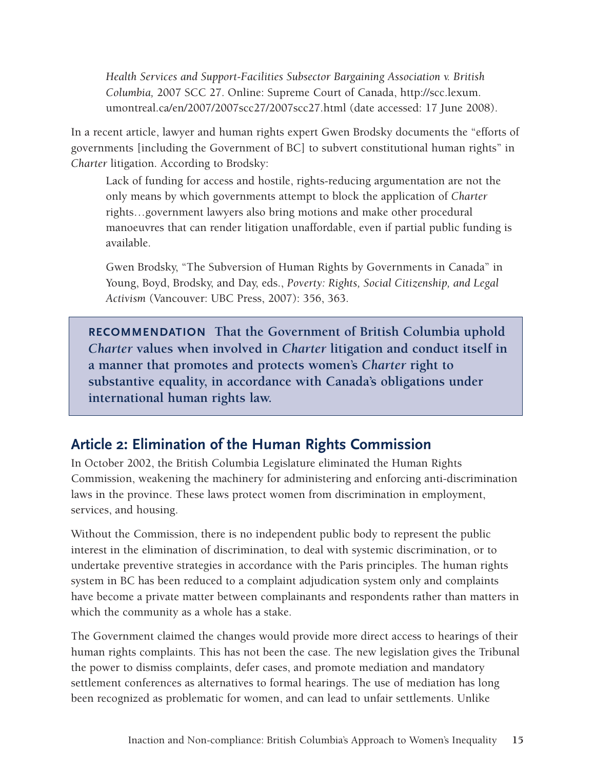*Health Services and Support-Facilities Subsector Bargaining Association v. British Columbia,* 2007 SCC 27. Online: Supreme Court of Canada, http://scc.lexum.umontreal.ca/en/2007/2007scc27/2007scc27.html (date accessed: 17 June 2008).

In a recent article, lawyer and human rights expert Gwen Brodsky documents the "efforts of governments [including the Government of BC] to subvert constitutional human rights" in *Charter* litigation. According to Brodsky:

> Lack of funding for access and hostile, rights-reducing argumentation are not the only means by which governments attempt to block the application of *Charter* rights…government lawyers also bring motions and make other procedural manoeuvres that can render litigation unaffordable, even if partial public funding is available.
>
> Gwen Brodsky, "The Subversion of Human Rights by Governments in Canada" in Young, Boyd, Brodsky, and Day, eds., *Poverty: Rights, Social Citizenship, and Legal Activism* (Vancouver: UBC Press, 2007): 356, 363.

**RECOMMENDATION That the Government of British Columbia uphold *Charter* values when involved in *Charter* litigation and conduct itself in a manner that promotes and protects women's *Charter* right to substantive equality, in accordance with Canada's obligations under international human rights law.**

## Article 2: Elimination of the Human Rights Commission

In October 2002, the British Columbia Legislature eliminated the Human Rights Commission, weakening the machinery for administering and enforcing anti-discrimination laws in the province. These laws protect women from discrimination in employment, services, and housing.

Without the Commission, there is no independent public body to represent the public interest in the elimination of discrimination, to deal with systemic discrimination, or to undertake preventive strategies in accordance with the Paris principles. The human rights system in BC has been reduced to a complaint adjudication system only and complaints have become a private matter between complainants and respondents rather than matters in which the community as a whole has a stake.

The Government claimed the changes would provide more direct access to hearings of their human rights complaints. This has not been the case. The new legislation gives the Tribunal the power to dismiss complaints, defer cases, and promote mediation and mandatory settlement conferences as alternatives to formal hearings. The use of mediation has long been recognized as problematic for women, and can lead to unfair settlements. Unlike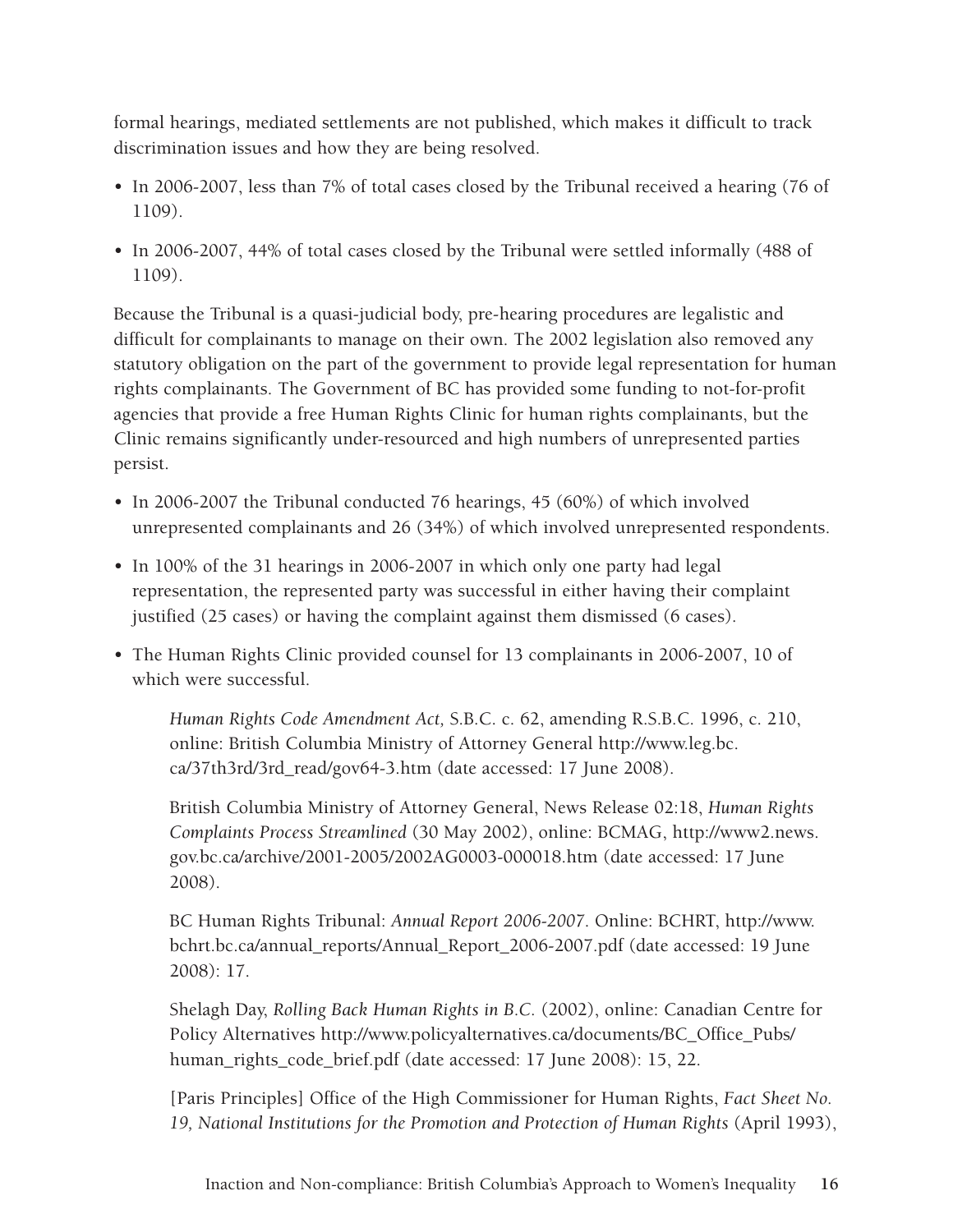formal hearings, mediated settlements are not published, which makes it difficult to track discrimination issues and how they are being resolved.

- In 2006-2007, less than 7% of total cases closed by the Tribunal received a hearing (76 of 1109).
- In 2006-2007, 44% of total cases closed by the Tribunal were settled informally (488 of 1109).

Because the Tribunal is a quasi-judicial body, pre-hearing procedures are legalistic and difficult for complainants to manage on their own. The 2002 legislation also removed any statutory obligation on the part of the government to provide legal representation for human rights complainants. The Government of BC has provided some funding to not-for-profit agencies that provide a free Human Rights Clinic for human rights complainants, but the Clinic remains significantly under-resourced and high numbers of unrepresented parties persist.

- In 2006-2007 the Tribunal conducted 76 hearings, 45 (60%) of which involved unrepresented complainants and 26 (34%) of which involved unrepresented respondents.
- In 100% of the 31 hearings in 2006-2007 in which only one party had legal representation, the represented party was successful in either having their complaint justified (25 cases) or having the complaint against them dismissed (6 cases).
- The Human Rights Clinic provided counsel for 13 complainants in 2006-2007, 10 of which were successful.

*Human Rights Code Amendment Act,* S.B.C. c. 62, amending R.S.B.C. 1996, c. 210, online: British Columbia Ministry of Attorney General http://www.leg.bc.ca/37th3rd/3rd_read/gov64-3.htm (date accessed: 17 June 2008).

British Columbia Ministry of Attorney General, News Release 02:18, *Human Rights Complaints Process Streamlined* (30 May 2002), online: BCMAG, http://www2.news.gov.bc.ca/archive/2001-2005/2002AG0003-000018.htm (date accessed: 17 June 2008).

BC Human Rights Tribunal: *Annual Report 2006-2007*. Online: BCHRT, http://www.bchrt.bc.ca/annual_reports/Annual_Report_2006-2007.pdf (date accessed: 19 June 2008): 17.

Shelagh Day, *Rolling Back Human Rights in B.C.* (2002), online: Canadian Centre for Policy Alternatives http://www.policyalternatives.ca/documents/BC_Office_Pubs/human_rights_code_brief.pdf (date accessed: 17 June 2008): 15, 22.

[Paris Principles] Office of the High Commissioner for Human Rights, *Fact Sheet No. 19, National Institutions for the Promotion and Protection of Human Rights* (April 1993),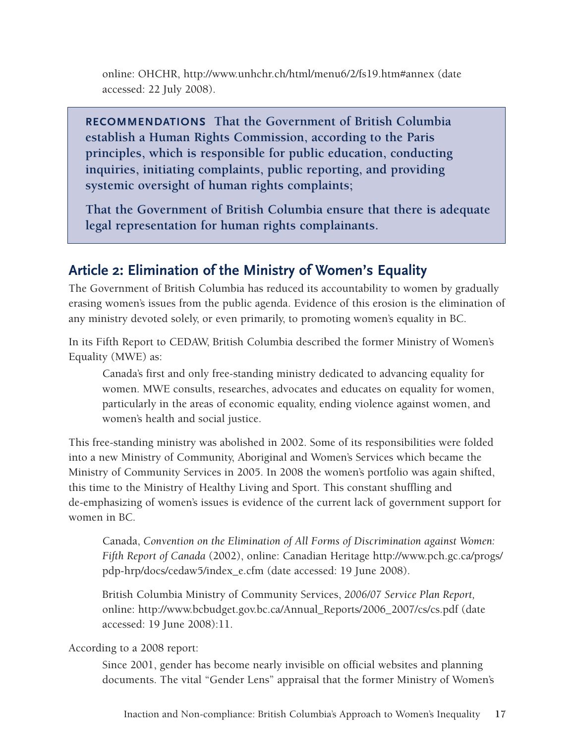online: OHCHR, http://www.unhchr.ch/html/menu6/2/fs19.htm#annex (date accessed: 22 July 2008).

> **RECOMMENDATIONS That the Government of British Columbia establish a Human Rights Commission, according to the Paris principles, which is responsible for public education, conducting inquiries, initiating complaints, public reporting, and providing systemic oversight of human rights complaints;**
>
> **That the Government of British Columbia ensure that there is adequate legal representation for human rights complainants.**

## Article 2: Elimination of the Ministry of Women's Equality

The Government of British Columbia has reduced its accountability to women by gradually erasing women's issues from the public agenda. Evidence of this erosion is the elimination of any ministry devoted solely, or even primarily, to promoting women's equality in BC.

In its Fifth Report to CEDAW, British Columbia described the former Ministry of Women's Equality (MWE) as:

> Canada's first and only free-standing ministry dedicated to advancing equality for women. MWE consults, researches, advocates and educates on equality for women, particularly in the areas of economic equality, ending violence against women, and women's health and social justice.

This free-standing ministry was abolished in 2002. Some of its responsibilities were folded into a new Ministry of Community, Aboriginal and Women's Services which became the Ministry of Community Services in 2005. In 2008 the women's portfolio was again shifted, this time to the Ministry of Healthy Living and Sport. This constant shuffling and de-emphasizing of women's issues is evidence of the current lack of government support for women in BC.

> Canada, *Convention on the Elimination of All Forms of Discrimination against Women: Fifth Report of Canada* (2002), online: Canadian Heritage http://www.pch.gc.ca/progs/pdp-hrp/docs/cedaw5/index_e.cfm (date accessed: 19 June 2008).
>
> British Columbia Ministry of Community Services, *2006/07 Service Plan Report,* online: http://www.bcbudget.gov.bc.ca/Annual_Reports/2006_2007/cs/cs.pdf (date accessed: 19 June 2008):11.

According to a 2008 report:

> Since 2001, gender has become nearly invisible on official websites and planning documents. The vital "Gender Lens" appraisal that the former Ministry of Women's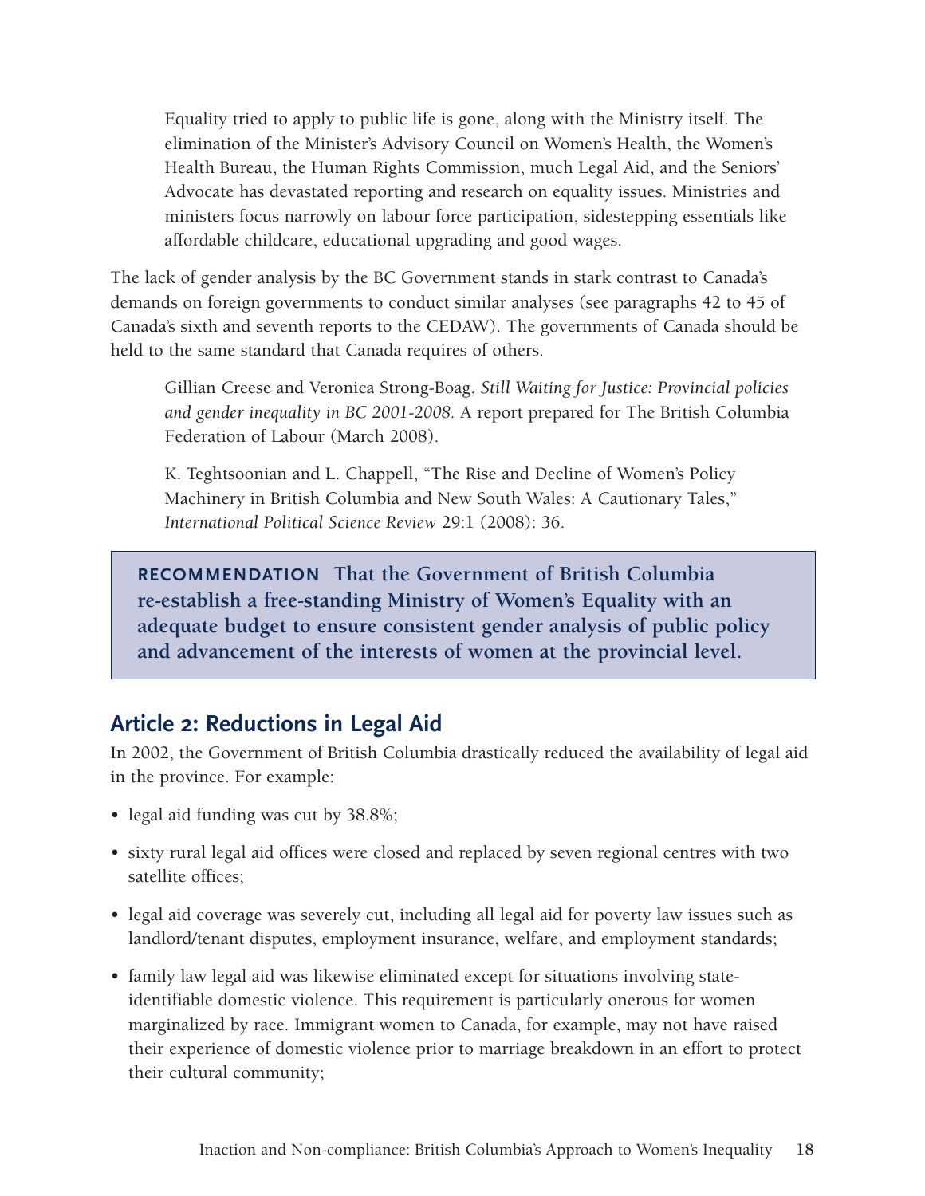> Equality tried to apply to public life is gone, along with the Ministry itself. The elimination of the Minister's Advisory Council on Women's Health, the Women's Health Bureau, the Human Rights Commission, much Legal Aid, and the Seniors' Advocate has devastated reporting and research on equality issues. Ministries and ministers focus narrowly on labour force participation, sidestepping essentials like affordable childcare, educational upgrading and good wages.

The lack of gender analysis by the BC Government stands in stark contrast to Canada's demands on foreign governments to conduct similar analyses (see paragraphs 42 to 45 of Canada's sixth and seventh reports to the CEDAW). The governments of Canada should be held to the same standard that Canada requires of others.

> Gillian Creese and Veronica Strong-Boag, *Still Waiting for Justice: Provincial policies and gender inequality in BC 2001-2008.* A report prepared for The British Columbia Federation of Labour (March 2008).

> K. Teghtsoonian and L. Chappell, "The Rise and Decline of Women's Policy Machinery in British Columbia and New South Wales: A Cautionary Tales," *International Political Science Review* 29:1 (2008): 36.

**RECOMMENDATION That the Government of British Columbia re-establish a free-standing Ministry of Women's Equality with an adequate budget to ensure consistent gender analysis of public policy and advancement of the interests of women at the provincial level.**

## Article 2: Reductions in Legal Aid

In 2002, the Government of British Columbia drastically reduced the availability of legal aid in the province. For example:

- legal aid funding was cut by 38.8%;
- sixty rural legal aid offices were closed and replaced by seven regional centres with two satellite offices;
- legal aid coverage was severely cut, including all legal aid for poverty law issues such as landlord/tenant disputes, employment insurance, welfare, and employment standards;
- family law legal aid was likewise eliminated except for situations involving state-identifiable domestic violence. This requirement is particularly onerous for women marginalized by race. Immigrant women to Canada, for example, may not have raised their experience of domestic violence prior to marriage breakdown in an effort to protect their cultural community;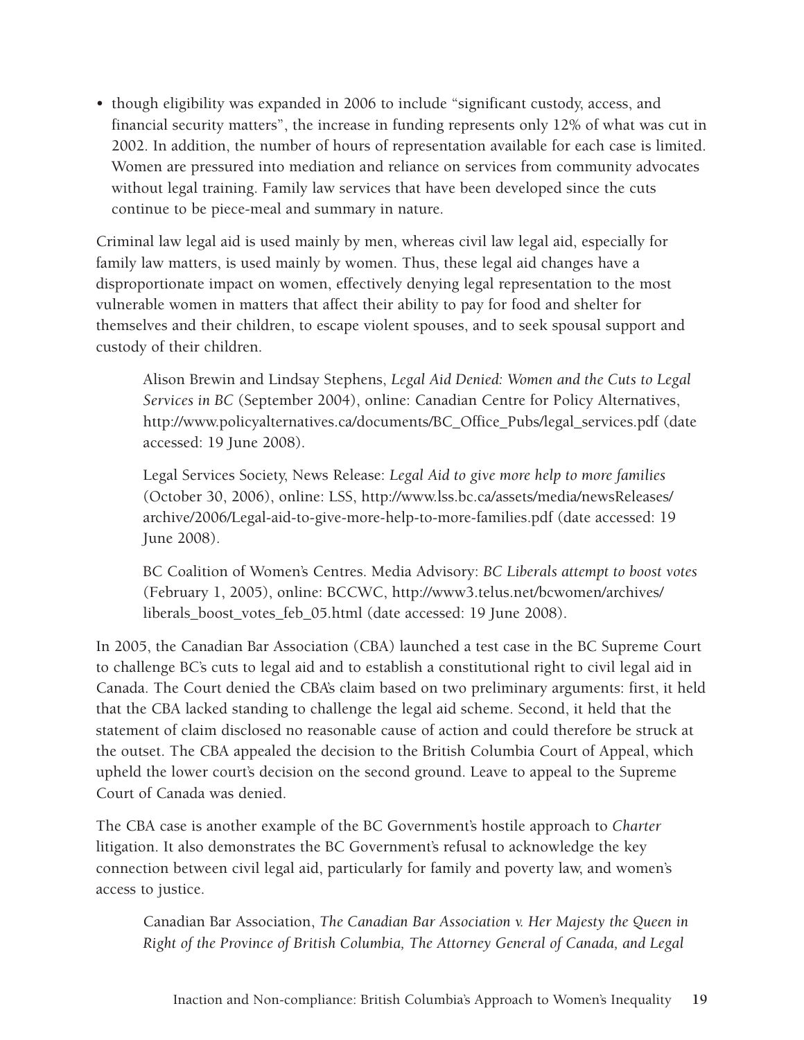- though eligibility was expanded in 2006 to include "significant custody, access, and financial security matters", the increase in funding represents only 12% of what was cut in 2002. In addition, the number of hours of representation available for each case is limited. Women are pressured into mediation and reliance on services from community advocates without legal training. Family law services that have been developed since the cuts continue to be piece-meal and summary in nature.

Criminal law legal aid is used mainly by men, whereas civil law legal aid, especially for family law matters, is used mainly by women. Thus, these legal aid changes have a disproportionate impact on women, effectively denying legal representation to the most vulnerable women in matters that affect their ability to pay for food and shelter for themselves and their children, to escape violent spouses, and to seek spousal support and custody of their children.

> Alison Brewin and Lindsay Stephens, *Legal Aid Denied: Women and the Cuts to Legal Services in BC* (September 2004), online: Canadian Centre for Policy Alternatives, http://www.policyalternatives.ca/documents/BC_Office_Pubs/legal_services.pdf (date accessed: 19 June 2008).
>
> Legal Services Society, News Release: *Legal Aid to give more help to more families* (October 30, 2006), online: LSS, http://www.lss.bc.ca/assets/media/newsReleases/archive/2006/Legal-aid-to-give-more-help-to-more-families.pdf (date accessed: 19 June 2008).
>
> BC Coalition of Women's Centres. Media Advisory: *BC Liberals attempt to boost votes* (February 1, 2005), online: BCCWC, http://www3.telus.net/bcwomen/archives/liberals_boost_votes_feb_05.html (date accessed: 19 June 2008).

In 2005, the Canadian Bar Association (CBA) launched a test case in the BC Supreme Court to challenge BC's cuts to legal aid and to establish a constitutional right to civil legal aid in Canada. The Court denied the CBA's claim based on two preliminary arguments: first, it held that the CBA lacked standing to challenge the legal aid scheme. Second, it held that the statement of claim disclosed no reasonable cause of action and could therefore be struck at the outset. The CBA appealed the decision to the British Columbia Court of Appeal, which upheld the lower court's decision on the second ground. Leave to appeal to the Supreme Court of Canada was denied.

The CBA case is another example of the BC Government's hostile approach to *Charter* litigation. It also demonstrates the BC Government's refusal to acknowledge the key connection between civil legal aid, particularly for family and poverty law, and women's access to justice.

> Canadian Bar Association, *The Canadian Bar Association v. Her Majesty the Queen in Right of the Province of British Columbia, The Attorney General of Canada, and Legal*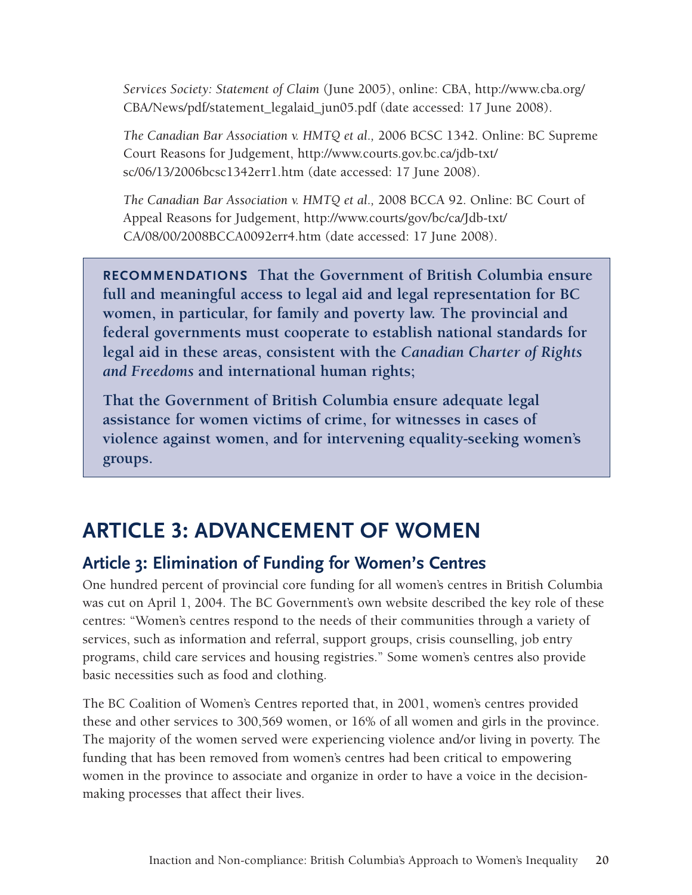*Services Society: Statement of Claim* (June 2005), online: CBA, http://www.cba.org/CBA/News/pdf/statement_legalaid_jun05.pdf (date accessed: 17 June 2008).

*The Canadian Bar Association v. HMTQ et al.,* 2006 BCSC 1342. Online: BC Supreme Court Reasons for Judgement, http://www.courts.gov.bc.ca/jdb-txt/sc/06/13/2006bcsc1342err1.htm (date accessed: 17 June 2008).

*The Canadian Bar Association v. HMTQ et al.,* 2008 BCCA 92. Online: BC Court of Appeal Reasons for Judgement, http://www.courts/gov/bc/ca/Jdb-txt/CA/08/00/2008BCCA0092err4.htm (date accessed: 17 June 2008).

**RECOMMENDATIONS That the Government of British Columbia ensure full and meaningful access to legal aid and legal representation for BC women, in particular, for family and poverty law. The provincial and federal governments must cooperate to establish national standards for legal aid in these areas, consistent with the *Canadian Charter of Rights and Freedoms* and international human rights;**

**That the Government of British Columbia ensure adequate legal assistance for women victims of crime, for witnesses in cases of violence against women, and for intervening equality-seeking women's groups.**

# ARTICLE 3: ADVANCEMENT OF WOMEN

## Article 3: Elimination of Funding for Women's Centres

One hundred percent of provincial core funding for all women's centres in British Columbia was cut on April 1, 2004. The BC Government's own website described the key role of these centres: "Women's centres respond to the needs of their communities through a variety of services, such as information and referral, support groups, crisis counselling, job entry programs, child care services and housing registries." Some women's centres also provide basic necessities such as food and clothing.

The BC Coalition of Women's Centres reported that, in 2001, women's centres provided these and other services to 300,569 women, or 16% of all women and girls in the province. The majority of the women served were experiencing violence and/or living in poverty. The funding that has been removed from women's centres had been critical to empowering women in the province to associate and organize in order to have a voice in the decision-making processes that affect their lives.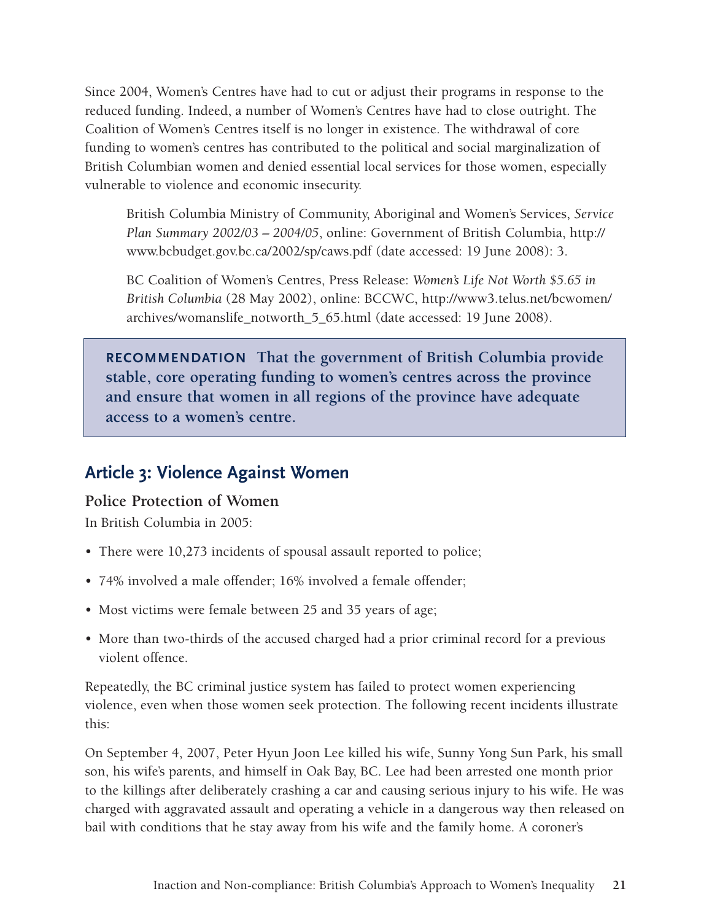Since 2004, Women's Centres have had to cut or adjust their programs in response to the reduced funding. Indeed, a number of Women's Centres have had to close outright. The Coalition of Women's Centres itself is no longer in existence. The withdrawal of core funding to women's centres has contributed to the political and social marginalization of British Columbian women and denied essential local services for those women, especially vulnerable to violence and economic insecurity.

> British Columbia Ministry of Community, Aboriginal and Women's Services, *Service Plan Summary 2002/03 – 2004/05*, online: Government of British Columbia, http://www.bcbudget.gov.bc.ca/2002/sp/caws.pdf (date accessed: 19 June 2008): 3.
>
> BC Coalition of Women's Centres, Press Release: *Women's Life Not Worth $5.65 in British Columbia* (28 May 2002), online: BCCWC, http://www3.telus.net/bcwomen/archives/womanslife_notworth_5_65.html (date accessed: 19 June 2008).

> **RECOMMENDATION That the government of British Columbia provide stable, core operating funding to women's centres across the province and ensure that women in all regions of the province have adequate access to a women's centre.**

## Article 3: Violence Against Women

### Police Protection of Women

In British Columbia in 2005:

- There were 10,273 incidents of spousal assault reported to police;
- 74% involved a male offender; 16% involved a female offender;
- Most victims were female between 25 and 35 years of age;
- More than two-thirds of the accused charged had a prior criminal record for a previous violent offence.

Repeatedly, the BC criminal justice system has failed to protect women experiencing violence, even when those women seek protection. The following recent incidents illustrate this:

On September 4, 2007, Peter Hyun Joon Lee killed his wife, Sunny Yong Sun Park, his small son, his wife's parents, and himself in Oak Bay, BC. Lee had been arrested one month prior to the killings after deliberately crashing a car and causing serious injury to his wife. He was charged with aggravated assault and operating a vehicle in a dangerous way then released on bail with conditions that he stay away from his wife and the family home. A coroner's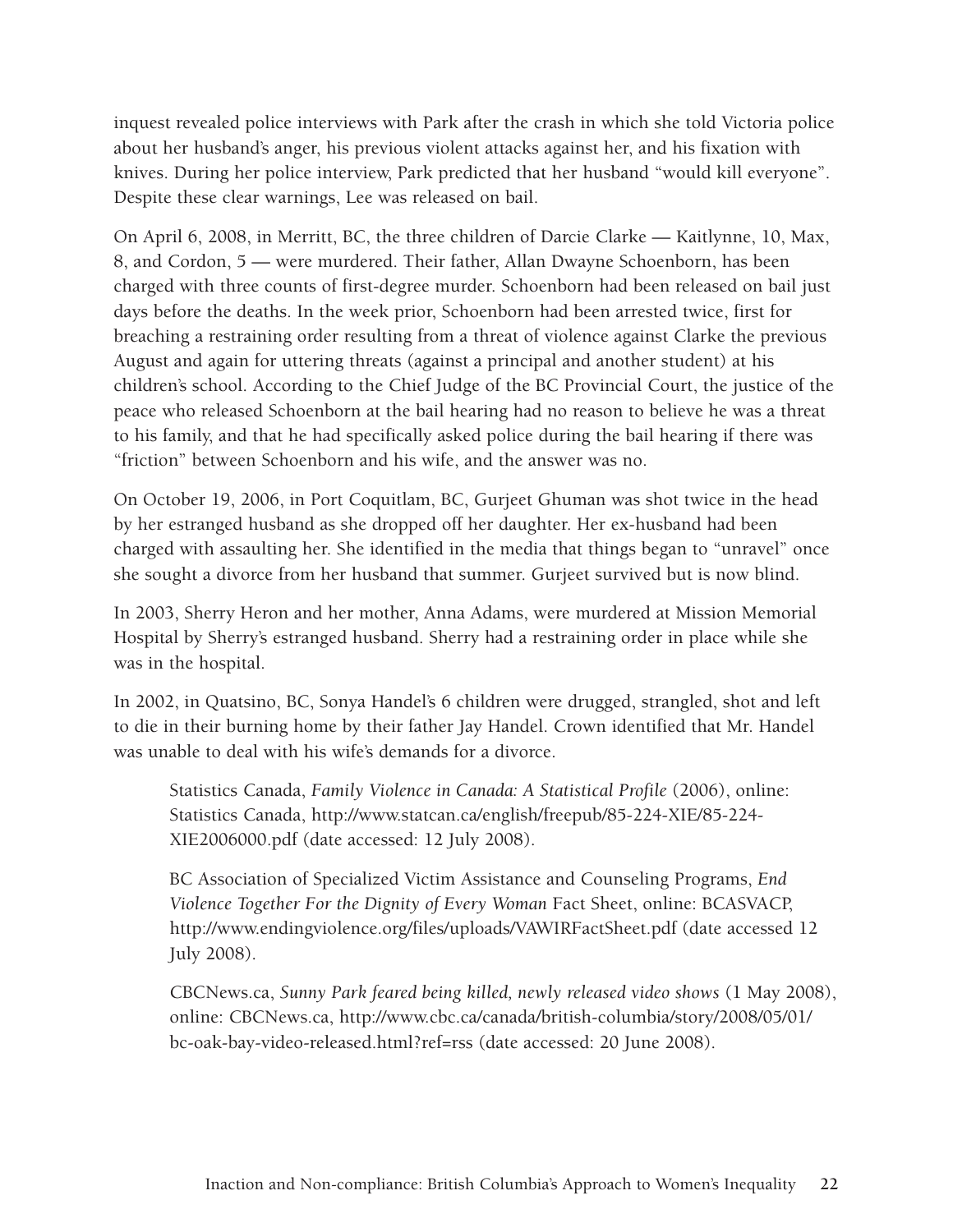inquest revealed police interviews with Park after the crash in which she told Victoria police about her husband's anger, his previous violent attacks against her, and his fixation with knives. During her police interview, Park predicted that her husband "would kill everyone". Despite these clear warnings, Lee was released on bail.

On April 6, 2008, in Merritt, BC, the three children of Darcie Clarke — Kaitlynne, 10, Max, 8, and Cordon, 5 — were murdered. Their father, Allan Dwayne Schoenborn, has been charged with three counts of first-degree murder. Schoenborn had been released on bail just days before the deaths. In the week prior, Schoenborn had been arrested twice, first for breaching a restraining order resulting from a threat of violence against Clarke the previous August and again for uttering threats (against a principal and another student) at his children's school. According to the Chief Judge of the BC Provincial Court, the justice of the peace who released Schoenborn at the bail hearing had no reason to believe he was a threat to his family, and that he had specifically asked police during the bail hearing if there was "friction" between Schoenborn and his wife, and the answer was no.

On October 19, 2006, in Port Coquitlam, BC, Gurjeet Ghuman was shot twice in the head by her estranged husband as she dropped off her daughter. Her ex-husband had been charged with assaulting her. She identified in the media that things began to "unravel" once she sought a divorce from her husband that summer. Gurjeet survived but is now blind.

In 2003, Sherry Heron and her mother, Anna Adams, were murdered at Mission Memorial Hospital by Sherry's estranged husband. Sherry had a restraining order in place while she was in the hospital.

In 2002, in Quatsino, BC, Sonya Handel's 6 children were drugged, strangled, shot and left to die in their burning home by their father Jay Handel. Crown identified that Mr. Handel was unable to deal with his wife's demands for a divorce.

> Statistics Canada, *Family Violence in Canada: A Statistical Profile* (2006), online: Statistics Canada, http://www.statcan.ca/english/freepub/85-224-XIE/85-224-XIE2006000.pdf (date accessed: 12 July 2008).
>
> BC Association of Specialized Victim Assistance and Counseling Programs, *End Violence Together For the Dignity of Every Woman* Fact Sheet, online: BCASVACP, http://www.endingviolence.org/files/uploads/VAWIRFactSheet.pdf (date accessed 12 July 2008).
>
> CBCNews.ca, *Sunny Park feared being killed, newly released video shows* (1 May 2008), online: CBCNews.ca, http://www.cbc.ca/canada/british-columbia/story/2008/05/01/bc-oak-bay-video-released.html?ref=rss (date accessed: 20 June 2008).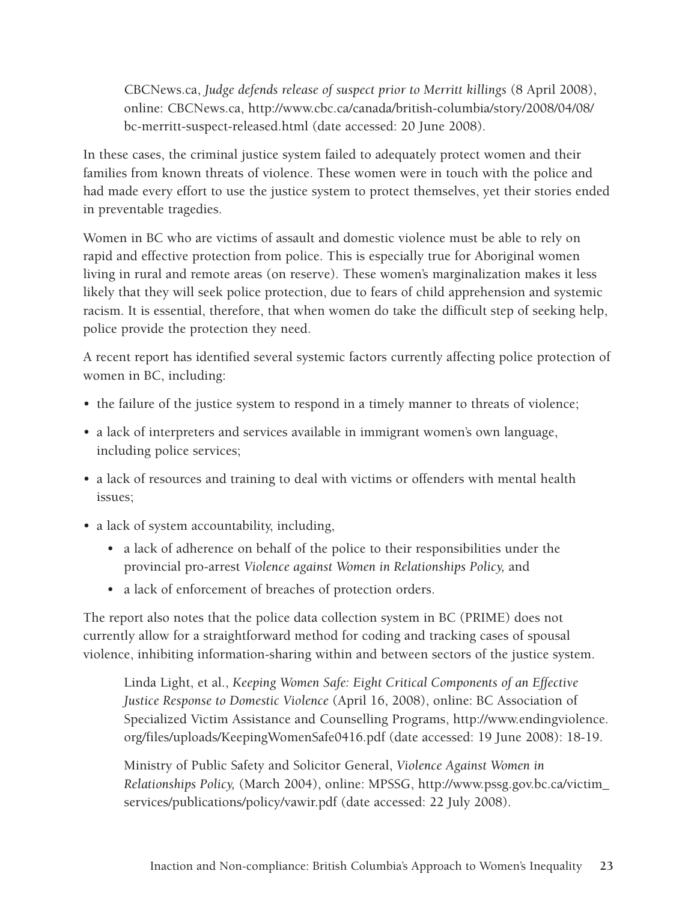> CBCNews.ca, *Judge defends release of suspect prior to Merritt killings* (8 April 2008), online: CBCNews.ca, http://www.cbc.ca/canada/british-columbia/story/2008/04/08/bc-merritt-suspect-released.html (date accessed: 20 June 2008).

In these cases, the criminal justice system failed to adequately protect women and their families from known threats of violence. These women were in touch with the police and had made every effort to use the justice system to protect themselves, yet their stories ended in preventable tragedies.

Women in BC who are victims of assault and domestic violence must be able to rely on rapid and effective protection from police. This is especially true for Aboriginal women living in rural and remote areas (on reserve). These women's marginalization makes it less likely that they will seek police protection, due to fears of child apprehension and systemic racism. It is essential, therefore, that when women do take the difficult step of seeking help, police provide the protection they need.

A recent report has identified several systemic factors currently affecting police protection of women in BC, including:

- the failure of the justice system to respond in a timely manner to threats of violence;
- a lack of interpreters and services available in immigrant women's own language, including police services;
- a lack of resources and training to deal with victims or offenders with mental health issues;
- a lack of system accountability, including,
    - a lack of adherence on behalf of the police to their responsibilities under the provincial pro-arrest *Violence against Women in Relationships Policy,* and
    - a lack of enforcement of breaches of protection orders.

The report also notes that the police data collection system in BC (PRIME) does not currently allow for a straightforward method for coding and tracking cases of spousal violence, inhibiting information-sharing within and between sectors of the justice system.

> Linda Light, et al., *Keeping Women Safe: Eight Critical Components of an Effective Justice Response to Domestic Violence* (April 16, 2008), online: BC Association of Specialized Victim Assistance and Counselling Programs, http://www.endingviolence.org/files/uploads/KeepingWomenSafe0416.pdf (date accessed: 19 June 2008): 18-19.
>
> Ministry of Public Safety and Solicitor General, *Violence Against Women in Relationships Policy,* (March 2004), online: MPSSG, http://www.pssg.gov.bc.ca/victim_services/publications/policy/vawir.pdf (date accessed: 22 July 2008).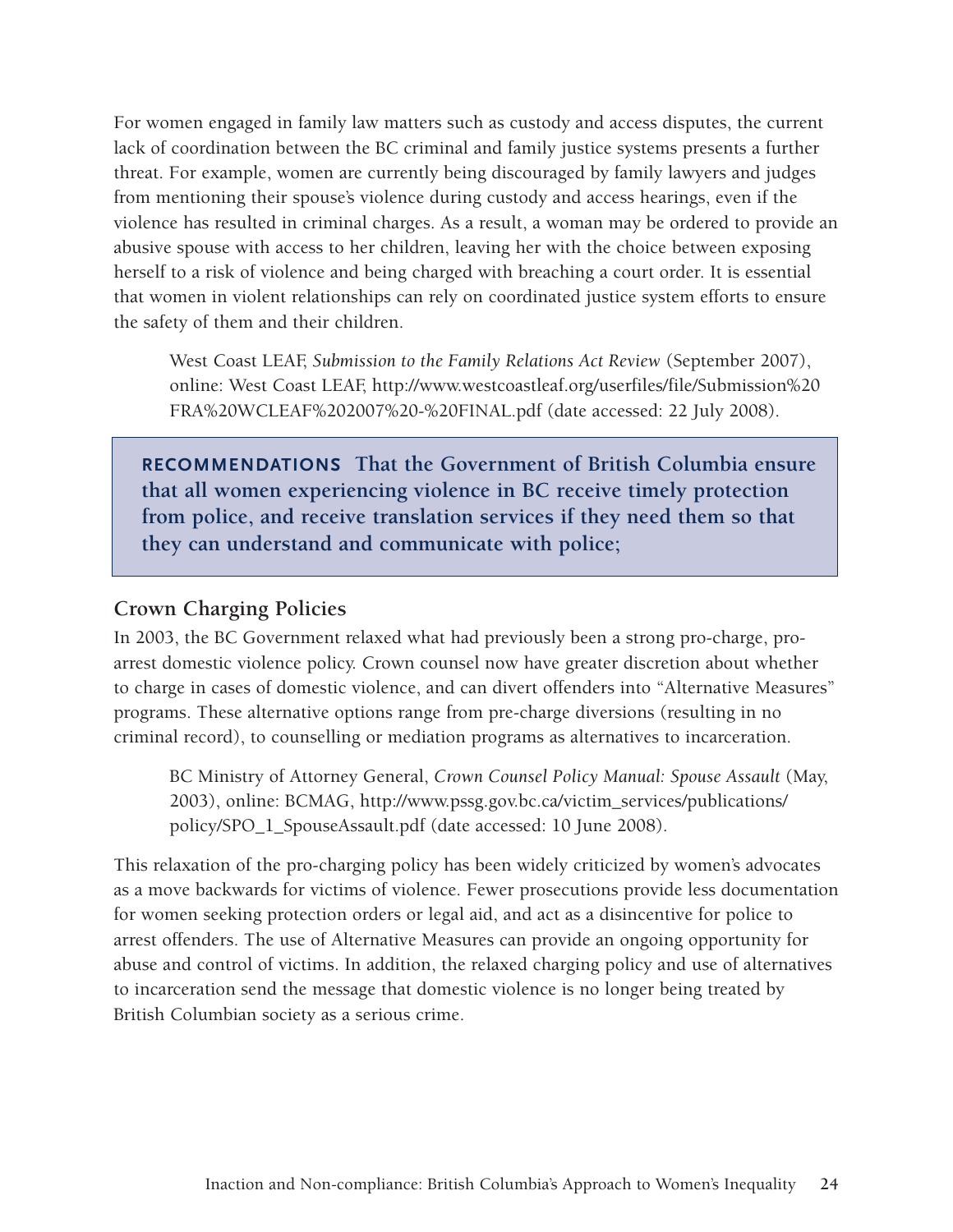For women engaged in family law matters such as custody and access disputes, the current lack of coordination between the BC criminal and family justice systems presents a further threat. For example, women are currently being discouraged by family lawyers and judges from mentioning their spouse's violence during custody and access hearings, even if the violence has resulted in criminal charges. As a result, a woman may be ordered to provide an abusive spouse with access to her children, leaving her with the choice between exposing herself to a risk of violence and being charged with breaching a court order. It is essential that women in violent relationships can rely on coordinated justice system efforts to ensure the safety of them and their children.

> West Coast LEAF, *Submission to the Family Relations Act Review* (September 2007), online: West Coast LEAF, http://www.westcoastleaf.org/userfiles/file/Submission%20FRA%20WCLEAF%202007%20-%20FINAL.pdf (date accessed: 22 July 2008).

> **RECOMMENDATIONS That the Government of British Columbia ensure that all women experiencing violence in BC receive timely protection from police, and receive translation services if they need them so that they can understand and communicate with police;**

### Crown Charging Policies

In 2003, the BC Government relaxed what had previously been a strong pro-charge, pro-arrest domestic violence policy. Crown counsel now have greater discretion about whether to charge in cases of domestic violence, and can divert offenders into "Alternative Measures" programs. These alternative options range from pre-charge diversions (resulting in no criminal record), to counselling or mediation programs as alternatives to incarceration.

> BC Ministry of Attorney General, *Crown Counsel Policy Manual: Spouse Assault* (May, 2003), online: BCMAG, http://www.pssg.gov.bc.ca/victim_services/publications/policy/SPO_1_SpouseAssault.pdf (date accessed: 10 June 2008).

This relaxation of the pro-charging policy has been widely criticized by women's advocates as a move backwards for victims of violence. Fewer prosecutions provide less documentation for women seeking protection orders or legal aid, and act as a disincentive for police to arrest offenders. The use of Alternative Measures can provide an ongoing opportunity for abuse and control of victims. In addition, the relaxed charging policy and use of alternatives to incarceration send the message that domestic violence is no longer being treated by British Columbian society as a serious crime.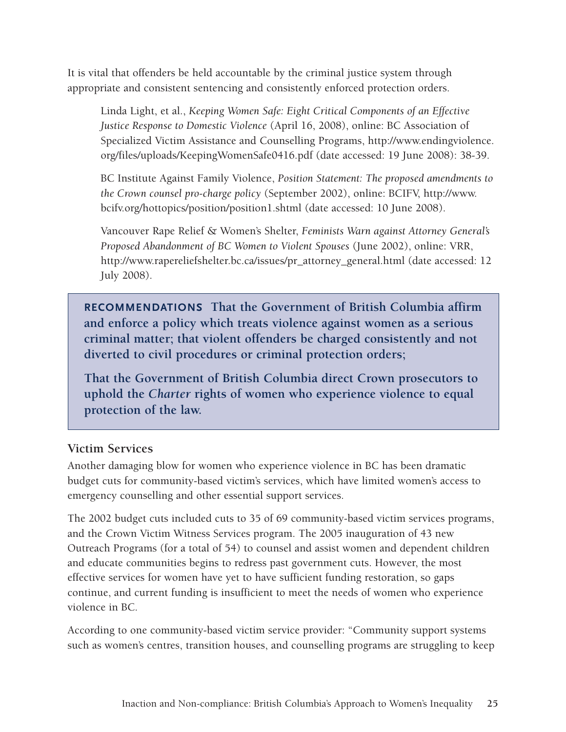It is vital that offenders be held accountable by the criminal justice system through appropriate and consistent sentencing and consistently enforced protection orders.

> Linda Light, et al., *Keeping Women Safe: Eight Critical Components of an Effective Justice Response to Domestic Violence* (April 16, 2008), online: BC Association of Specialized Victim Assistance and Counselling Programs, http://www.endingviolence.org/files/uploads/KeepingWomenSafe0416.pdf (date accessed: 19 June 2008): 38-39.
>
> BC Institute Against Family Violence, *Position Statement: The proposed amendments to the Crown counsel pro-charge policy* (September 2002), online: BCIFV, http://www.bcifv.org/hottopics/position/position1.shtml (date accessed: 10 June 2008).
>
> Vancouver Rape Relief & Women's Shelter, *Feminists Warn against Attorney General's Proposed Abandonment of BC Women to Violent Spouses* (June 2002), online: VRR, http://www.rapereliefshelter.bc.ca/issues/pr_attorney_general.html (date accessed: 12 July 2008).

**RECOMMENDATIONS That the Government of British Columbia affirm and enforce a policy which treats violence against women as a serious criminal matter; that violent offenders be charged consistently and not diverted to civil procedures or criminal protection orders;**

**That the Government of British Columbia direct Crown prosecutors to uphold the *Charter* rights of women who experience violence to equal protection of the law.**

### Victim Services

Another damaging blow for women who experience violence in BC has been dramatic budget cuts for community-based victim's services, which have limited women's access to emergency counselling and other essential support services.

The 2002 budget cuts included cuts to 35 of 69 community-based victim services programs, and the Crown Victim Witness Services program. The 2005 inauguration of 43 new Outreach Programs (for a total of 54) to counsel and assist women and dependent children and educate communities begins to redress past government cuts. However, the most effective services for women have yet to have sufficient funding restoration, so gaps continue, and current funding is insufficient to meet the needs of women who experience violence in BC.

According to one community-based victim service provider: "Community support systems such as women's centres, transition houses, and counselling programs are struggling to keep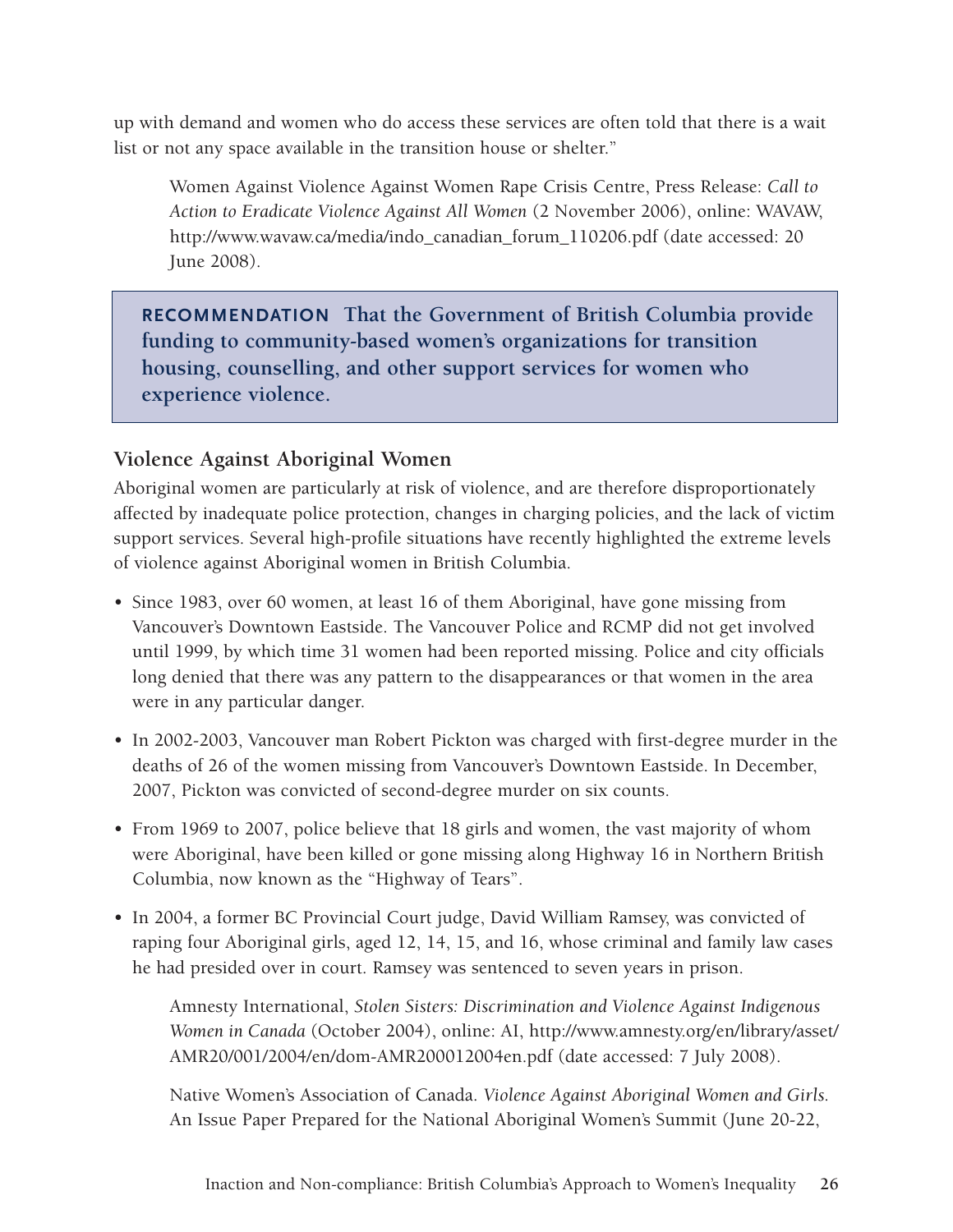up with demand and women who do access these services are often told that there is a wait list or not any space available in the transition house or shelter."

> Women Against Violence Against Women Rape Crisis Centre, Press Release: *Call to Action to Eradicate Violence Against All Women* (2 November 2006), online: WAVAW, http://www.wavaw.ca/media/indo_canadian_forum_110206.pdf (date accessed: 20 June 2008).

> **RECOMMENDATION That the Government of British Columbia provide funding to community-based women's organizations for transition housing, counselling, and other support services for women who experience violence.**

### Violence Against Aboriginal Women

Aboriginal women are particularly at risk of violence, and are therefore disproportionately affected by inadequate police protection, changes in charging policies, and the lack of victim support services. Several high-profile situations have recently highlighted the extreme levels of violence against Aboriginal women in British Columbia.

- Since 1983, over 60 women, at least 16 of them Aboriginal, have gone missing from Vancouver's Downtown Eastside. The Vancouver Police and RCMP did not get involved until 1999, by which time 31 women had been reported missing. Police and city officials long denied that there was any pattern to the disappearances or that women in the area were in any particular danger.
- In 2002-2003, Vancouver man Robert Pickton was charged with first-degree murder in the deaths of 26 of the women missing from Vancouver's Downtown Eastside. In December, 2007, Pickton was convicted of second-degree murder on six counts.
- From 1969 to 2007, police believe that 18 girls and women, the vast majority of whom were Aboriginal, have been killed or gone missing along Highway 16 in Northern British Columbia, now known as the "Highway of Tears".
- In 2004, a former BC Provincial Court judge, David William Ramsey, was convicted of raping four Aboriginal girls, aged 12, 14, 15, and 16, whose criminal and family law cases he had presided over in court. Ramsey was sentenced to seven years in prison.

> Amnesty International, *Stolen Sisters: Discrimination and Violence Against Indigenous Women in Canada* (October 2004), online: AI, http://www.amnesty.org/en/library/asset/AMR20/001/2004/en/dom-AMR200012004en.pdf (date accessed: 7 July 2008).
>
> Native Women's Association of Canada. *Violence Against Aboriginal Women and Girls.* An Issue Paper Prepared for the National Aboriginal Women's Summit (June 20-22,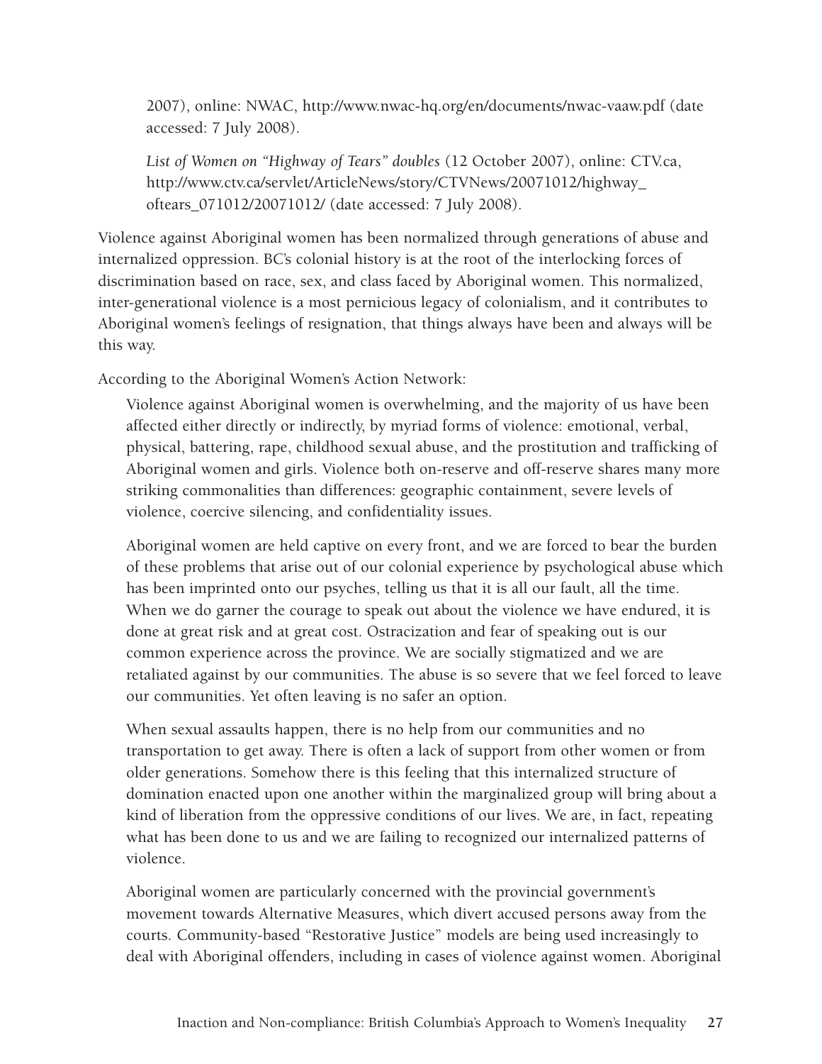2007), online: NWAC, http://www.nwac-hq.org/en/documents/nwac-vaaw.pdf (date accessed: 7 July 2008).

*List of Women on "Highway of Tears" doubles* (12 October 2007), online: CTV.ca, http://www.ctv.ca/servlet/ArticleNews/story/CTVNews/20071012/highway_oftears_071012/20071012/ (date accessed: 7 July 2008).

Violence against Aboriginal women has been normalized through generations of abuse and internalized oppression. BC's colonial history is at the root of the interlocking forces of discrimination based on race, sex, and class faced by Aboriginal women. This normalized, inter-generational violence is a most pernicious legacy of colonialism, and it contributes to Aboriginal women's feelings of resignation, that things always have been and always will be this way.

According to the Aboriginal Women's Action Network:

> Violence against Aboriginal women is overwhelming, and the majority of us have been affected either directly or indirectly, by myriad forms of violence: emotional, verbal, physical, battering, rape, childhood sexual abuse, and the prostitution and trafficking of Aboriginal women and girls. Violence both on-reserve and off-reserve shares many more striking commonalities than differences: geographic containment, severe levels of violence, coercive silencing, and confidentiality issues.
>
> Aboriginal women are held captive on every front, and we are forced to bear the burden of these problems that arise out of our colonial experience by psychological abuse which has been imprinted onto our psyches, telling us that it is all our fault, all the time. When we do garner the courage to speak out about the violence we have endured, it is done at great risk and at great cost. Ostracization and fear of speaking out is our common experience across the province. We are socially stigmatized and we are retaliated against by our communities. The abuse is so severe that we feel forced to leave our communities. Yet often leaving is no safer an option.
>
> When sexual assaults happen, there is no help from our communities and no transportation to get away. There is often a lack of support from other women or from older generations. Somehow there is this feeling that this internalized structure of domination enacted upon one another within the marginalized group will bring about a kind of liberation from the oppressive conditions of our lives. We are, in fact, repeating what has been done to us and we are failing to recognized our internalized patterns of violence.
>
> Aboriginal women are particularly concerned with the provincial government's movement towards Alternative Measures, which divert accused persons away from the courts. Community-based "Restorative Justice" models are being used increasingly to deal with Aboriginal offenders, including in cases of violence against women. Aboriginal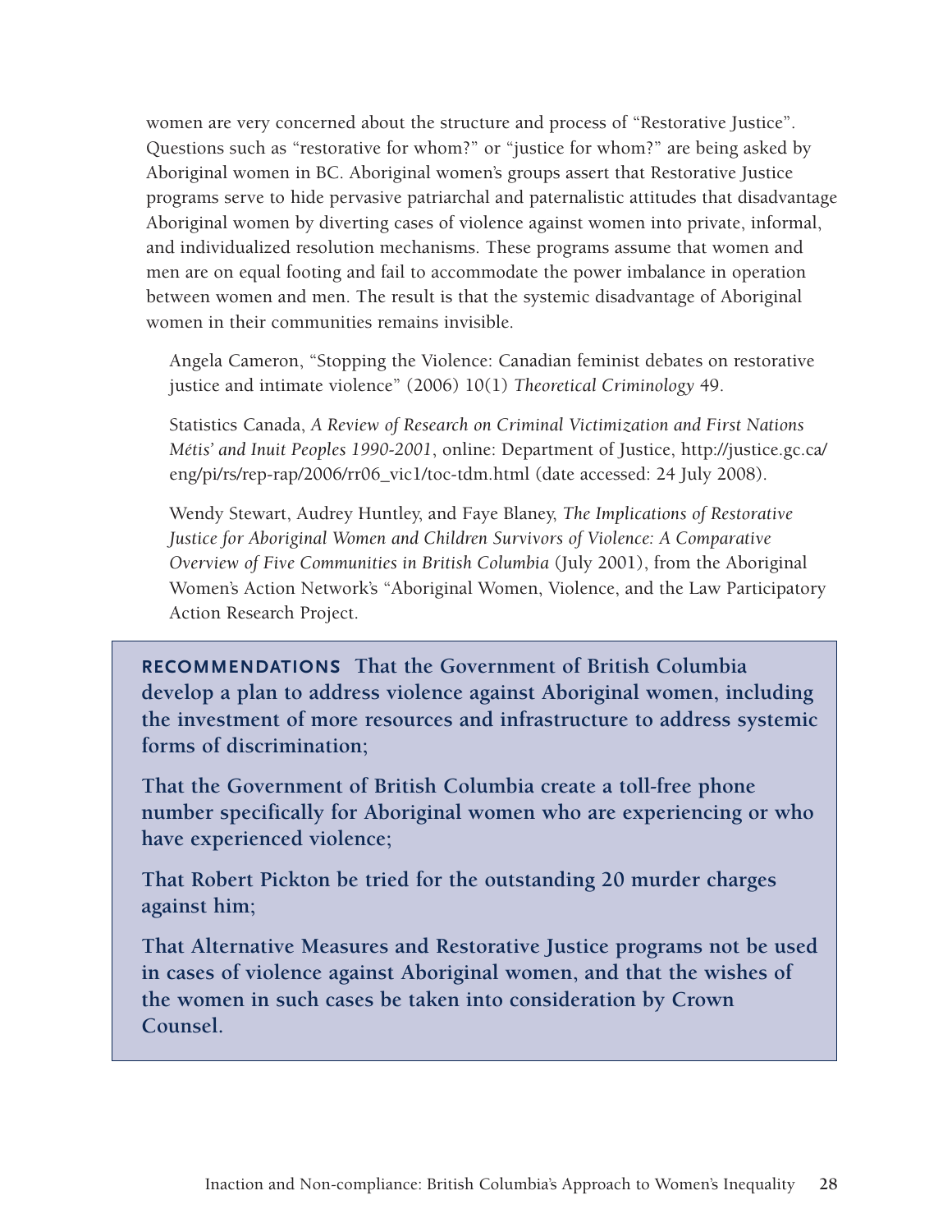women are very concerned about the structure and process of "Restorative Justice". Questions such as "restorative for whom?" or "justice for whom?" are being asked by Aboriginal women in BC. Aboriginal women's groups assert that Restorative Justice programs serve to hide pervasive patriarchal and paternalistic attitudes that disadvantage Aboriginal women by diverting cases of violence against women into private, informal, and individualized resolution mechanisms. These programs assume that women and men are on equal footing and fail to accommodate the power imbalance in operation between women and men. The result is that the systemic disadvantage of Aboriginal women in their communities remains invisible.

Angela Cameron, "Stopping the Violence: Canadian feminist debates on restorative justice and intimate violence" (2006) 10(1) *Theoretical Criminology* 49.

Statistics Canada, *A Review of Research on Criminal Victimization and First Nations Métis' and Inuit Peoples 1990-2001*, online: Department of Justice, http://justice.gc.ca/eng/pi/rs/rep-rap/2006/rr06_vic1/toc-tdm.html (date accessed: 24 July 2008).

Wendy Stewart, Audrey Huntley, and Faye Blaney, *The Implications of Restorative Justice for Aboriginal Women and Children Survivors of Violence: A Comparative Overview of Five Communities in British Columbia* (July 2001), from the Aboriginal Women's Action Network's "Aboriginal Women, Violence, and the Law Participatory Action Research Project.

**RECOMMENDATIONS** **That the Government of British Columbia develop a plan to address violence against Aboriginal women, including the investment of more resources and infrastructure to address systemic forms of discrimination;**

**That the Government of British Columbia create a toll-free phone number specifically for Aboriginal women who are experiencing or who have experienced violence;**

**That Robert Pickton be tried for the outstanding 20 murder charges against him;**

**That Alternative Measures and Restorative Justice programs not be used in cases of violence against Aboriginal women, and that the wishes of the women in such cases be taken into consideration by Crown Counsel.**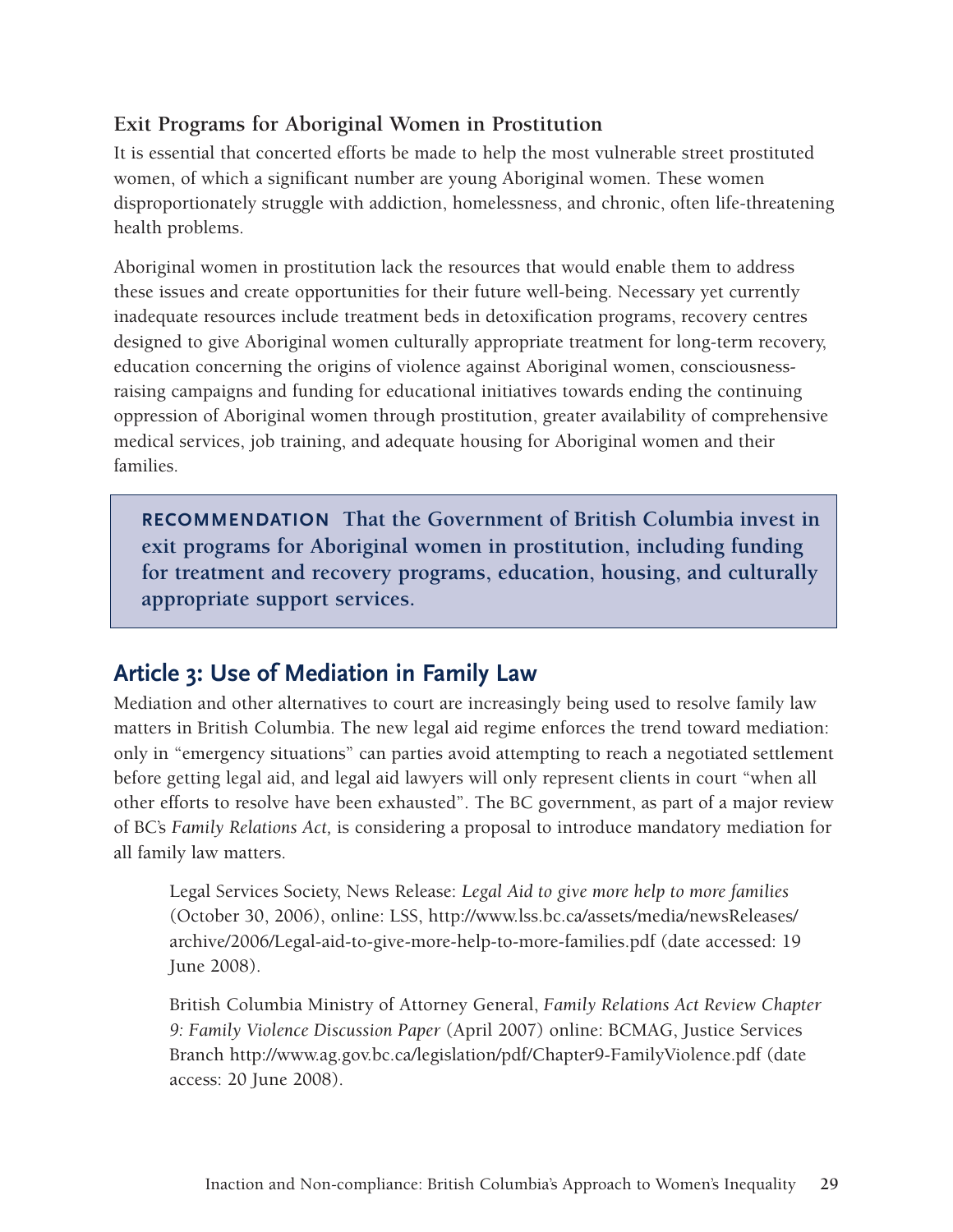### Exit Programs for Aboriginal Women in Prostitution

It is essential that concerted efforts be made to help the most vulnerable street prostituted women, of which a significant number are young Aboriginal women. These women disproportionately struggle with addiction, homelessness, and chronic, often life-threatening health problems.

Aboriginal women in prostitution lack the resources that would enable them to address these issues and create opportunities for their future well-being. Necessary yet currently inadequate resources include treatment beds in detoxification programs, recovery centres designed to give Aboriginal women culturally appropriate treatment for long-term recovery, education concerning the origins of violence against Aboriginal women, consciousness-raising campaigns and funding for educational initiatives towards ending the continuing oppression of Aboriginal women through prostitution, greater availability of comprehensive medical services, job training, and adequate housing for Aboriginal women and their families.

> **RECOMMENDATION That the Government of British Columbia invest in exit programs for Aboriginal women in prostitution, including funding for treatment and recovery programs, education, housing, and culturally appropriate support services.**

## Article 3: Use of Mediation in Family Law

Mediation and other alternatives to court are increasingly being used to resolve family law matters in British Columbia. The new legal aid regime enforces the trend toward mediation: only in "emergency situations" can parties avoid attempting to reach a negotiated settlement before getting legal aid, and legal aid lawyers will only represent clients in court "when all other efforts to resolve have been exhausted". The BC government, as part of a major review of BC's *Family Relations Act,* is considering a proposal to introduce mandatory mediation for all family law matters.

> Legal Services Society, News Release: *Legal Aid to give more help to more families* (October 30, 2006), online: LSS, http://www.lss.bc.ca/assets/media/newsReleases/archive/2006/Legal-aid-to-give-more-help-to-more-families.pdf (date accessed: 19 June 2008).
>
> British Columbia Ministry of Attorney General, *Family Relations Act Review Chapter 9: Family Violence Discussion Paper* (April 2007) online: BCMAG, Justice Services Branch http://www.ag.gov.bc.ca/legislation/pdf/Chapter9-FamilyViolence.pdf (date access: 20 June 2008).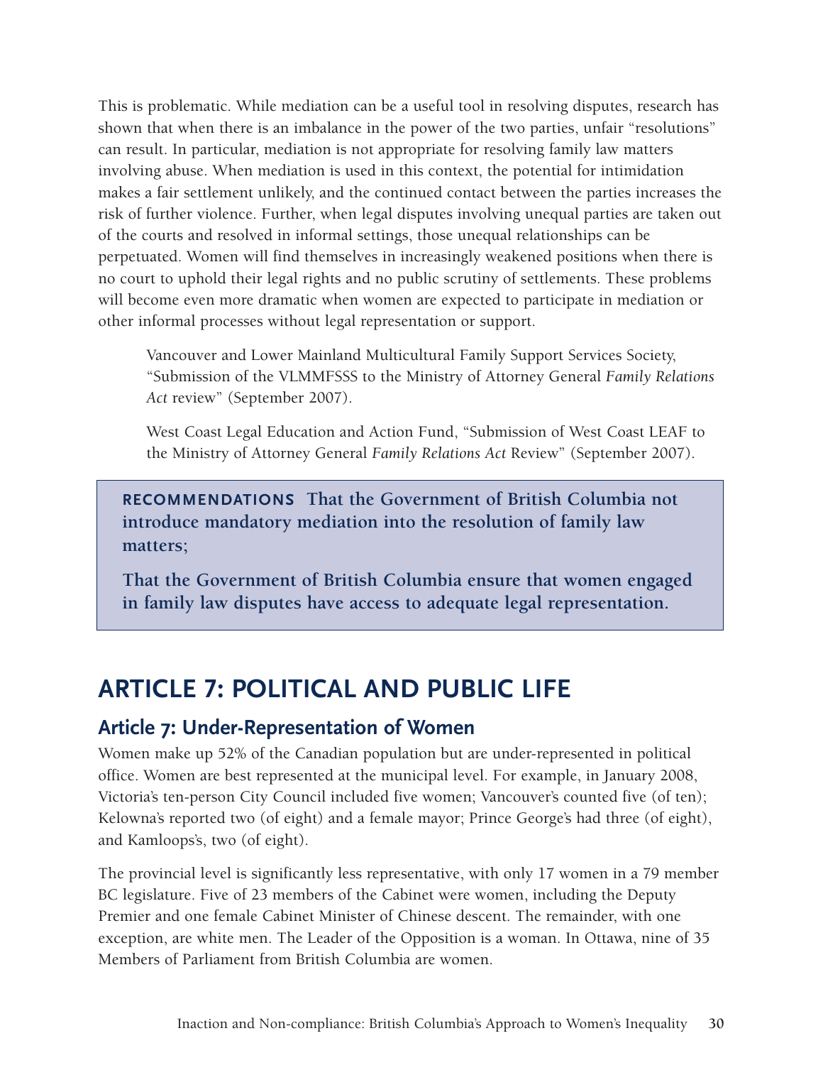This is problematic. While mediation can be a useful tool in resolving disputes, research has shown that when there is an imbalance in the power of the two parties, unfair "resolutions" can result. In particular, mediation is not appropriate for resolving family law matters involving abuse. When mediation is used in this context, the potential for intimidation makes a fair settlement unlikely, and the continued contact between the parties increases the risk of further violence. Further, when legal disputes involving unequal parties are taken out of the courts and resolved in informal settings, those unequal relationships can be perpetuated. Women will find themselves in increasingly weakened positions when there is no court to uphold their legal rights and no public scrutiny of settlements. These problems will become even more dramatic when women are expected to participate in mediation or other informal processes without legal representation or support.

> Vancouver and Lower Mainland Multicultural Family Support Services Society, "Submission of the VLMMFSSS to the Ministry of Attorney General *Family Relations Act* review" (September 2007).
>
> West Coast Legal Education and Action Fund, "Submission of West Coast LEAF to the Ministry of Attorney General *Family Relations Act* Review" (September 2007).

**RECOMMENDATIONS That the Government of British Columbia not introduce mandatory mediation into the resolution of family law matters;**

**That the Government of British Columbia ensure that women engaged in family law disputes have access to adequate legal representation.**

# ARTICLE 7: POLITICAL AND PUBLIC LIFE

## Article 7: Under-Representation of Women

Women make up 52% of the Canadian population but are under-represented in political office. Women are best represented at the municipal level. For example, in January 2008, Victoria's ten-person City Council included five women; Vancouver's counted five (of ten); Kelowna's reported two (of eight) and a female mayor; Prince George's had three (of eight), and Kamloops's, two (of eight).

The provincial level is significantly less representative, with only 17 women in a 79 member BC legislature. Five of 23 members of the Cabinet were women, including the Deputy Premier and one female Cabinet Minister of Chinese descent. The remainder, with one exception, are white men. The Leader of the Opposition is a woman. In Ottawa, nine of 35 Members of Parliament from British Columbia are women.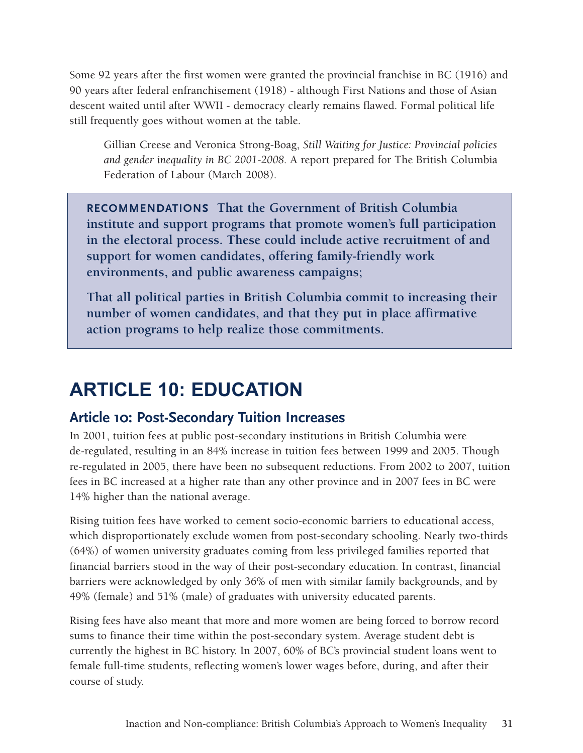Some 92 years after the first women were granted the provincial franchise in BC (1916) and 90 years after federal enfranchisement (1918) - although First Nations and those of Asian descent waited until after WWII - democracy clearly remains flawed. Formal political life still frequently goes without women at the table.

> Gillian Creese and Veronica Strong-Boag, *Still Waiting for Justice: Provincial policies and gender inequality in BC 2001-2008*. A report prepared for The British Columbia Federation of Labour (March 2008).

**RECOMMENDATIONS That the Government of British Columbia institute and support programs that promote women's full participation in the electoral process. These could include active recruitment of and support for women candidates, offering family-friendly work environments, and public awareness campaigns;**

**That all political parties in British Columbia commit to increasing their number of women candidates, and that they put in place affirmative action programs to help realize those commitments.**

# ARTICLE 10: EDUCATION

## Article 10: Post-Secondary Tuition Increases

In 2001, tuition fees at public post-secondary institutions in British Columbia were de-regulated, resulting in an 84% increase in tuition fees between 1999 and 2005. Though re-regulated in 2005, there have been no subsequent reductions. From 2002 to 2007, tuition fees in BC increased at a higher rate than any other province and in 2007 fees in BC were 14% higher than the national average.

Rising tuition fees have worked to cement socio-economic barriers to educational access, which disproportionately exclude women from post-secondary schooling. Nearly two-thirds (64%) of women university graduates coming from less privileged families reported that financial barriers stood in the way of their post-secondary education. In contrast, financial barriers were acknowledged by only 36% of men with similar family backgrounds, and by 49% (female) and 51% (male) of graduates with university educated parents.

Rising fees have also meant that more and more women are being forced to borrow record sums to finance their time within the post-secondary system. Average student debt is currently the highest in BC history. In 2007, 60% of BC's provincial student loans went to female full-time students, reflecting women's lower wages before, during, and after their course of study.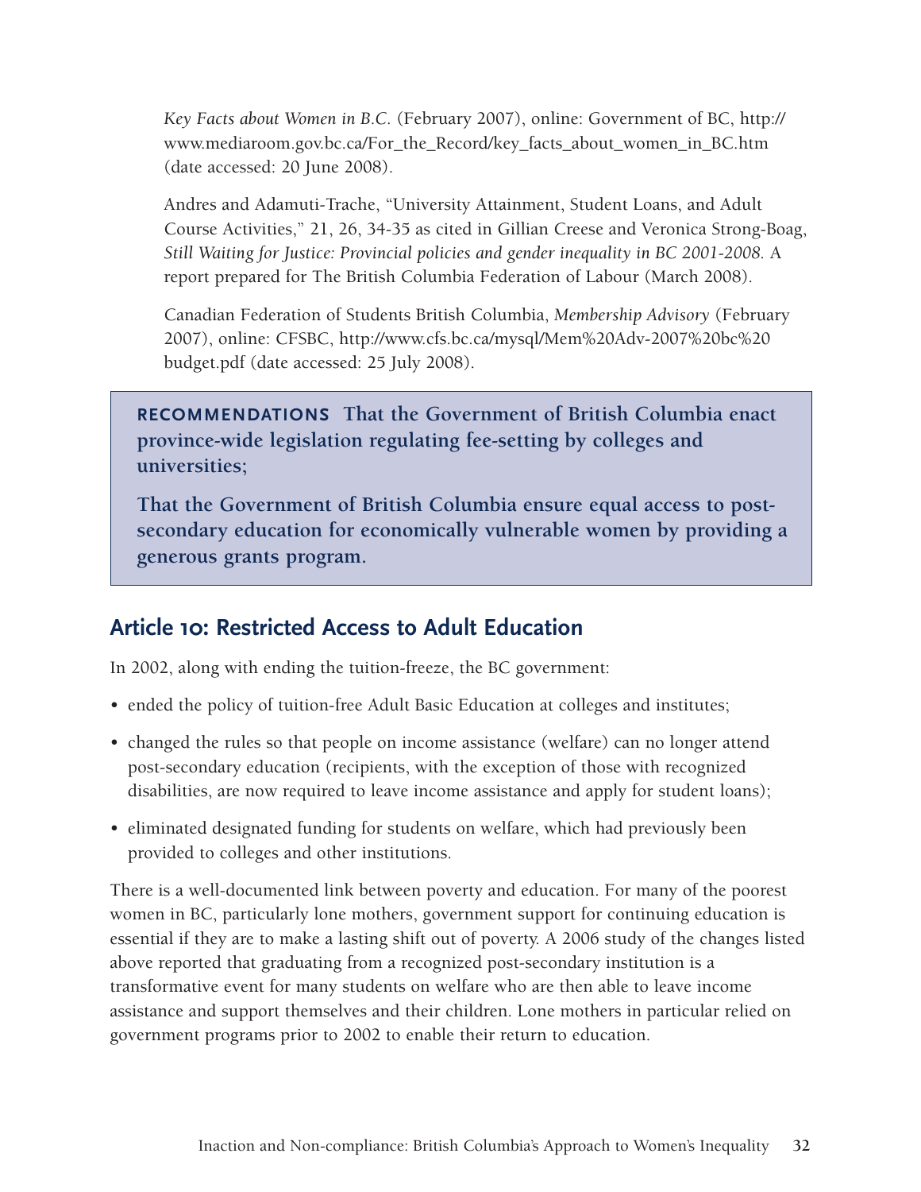*Key Facts about Women in B.C.* (February 2007), online: Government of BC, http://www.mediaroom.gov.bc.ca/For_the_Record/key_facts_about_women_in_BC.htm (date accessed: 20 June 2008).

Andres and Adamuti-Trache, "University Attainment, Student Loans, and Adult Course Activities," 21, 26, 34-35 as cited in Gillian Creese and Veronica Strong-Boag, *Still Waiting for Justice: Provincial policies and gender inequality in BC 2001-2008.* A report prepared for The British Columbia Federation of Labour (March 2008).

Canadian Federation of Students British Columbia, *Membership Advisory* (February 2007), online: CFSBC, http://www.cfs.bc.ca/mysql/Mem%20Adv-2007%20bc%20budget.pdf (date accessed: 25 July 2008).

**RECOMMENDATIONS That the Government of British Columbia enact province-wide legislation regulating fee-setting by colleges and universities;**

**That the Government of British Columbia ensure equal access to post-secondary education for economically vulnerable women by providing a generous grants program.**

## Article 10: Restricted Access to Adult Education

In 2002, along with ending the tuition-freeze, the BC government:

- ended the policy of tuition-free Adult Basic Education at colleges and institutes;
- changed the rules so that people on income assistance (welfare) can no longer attend post-secondary education (recipients, with the exception of those with recognized disabilities, are now required to leave income assistance and apply for student loans);
- eliminated designated funding for students on welfare, which had previously been provided to colleges and other institutions.

There is a well-documented link between poverty and education. For many of the poorest women in BC, particularly lone mothers, government support for continuing education is essential if they are to make a lasting shift out of poverty. A 2006 study of the changes listed above reported that graduating from a recognized post-secondary institution is a transformative event for many students on welfare who are then able to leave income assistance and support themselves and their children. Lone mothers in particular relied on government programs prior to 2002 to enable their return to education.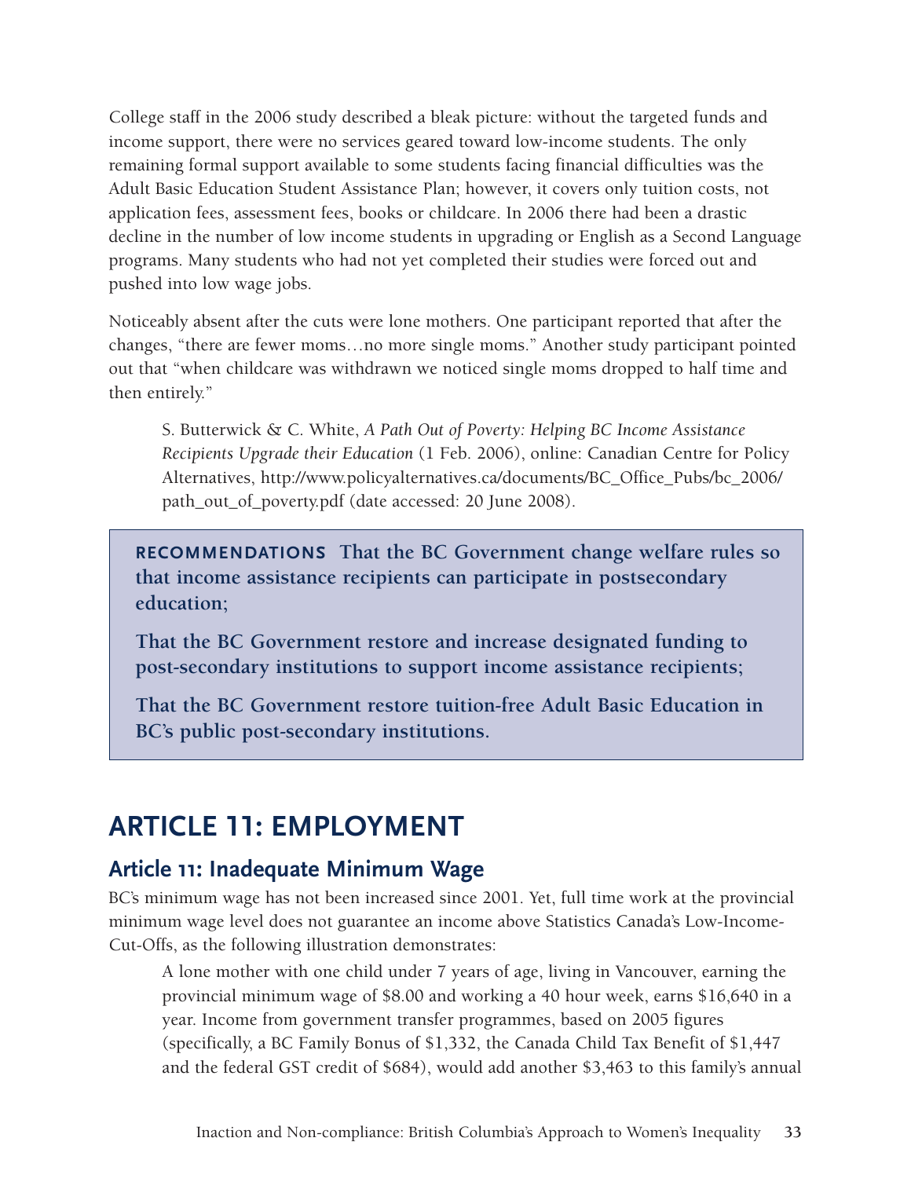College staff in the 2006 study described a bleak picture: without the targeted funds and income support, there were no services geared toward low-income students. The only remaining formal support available to some students facing financial difficulties was the Adult Basic Education Student Assistance Plan; however, it covers only tuition costs, not application fees, assessment fees, books or childcare. In 2006 there had been a drastic decline in the number of low income students in upgrading or English as a Second Language programs. Many students who had not yet completed their studies were forced out and pushed into low wage jobs.

Noticeably absent after the cuts were lone mothers. One participant reported that after the changes, "there are fewer moms…no more single moms." Another study participant pointed out that "when childcare was withdrawn we noticed single moms dropped to half time and then entirely."

> S. Butterwick & C. White, *A Path Out of Poverty: Helping BC Income Assistance Recipients Upgrade their Education* (1 Feb. 2006), online: Canadian Centre for Policy Alternatives, http://www.policyalternatives.ca/documents/BC_Office_Pubs/bc_2006/path_out_of_poverty.pdf (date accessed: 20 June 2008).

**RECOMMENDATIONS That the BC Government change welfare rules so that income assistance recipients can participate in postsecondary education;**

**That the BC Government restore and increase designated funding to post-secondary institutions to support income assistance recipients;**

**That the BC Government restore tuition-free Adult Basic Education in BC's public post-secondary institutions.**

# ARTICLE 11: EMPLOYMENT

## Article 11: Inadequate Minimum Wage

BC's minimum wage has not been increased since 2001. Yet, full time work at the provincial minimum wage level does not guarantee an income above Statistics Canada's Low-Income-Cut-Offs, as the following illustration demonstrates:

> A lone mother with one child under 7 years of age, living in Vancouver, earning the provincial minimum wage of $8.00 and working a 40 hour week, earns $16,640 in a year. Income from government transfer programmes, based on 2005 figures (specifically, a BC Family Bonus of $1,332, the Canada Child Tax Benefit of $1,447 and the federal GST credit of $684), would add another $3,463 to this family's annual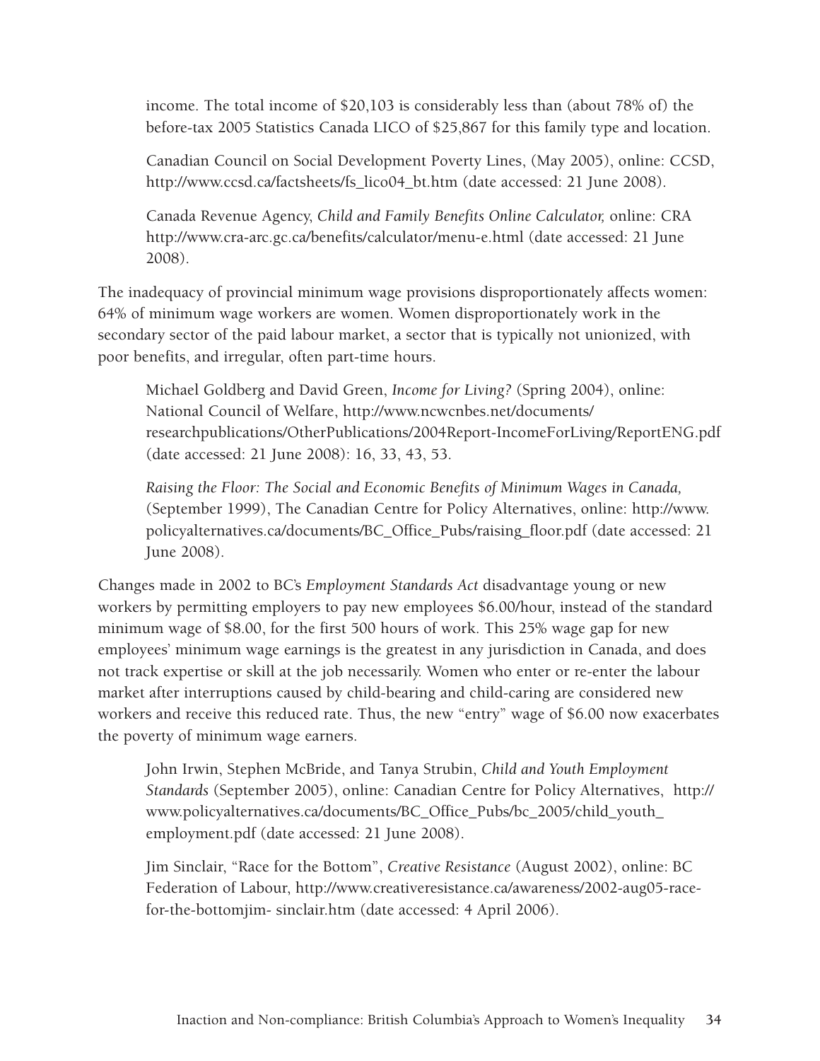income. The total income of $20,103 is considerably less than (about 78% of) the before-tax 2005 Statistics Canada LICO of $25,867 for this family type and location.

> Canadian Council on Social Development Poverty Lines, (May 2005), online: CCSD, http://www.ccsd.ca/factsheets/fs_lico04_bt.htm (date accessed: 21 June 2008).
>
> Canada Revenue Agency, *Child and Family Benefits Online Calculator,* online: CRA http://www.cra-arc.gc.ca/benefits/calculator/menu-e.html (date accessed: 21 June 2008).

The inadequacy of provincial minimum wage provisions disproportionately affects women: 64% of minimum wage workers are women. Women disproportionately work in the secondary sector of the paid labour market, a sector that is typically not unionized, with poor benefits, and irregular, often part-time hours.

> Michael Goldberg and David Green, *Income for Living?* (Spring 2004), online: National Council of Welfare, http://www.ncwcnbes.net/documents/researchpublications/OtherPublications/2004Report-IncomeForLiving/ReportENG.pdf (date accessed: 21 June 2008): 16, 33, 43, 53.
>
> *Raising the Floor: The Social and Economic Benefits of Minimum Wages in Canada,* (September 1999), The Canadian Centre for Policy Alternatives, online: http://www.policyalternatives.ca/documents/BC_Office_Pubs/raising_floor.pdf (date accessed: 21 June 2008).

Changes made in 2002 to BC's *Employment Standards Act* disadvantage young or new workers by permitting employers to pay new employees $6.00/hour, instead of the standard minimum wage of $8.00, for the first 500 hours of work. This 25% wage gap for new employees' minimum wage earnings is the greatest in any jurisdiction in Canada, and does not track expertise or skill at the job necessarily. Women who enter or re-enter the labour market after interruptions caused by child-bearing and child-caring are considered new workers and receive this reduced rate. Thus, the new "entry" wage of $6.00 now exacerbates the poverty of minimum wage earners.

> John Irwin, Stephen McBride, and Tanya Strubin, *Child and Youth Employment Standards* (September 2005), online: Canadian Centre for Policy Alternatives, http://www.policyalternatives.ca/documents/BC_Office_Pubs/bc_2005/child_youth_employment.pdf (date accessed: 21 June 2008).
>
> Jim Sinclair, "Race for the Bottom", *Creative Resistance* (August 2002), online: BC Federation of Labour, http://www.creativeresistance.ca/awareness/2002-aug05-race-for-the-bottomjim- sinclair.htm (date accessed: 4 April 2006).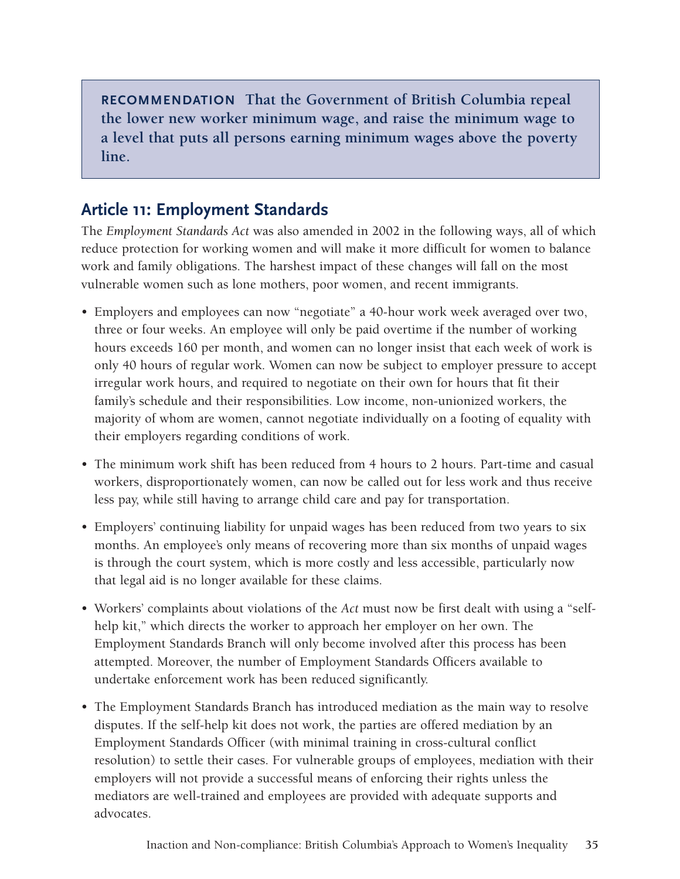**RECOMMENDATION That the Government of British Columbia repeal the lower new worker minimum wage, and raise the minimum wage to a level that puts all persons earning minimum wages above the poverty line.**

## Article 11: Employment Standards

The *Employment Standards Act* was also amended in 2002 in the following ways, all of which reduce protection for working women and will make it more difficult for women to balance work and family obligations. The harshest impact of these changes will fall on the most vulnerable women such as lone mothers, poor women, and recent immigrants.

- Employers and employees can now "negotiate" a 40-hour work week averaged over two, three or four weeks. An employee will only be paid overtime if the number of working hours exceeds 160 per month, and women can no longer insist that each week of work is only 40 hours of regular work. Women can now be subject to employer pressure to accept irregular work hours, and required to negotiate on their own for hours that fit their family's schedule and their responsibilities. Low income, non-unionized workers, the majority of whom are women, cannot negotiate individually on a footing of equality with their employers regarding conditions of work.
- The minimum work shift has been reduced from 4 hours to 2 hours. Part-time and casual workers, disproportionately women, can now be called out for less work and thus receive less pay, while still having to arrange child care and pay for transportation.
- Employers' continuing liability for unpaid wages has been reduced from two years to six months. An employee's only means of recovering more than six months of unpaid wages is through the court system, which is more costly and less accessible, particularly now that legal aid is no longer available for these claims.
- Workers' complaints about violations of the *Act* must now be first dealt with using a "self-help kit," which directs the worker to approach her employer on her own. The Employment Standards Branch will only become involved after this process has been attempted. Moreover, the number of Employment Standards Officers available to undertake enforcement work has been reduced significantly.
- The Employment Standards Branch has introduced mediation as the main way to resolve disputes. If the self-help kit does not work, the parties are offered mediation by an Employment Standards Officer (with minimal training in cross-cultural conflict resolution) to settle their cases. For vulnerable groups of employees, mediation with their employers will not provide a successful means of enforcing their rights unless the mediators are well-trained and employees are provided with adequate supports and advocates.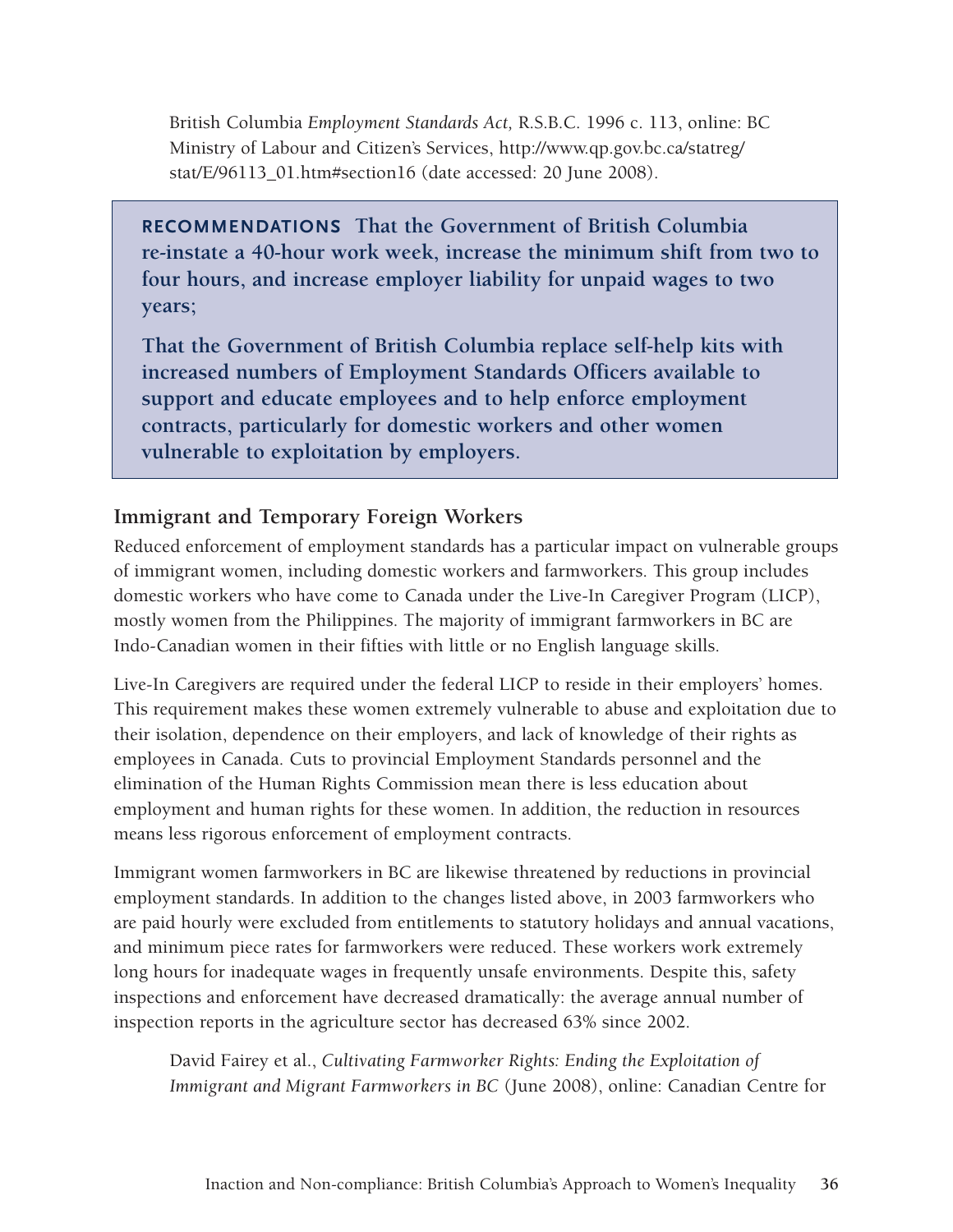British Columbia *Employment Standards Act,* R.S.B.C. 1996 c. 113, online: BC Ministry of Labour and Citizen's Services, http://www.qp.gov.bc.ca/statreg/stat/E/96113_01.htm#section16 (date accessed: 20 June 2008).

> **RECOMMENDATIONS That the Government of British Columbia re-instate a 40-hour work week, increase the minimum shift from two to four hours, and increase employer liability for unpaid wages to two years;**
>
> **That the Government of British Columbia replace self-help kits with increased numbers of Employment Standards Officers available to support and educate employees and to help enforce employment contracts, particularly for domestic workers and other women vulnerable to exploitation by employers.**

### Immigrant and Temporary Foreign Workers

Reduced enforcement of employment standards has a particular impact on vulnerable groups of immigrant women, including domestic workers and farmworkers. This group includes domestic workers who have come to Canada under the Live-In Caregiver Program (LICP), mostly women from the Philippines. The majority of immigrant farmworkers in BC are Indo-Canadian women in their fifties with little or no English language skills.

Live-In Caregivers are required under the federal LICP to reside in their employers' homes. This requirement makes these women extremely vulnerable to abuse and exploitation due to their isolation, dependence on their employers, and lack of knowledge of their rights as employees in Canada. Cuts to provincial Employment Standards personnel and the elimination of the Human Rights Commission mean there is less education about employment and human rights for these women. In addition, the reduction in resources means less rigorous enforcement of employment contracts.

Immigrant women farmworkers in BC are likewise threatened by reductions in provincial employment standards. In addition to the changes listed above, in 2003 farmworkers who are paid hourly were excluded from entitlements to statutory holidays and annual vacations, and minimum piece rates for farmworkers were reduced. These workers work extremely long hours for inadequate wages in frequently unsafe environments. Despite this, safety inspections and enforcement have decreased dramatically: the average annual number of inspection reports in the agriculture sector has decreased 63% since 2002.

David Fairey et al., *Cultivating Farmworker Rights: Ending the Exploitation of Immigrant and Migrant Farmworkers in BC* (June 2008), online: Canadian Centre for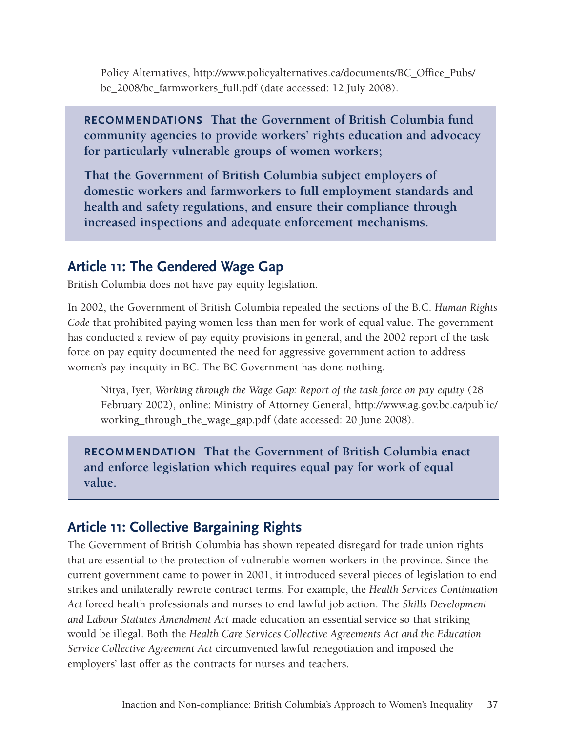Policy Alternatives, http://www.policyalternatives.ca/documents/BC_Office_Pubs/bc_2008/bc_farmworkers_full.pdf (date accessed: 12 July 2008).

> **RECOMMENDATIONS That the Government of British Columbia fund community agencies to provide workers' rights education and advocacy for particularly vulnerable groups of women workers;**
>
> **That the Government of British Columbia subject employers of domestic workers and farmworkers to full employment standards and health and safety regulations, and ensure their compliance through increased inspections and adequate enforcement mechanisms.**

## Article 11: The Gendered Wage Gap

British Columbia does not have pay equity legislation.

In 2002, the Government of British Columbia repealed the sections of the B.C. *Human Rights Code* that prohibited paying women less than men for work of equal value. The government has conducted a review of pay equity provisions in general, and the 2002 report of the task force on pay equity documented the need for aggressive government action to address women's pay inequity in BC. The BC Government has done nothing.

Nitya, Iyer, *Working through the Wage Gap: Report of the task force on pay equity* (28 February 2002), online: Ministry of Attorney General, http://www.ag.gov.bc.ca/public/working_through_the_wage_gap.pdf (date accessed: 20 June 2008).

> **RECOMMENDATION That the Government of British Columbia enact and enforce legislation which requires equal pay for work of equal value.**

## Article 11: Collective Bargaining Rights

The Government of British Columbia has shown repeated disregard for trade union rights that are essential to the protection of vulnerable women workers in the province. Since the current government came to power in 2001, it introduced several pieces of legislation to end strikes and unilaterally rewrote contract terms. For example, the *Health Services Continuation Act* forced health professionals and nurses to end lawful job action. The *Skills Development and Labour Statutes Amendment Act* made education an essential service so that striking would be illegal. Both the *Health Care Services Collective Agreements Act and the Education Service Collective Agreement Act* circumvented lawful renegotiation and imposed the employers' last offer as the contracts for nurses and teachers.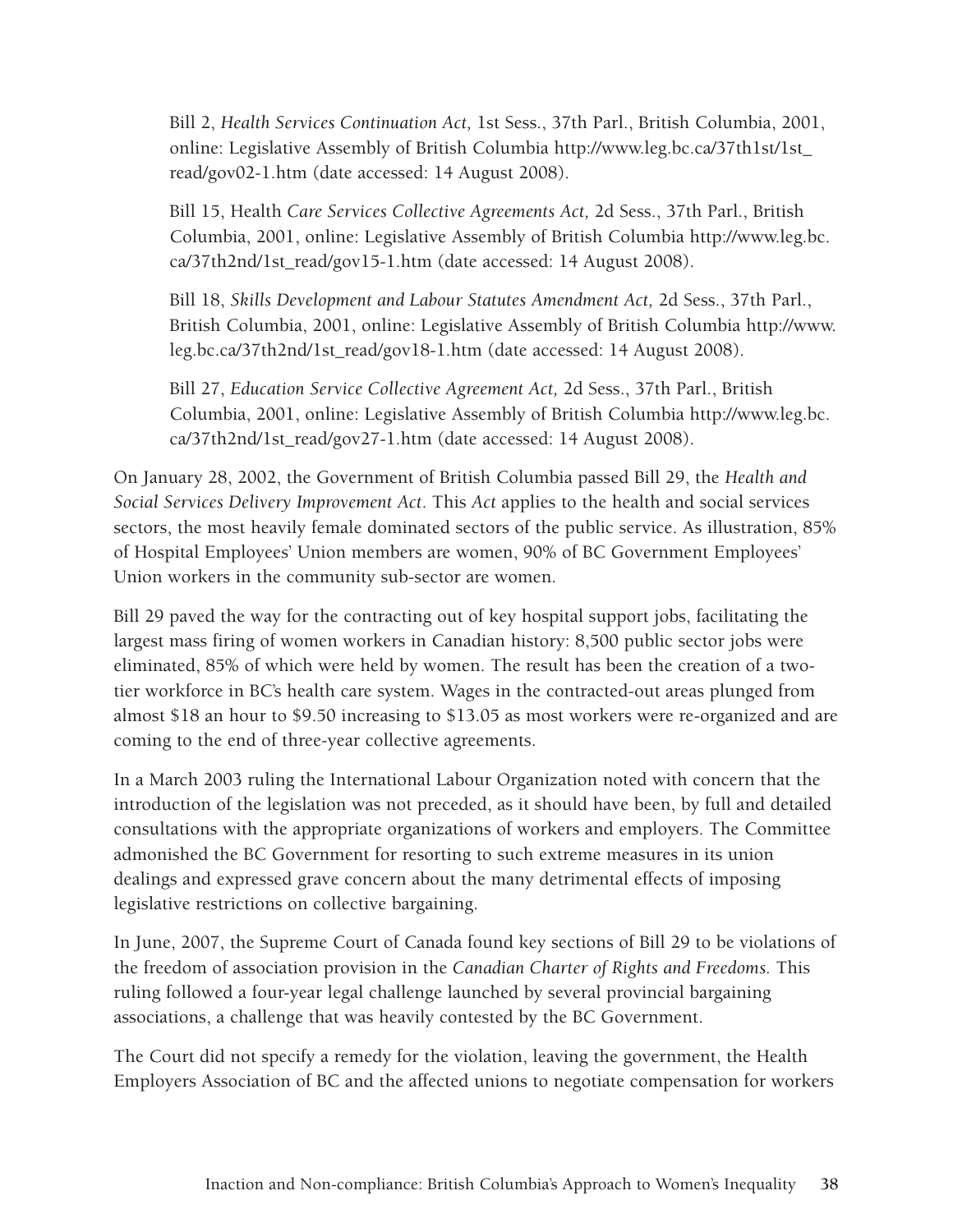Bill 2, *Health Services Continuation Act,* 1st Sess., 37th Parl., British Columbia, 2001, online: Legislative Assembly of British Columbia http://www.leg.bc.ca/37th1st/1st_read/gov02-1.htm (date accessed: 14 August 2008).

Bill 15, Health *Care Services Collective Agreements Act,* 2d Sess., 37th Parl., British Columbia, 2001, online: Legislative Assembly of British Columbia http://www.leg.bc.ca/37th2nd/1st_read/gov15-1.htm (date accessed: 14 August 2008).

Bill 18, *Skills Development and Labour Statutes Amendment Act,* 2d Sess., 37th Parl., British Columbia, 2001, online: Legislative Assembly of British Columbia http://www.leg.bc.ca/37th2nd/1st_read/gov18-1.htm (date accessed: 14 August 2008).

Bill 27, *Education Service Collective Agreement Act,* 2d Sess., 37th Parl., British Columbia, 2001, online: Legislative Assembly of British Columbia http://www.leg.bc.ca/37th2nd/1st_read/gov27-1.htm (date accessed: 14 August 2008).

On January 28, 2002, the Government of British Columbia passed Bill 29, the *Health and Social Services Delivery Improvement Act*. This *Act* applies to the health and social services sectors, the most heavily female dominated sectors of the public service. As illustration, 85% of Hospital Employees' Union members are women, 90% of BC Government Employees' Union workers in the community sub-sector are women.

Bill 29 paved the way for the contracting out of key hospital support jobs, facilitating the largest mass firing of women workers in Canadian history: 8,500 public sector jobs were eliminated, 85% of which were held by women. The result has been the creation of a two-tier workforce in BC's health care system. Wages in the contracted-out areas plunged from almost $18 an hour to $9.50 increasing to $13.05 as most workers were re-organized and are coming to the end of three-year collective agreements.

In a March 2003 ruling the International Labour Organization noted with concern that the introduction of the legislation was not preceded, as it should have been, by full and detailed consultations with the appropriate organizations of workers and employers. The Committee admonished the BC Government for resorting to such extreme measures in its union dealings and expressed grave concern about the many detrimental effects of imposing legislative restrictions on collective bargaining.

In June, 2007, the Supreme Court of Canada found key sections of Bill 29 to be violations of the freedom of association provision in the *Canadian Charter of Rights and Freedoms.* This ruling followed a four-year legal challenge launched by several provincial bargaining associations, a challenge that was heavily contested by the BC Government.

The Court did not specify a remedy for the violation, leaving the government, the Health Employers Association of BC and the affected unions to negotiate compensation for workers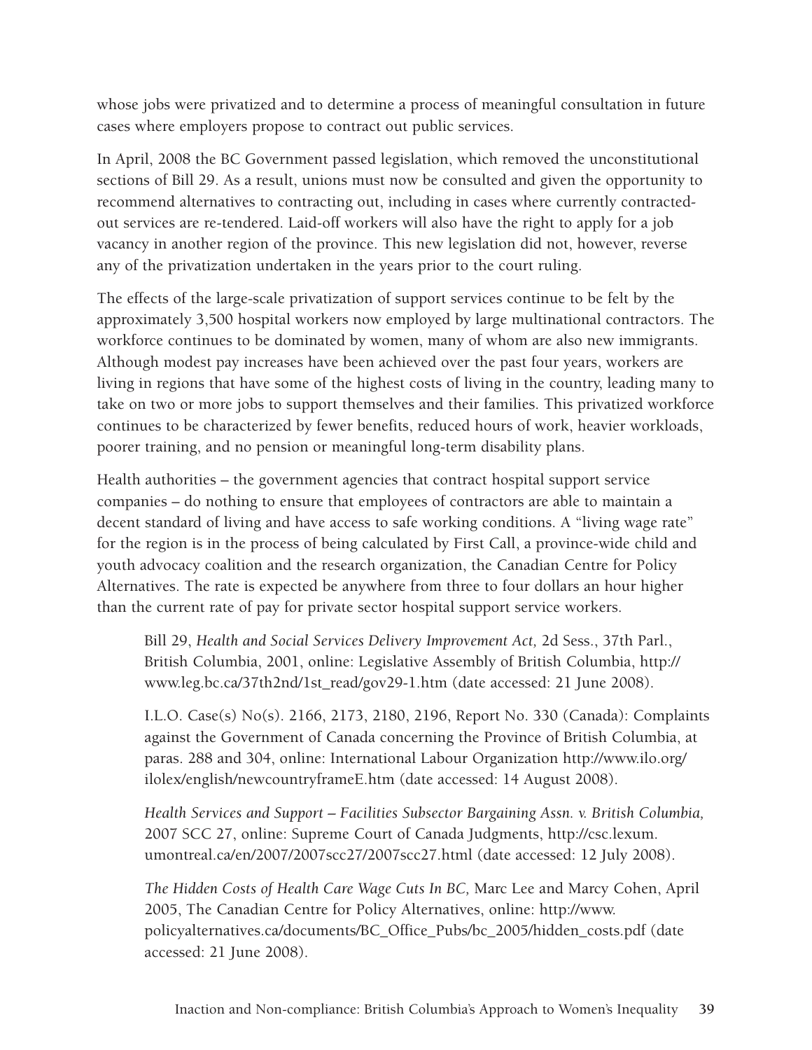whose jobs were privatized and to determine a process of meaningful consultation in future cases where employers propose to contract out public services.

In April, 2008 the BC Government passed legislation, which removed the unconstitutional sections of Bill 29. As a result, unions must now be consulted and given the opportunity to recommend alternatives to contracting out, including in cases where currently contracted-out services are re-tendered. Laid-off workers will also have the right to apply for a job vacancy in another region of the province. This new legislation did not, however, reverse any of the privatization undertaken in the years prior to the court ruling.

The effects of the large-scale privatization of support services continue to be felt by the approximately 3,500 hospital workers now employed by large multinational contractors. The workforce continues to be dominated by women, many of whom are also new immigrants. Although modest pay increases have been achieved over the past four years, workers are living in regions that have some of the highest costs of living in the country, leading many to take on two or more jobs to support themselves and their families. This privatized workforce continues to be characterized by fewer benefits, reduced hours of work, heavier workloads, poorer training, and no pension or meaningful long-term disability plans.

Health authorities – the government agencies that contract hospital support service companies – do nothing to ensure that employees of contractors are able to maintain a decent standard of living and have access to safe working conditions. A "living wage rate" for the region is in the process of being calculated by First Call, a province-wide child and youth advocacy coalition and the research organization, the Canadian Centre for Policy Alternatives. The rate is expected be anywhere from three to four dollars an hour higher than the current rate of pay for private sector hospital support service workers.

> Bill 29, *Health and Social Services Delivery Improvement Act,* 2d Sess., 37th Parl., British Columbia, 2001, online: Legislative Assembly of British Columbia, http://www.leg.bc.ca/37th2nd/1st_read/gov29-1.htm (date accessed: 21 June 2008).
>
> I.L.O. Case(s) No(s). 2166, 2173, 2180, 2196, Report No. 330 (Canada): Complaints against the Government of Canada concerning the Province of British Columbia, at paras. 288 and 304, online: International Labour Organization http://www.ilo.org/ilolex/english/newcountryframeE.htm (date accessed: 14 August 2008).
>
> *Health Services and Support – Facilities Subsector Bargaining Assn. v. British Columbia,* 2007 SCC 27, online: Supreme Court of Canada Judgments, http://csc.lexum.umontreal.ca/en/2007/2007scc27/2007scc27.html (date accessed: 12 July 2008).
>
> *The Hidden Costs of Health Care Wage Cuts In BC,* Marc Lee and Marcy Cohen, April 2005, The Canadian Centre for Policy Alternatives, online: http://www.policyalternatives.ca/documents/BC_Office_Pubs/bc_2005/hidden_costs.pdf (date accessed: 21 June 2008).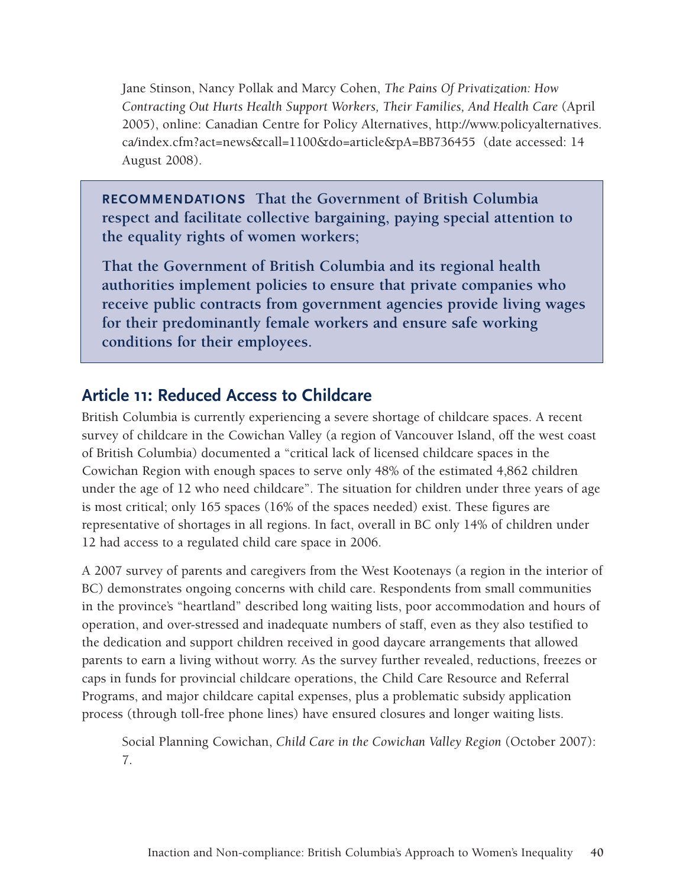Jane Stinson, Nancy Pollak and Marcy Cohen, *The Pains Of Privatization: How Contracting Out Hurts Health Support Workers, Their Families, And Health Care* (April 2005), online: Canadian Centre for Policy Alternatives, http://www.policyalternatives.ca/index.cfm?act=news&call=1100&do=article&pA=BB736455 (date accessed: 14 August 2008).

> **RECOMMENDATIONS That the Government of British Columbia respect and facilitate collective bargaining, paying special attention to the equality rights of women workers;**
>
> **That the Government of British Columbia and its regional health authorities implement policies to ensure that private companies who receive public contracts from government agencies provide living wages for their predominantly female workers and ensure safe working conditions for their employees.**

## Article 11: Reduced Access to Childcare

British Columbia is currently experiencing a severe shortage of childcare spaces. A recent survey of childcare in the Cowichan Valley (a region of Vancouver Island, off the west coast of British Columbia) documented a "critical lack of licensed childcare spaces in the Cowichan Region with enough spaces to serve only 48% of the estimated 4,862 children under the age of 12 who need childcare". The situation for children under three years of age is most critical; only 165 spaces (16% of the spaces needed) exist. These figures are representative of shortages in all regions. In fact, overall in BC only 14% of children under 12 had access to a regulated child care space in 2006.

A 2007 survey of parents and caregivers from the West Kootenays (a region in the interior of BC) demonstrates ongoing concerns with child care. Respondents from small communities in the province's "heartland" described long waiting lists, poor accommodation and hours of operation, and over-stressed and inadequate numbers of staff, even as they also testified to the dedication and support children received in good daycare arrangements that allowed parents to earn a living without worry. As the survey further revealed, reductions, freezes or caps in funds for provincial childcare operations, the Child Care Resource and Referral Programs, and major childcare capital expenses, plus a problematic subsidy application process (through toll-free phone lines) have ensured closures and longer waiting lists.

Social Planning Cowichan, *Child Care in the Cowichan Valley Region* (October 2007): 7.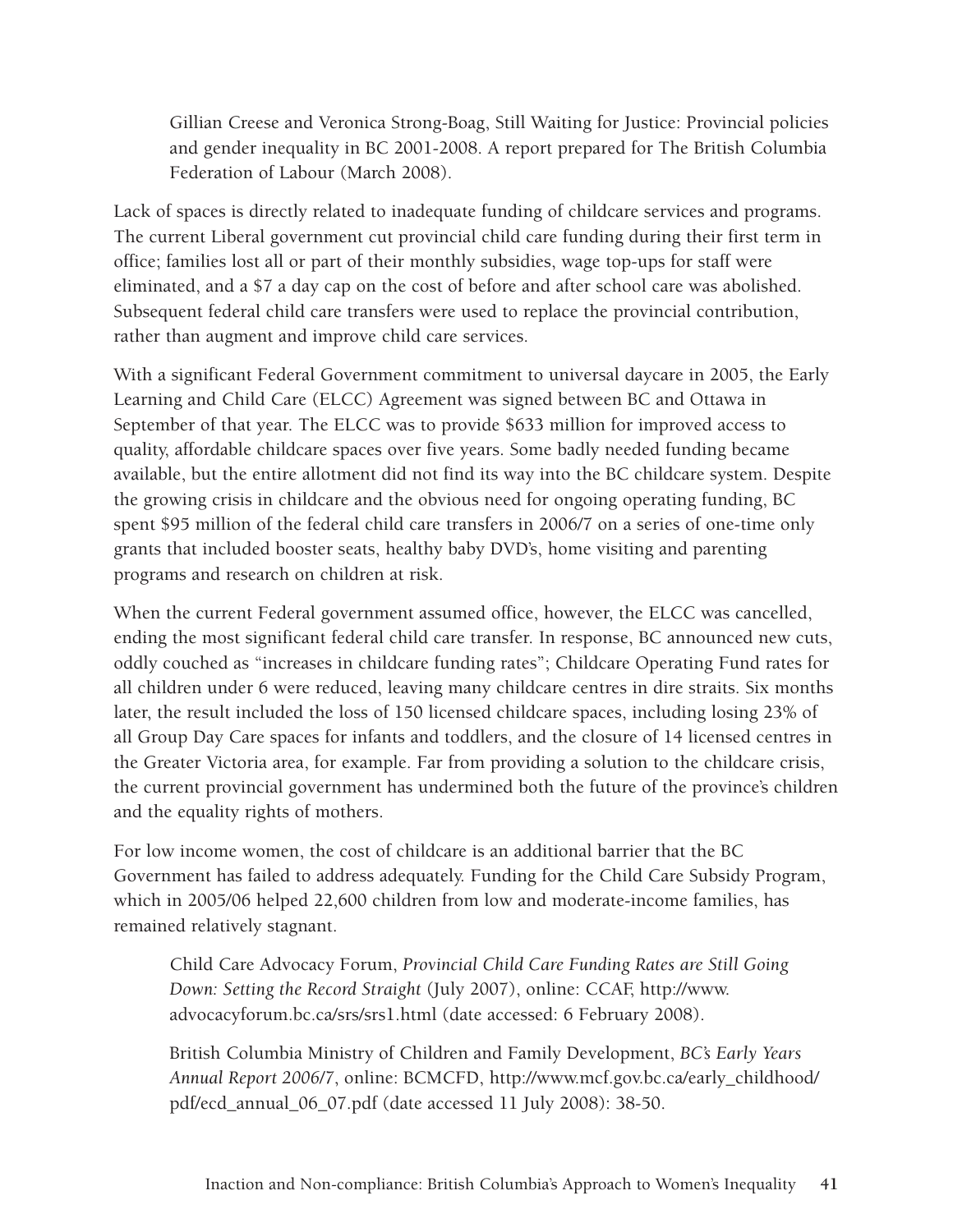> Gillian Creese and Veronica Strong-Boag, Still Waiting for Justice: Provincial policies and gender inequality in BC 2001-2008. A report prepared for The British Columbia Federation of Labour (March 2008).

Lack of spaces is directly related to inadequate funding of childcare services and programs. The current Liberal government cut provincial child care funding during their first term in office; families lost all or part of their monthly subsidies, wage top-ups for staff were eliminated, and a $7 a day cap on the cost of before and after school care was abolished. Subsequent federal child care transfers were used to replace the provincial contribution, rather than augment and improve child care services.

With a significant Federal Government commitment to universal daycare in 2005, the Early Learning and Child Care (ELCC) Agreement was signed between BC and Ottawa in September of that year. The ELCC was to provide $633 million for improved access to quality, affordable childcare spaces over five years. Some badly needed funding became available, but the entire allotment did not find its way into the BC childcare system. Despite the growing crisis in childcare and the obvious need for ongoing operating funding, BC spent $95 million of the federal child care transfers in 2006/7 on a series of one-time only grants that included booster seats, healthy baby DVD's, home visiting and parenting programs and research on children at risk.

When the current Federal government assumed office, however, the ELCC was cancelled, ending the most significant federal child care transfer. In response, BC announced new cuts, oddly couched as "increases in childcare funding rates"; Childcare Operating Fund rates for all children under 6 were reduced, leaving many childcare centres in dire straits. Six months later, the result included the loss of 150 licensed childcare spaces, including losing 23% of all Group Day Care spaces for infants and toddlers, and the closure of 14 licensed centres in the Greater Victoria area, for example. Far from providing a solution to the childcare crisis, the current provincial government has undermined both the future of the province's children and the equality rights of mothers.

For low income women, the cost of childcare is an additional barrier that the BC Government has failed to address adequately. Funding for the Child Care Subsidy Program, which in 2005/06 helped 22,600 children from low and moderate-income families, has remained relatively stagnant.

> Child Care Advocacy Forum, *Provincial Child Care Funding Rates are Still Going Down: Setting the Record Straight* (July 2007), online: CCAF, http://www.advocacyforum.bc.ca/srs/srs1.html (date accessed: 6 February 2008).
>
> British Columbia Ministry of Children and Family Development, *BC's Early Years Annual Report 2006/7*, online: BCMCFD, http://www.mcf.gov.bc.ca/early_childhood/pdf/ecd_annual_06_07.pdf (date accessed 11 July 2008): 38-50.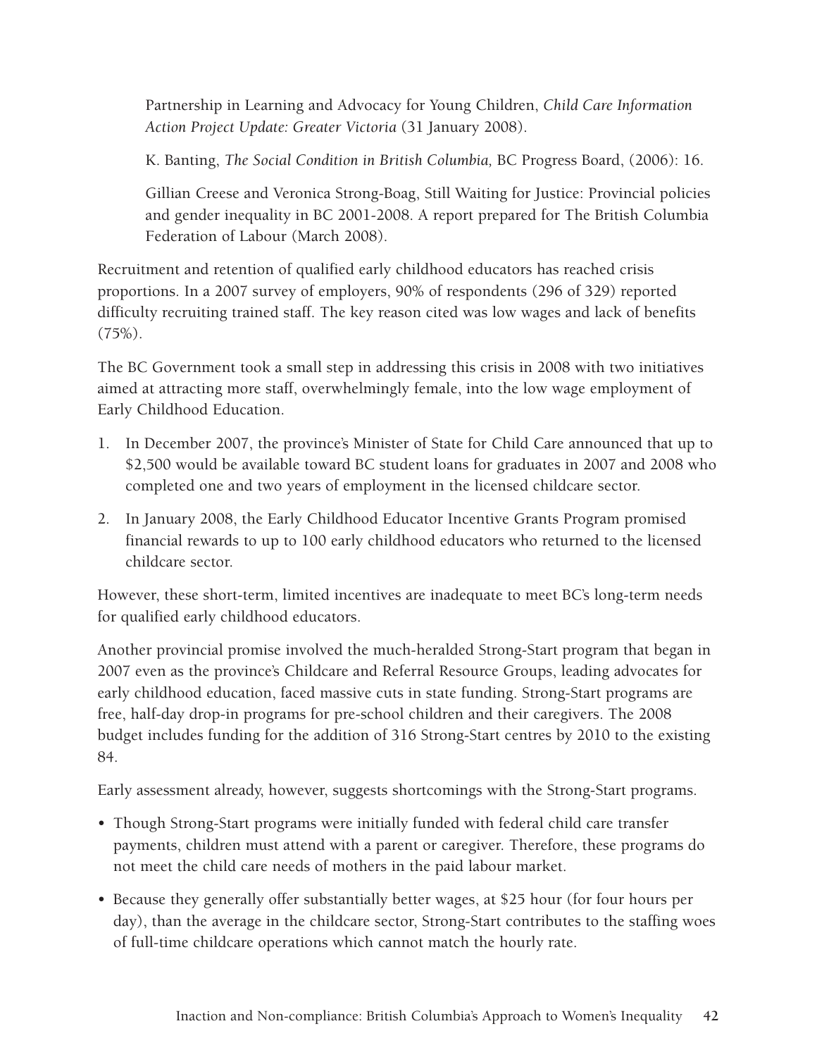Partnership in Learning and Advocacy for Young Children, *Child Care Information Action Project Update: Greater Victoria* (31 January 2008).

K. Banting, *The Social Condition in British Columbia,* BC Progress Board, (2006): 16.

Gillian Creese and Veronica Strong-Boag, Still Waiting for Justice: Provincial policies and gender inequality in BC 2001-2008. A report prepared for The British Columbia Federation of Labour (March 2008).

Recruitment and retention of qualified early childhood educators has reached crisis proportions. In a 2007 survey of employers, 90% of respondents (296 of 329) reported difficulty recruiting trained staff. The key reason cited was low wages and lack of benefits (75%).

The BC Government took a small step in addressing this crisis in 2008 with two initiatives aimed at attracting more staff, overwhelmingly female, into the low wage employment of Early Childhood Education.

1. In December 2007, the province's Minister of State for Child Care announced that up to $2,500 would be available toward BC student loans for graduates in 2007 and 2008 who completed one and two years of employment in the licensed childcare sector.
2. In January 2008, the Early Childhood Educator Incentive Grants Program promised financial rewards to up to 100 early childhood educators who returned to the licensed childcare sector.

However, these short-term, limited incentives are inadequate to meet BC's long-term needs for qualified early childhood educators.

Another provincial promise involved the much-heralded Strong-Start program that began in 2007 even as the province's Childcare and Referral Resource Groups, leading advocates for early childhood education, faced massive cuts in state funding. Strong-Start programs are free, half-day drop-in programs for pre-school children and their caregivers. The 2008 budget includes funding for the addition of 316 Strong-Start centres by 2010 to the existing 84.

Early assessment already, however, suggests shortcomings with the Strong-Start programs.

- Though Strong-Start programs were initially funded with federal child care transfer payments, children must attend with a parent or caregiver. Therefore, these programs do not meet the child care needs of mothers in the paid labour market.
- Because they generally offer substantially better wages, at $25 hour (for four hours per day), than the average in the childcare sector, Strong-Start contributes to the staffing woes of full-time childcare operations which cannot match the hourly rate.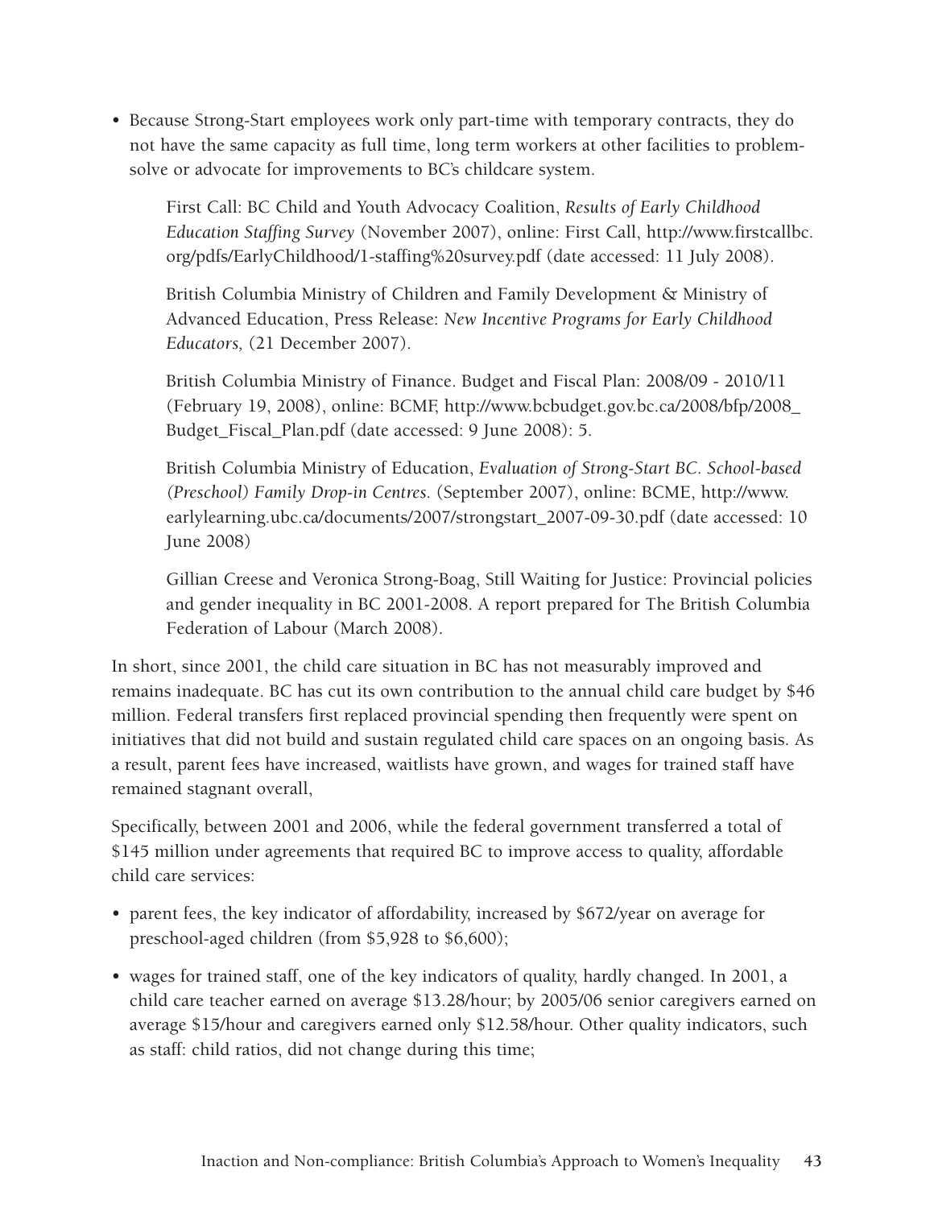- Because Strong-Start employees work only part-time with temporary contracts, they do not have the same capacity as full time, long term workers at other facilities to problem-solve or advocate for improvements to BC's childcare system.

  First Call: BC Child and Youth Advocacy Coalition, *Results of Early Childhood Education Staffing Survey* (November 2007), online: First Call, http://www.firstcallbc.org/pdfs/EarlyChildhood/1-staffing%20survey.pdf (date accessed: 11 July 2008).

  British Columbia Ministry of Children and Family Development & Ministry of Advanced Education, Press Release: *New Incentive Programs for Early Childhood Educators,* (21 December 2007).

  British Columbia Ministry of Finance. Budget and Fiscal Plan: 2008/09 - 2010/11 (February 19, 2008), online: BCMF, http://www.bcbudget.gov.bc.ca/2008/bfp/2008_Budget_Fiscal_Plan.pdf (date accessed: 9 June 2008): 5.

  British Columbia Ministry of Education, *Evaluation of Strong-Start BC. School-based (Preschool) Family Drop-in Centres.* (September 2007), online: BCME, http://www.earlylearning.ubc.ca/documents/2007/strongstart_2007-09-30.pdf (date accessed: 10 June 2008)

  Gillian Creese and Veronica Strong-Boag, Still Waiting for Justice: Provincial policies and gender inequality in BC 2001-2008. A report prepared for The British Columbia Federation of Labour (March 2008).

In short, since 2001, the child care situation in BC has not measurably improved and remains inadequate. BC has cut its own contribution to the annual child care budget by $46 million. Federal transfers first replaced provincial spending then frequently were spent on initiatives that did not build and sustain regulated child care spaces on an ongoing basis. As a result, parent fees have increased, waitlists have grown, and wages for trained staff have remained stagnant overall,

Specifically, between 2001 and 2006, while the federal government transferred a total of $145 million under agreements that required BC to improve access to quality, affordable child care services:

- parent fees, the key indicator of affordability, increased by $672/year on average for preschool-aged children (from $5,928 to $6,600);
- wages for trained staff, one of the key indicators of quality, hardly changed. In 2001, a child care teacher earned on average $13.28/hour; by 2005/06 senior caregivers earned on average $15/hour and caregivers earned only $12.58/hour. Other quality indicators, such as staff: child ratios, did not change during this time;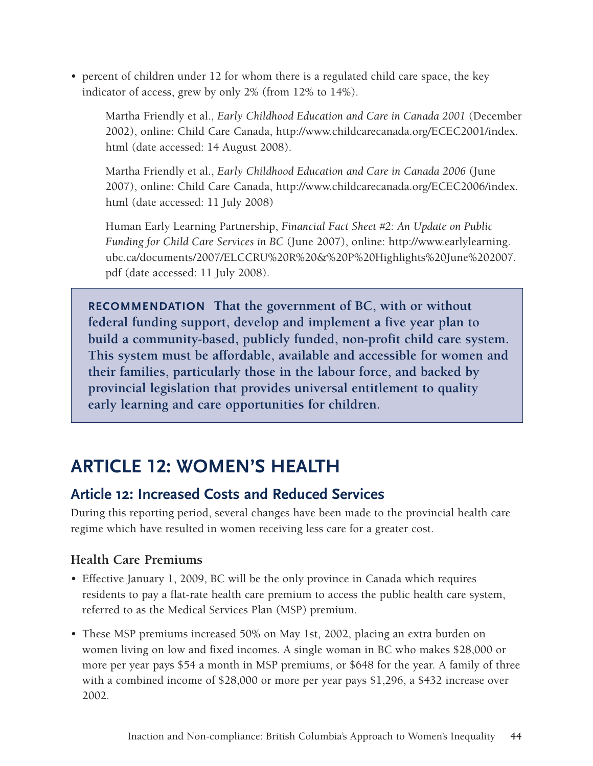- percent of children under 12 for whom there is a regulated child care space, the key indicator of access, grew by only 2% (from 12% to 14%).

  Martha Friendly et al., *Early Childhood Education and Care in Canada 2001* (December 2002), online: Child Care Canada, http://www.childcarecanada.org/ECEC2001/index.html (date accessed: 14 August 2008).

  Martha Friendly et al., *Early Childhood Education and Care in Canada 2006* (June 2007), online: Child Care Canada, http://www.childcarecanada.org/ECEC2006/index.html (date accessed: 11 July 2008)

  Human Early Learning Partnership, *Financial Fact Sheet #2: An Update on Public Funding for Child Care Services in BC* (June 2007), online: http://www.earlylearning.ubc.ca/documents/2007/ELCCRU%20R%20&%20P%20Highlights%20June%202007.pdf (date accessed: 11 July 2008).

**RECOMMENDATION That the government of BC, with or without federal funding support, develop and implement a five year plan to build a community-based, publicly funded, non-profit child care system. This system must be affordable, available and accessible for women and their families, particularly those in the labour force, and backed by provincial legislation that provides universal entitlement to quality early learning and care opportunities for children.**

# ARTICLE 12: WOMEN'S HEALTH

## Article 12: Increased Costs and Reduced Services

During this reporting period, several changes have been made to the provincial health care regime which have resulted in women receiving less care for a greater cost.

### Health Care Premiums

- Effective January 1, 2009, BC will be the only province in Canada which requires residents to pay a flat-rate health care premium to access the public health care system, referred to as the Medical Services Plan (MSP) premium.
- These MSP premiums increased 50% on May 1st, 2002, placing an extra burden on women living on low and fixed incomes. A single woman in BC who makes $28,000 or more per year pays $54 a month in MSP premiums, or $648 for the year. A family of three with a combined income of $28,000 or more per year pays $1,296, a $432 increase over 2002.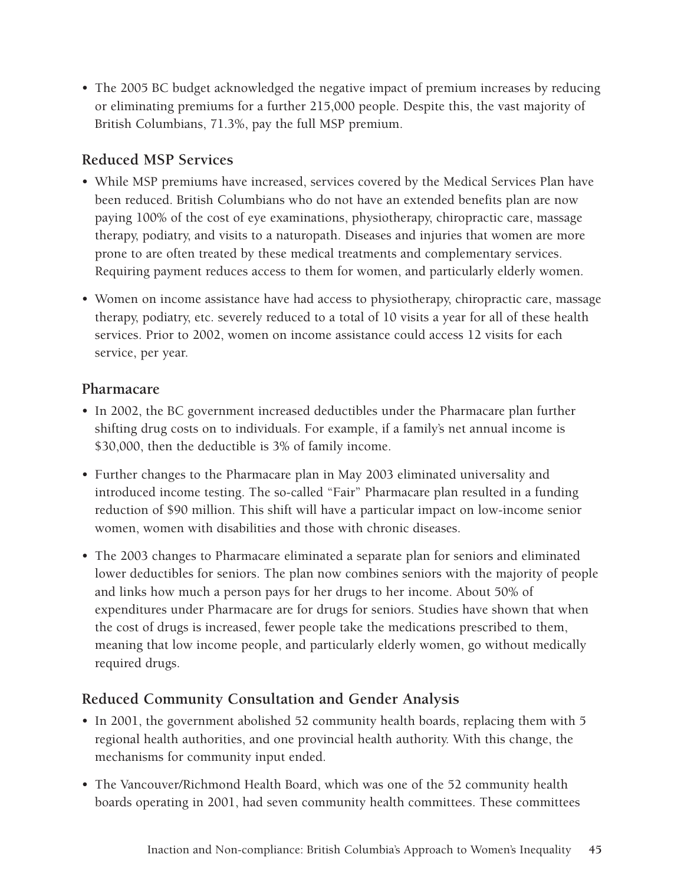- The 2005 BC budget acknowledged the negative impact of premium increases by reducing or eliminating premiums for a further 215,000 people. Despite this, the vast majority of British Columbians, 71.3%, pay the full MSP premium.

### Reduced MSP Services

- While MSP premiums have increased, services covered by the Medical Services Plan have been reduced. British Columbians who do not have an extended benefits plan are now paying 100% of the cost of eye examinations, physiotherapy, chiropractic care, massage therapy, podiatry, and visits to a naturopath. Diseases and injuries that women are more prone to are often treated by these medical treatments and complementary services. Requiring payment reduces access to them for women, and particularly elderly women.
- Women on income assistance have had access to physiotherapy, chiropractic care, massage therapy, podiatry, etc. severely reduced to a total of 10 visits a year for all of these health services. Prior to 2002, women on income assistance could access 12 visits for each service, per year.

### Pharmacare

- In 2002, the BC government increased deductibles under the Pharmacare plan further shifting drug costs on to individuals. For example, if a family's net annual income is $30,000, then the deductible is 3% of family income.
- Further changes to the Pharmacare plan in May 2003 eliminated universality and introduced income testing. The so-called "Fair" Pharmacare plan resulted in a funding reduction of $90 million. This shift will have a particular impact on low-income senior women, women with disabilities and those with chronic diseases.
- The 2003 changes to Pharmacare eliminated a separate plan for seniors and eliminated lower deductibles for seniors. The plan now combines seniors with the majority of people and links how much a person pays for her drugs to her income. About 50% of expenditures under Pharmacare are for drugs for seniors. Studies have shown that when the cost of drugs is increased, fewer people take the medications prescribed to them, meaning that low income people, and particularly elderly women, go without medically required drugs.

### Reduced Community Consultation and Gender Analysis

- In 2001, the government abolished 52 community health boards, replacing them with 5 regional health authorities, and one provincial health authority. With this change, the mechanisms for community input ended.
- The Vancouver/Richmond Health Board, which was one of the 52 community health boards operating in 2001, had seven community health committees. These committees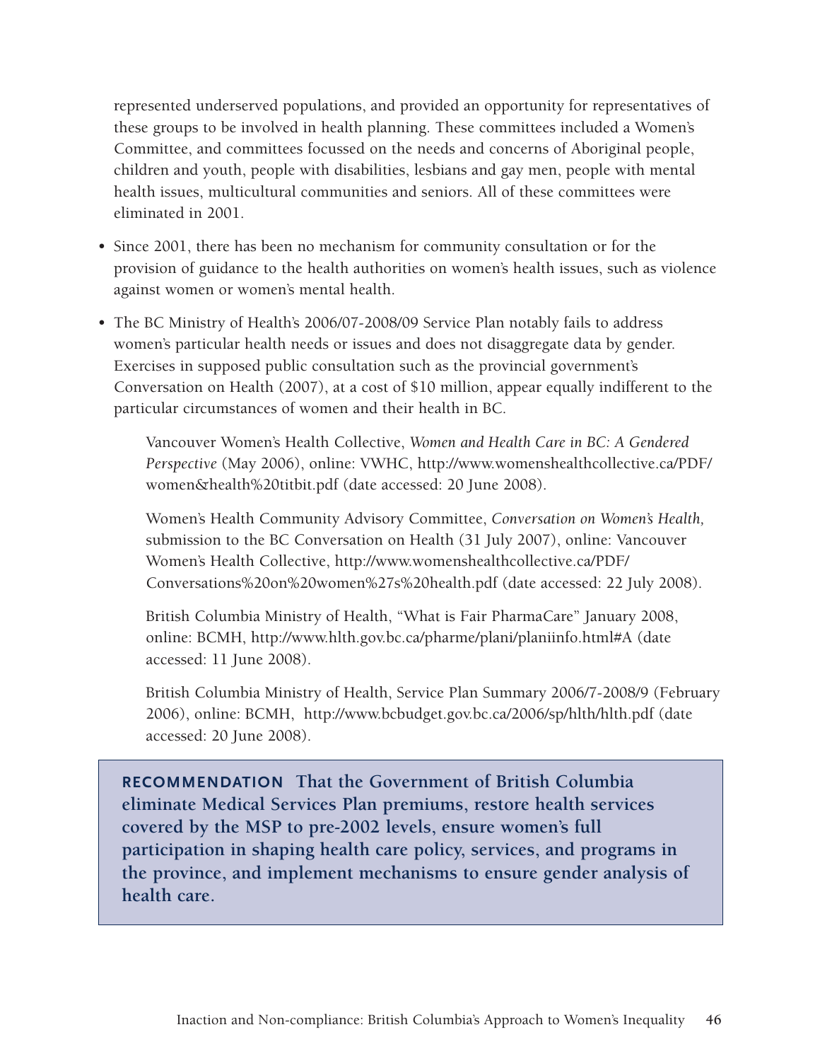represented underserved populations, and provided an opportunity for representatives of these groups to be involved in health planning. These committees included a Women's Committee, and committees focussed on the needs and concerns of Aboriginal people, children and youth, people with disabilities, lesbians and gay men, people with mental health issues, multicultural communities and seniors. All of these committees were eliminated in 2001.

- Since 2001, there has been no mechanism for community consultation or for the provision of guidance to the health authorities on women's health issues, such as violence against women or women's mental health.
- The BC Ministry of Health's 2006/07-2008/09 Service Plan notably fails to address women's particular health needs or issues and does not disaggregate data by gender. Exercises in supposed public consultation such as the provincial government's Conversation on Health (2007), at a cost of $10 million, appear equally indifferent to the particular circumstances of women and their health in BC.

Vancouver Women's Health Collective, *Women and Health Care in BC: A Gendered Perspective* (May 2006), online: VWHC, http://www.womenshealthcollective.ca/PDF/women&health%20titbit.pdf (date accessed: 20 June 2008).

Women's Health Community Advisory Committee, *Conversation on Women's Health,* submission to the BC Conversation on Health (31 July 2007), online: Vancouver Women's Health Collective, http://www.womenshealthcollective.ca/PDF/Conversations%20on%20women%27s%20health.pdf (date accessed: 22 July 2008).

British Columbia Ministry of Health, "What is Fair PharmaCare" January 2008, online: BCMH, http://www.hlth.gov.bc.ca/pharme/plani/planiinfo.html#A (date accessed: 11 June 2008).

British Columbia Ministry of Health, Service Plan Summary 2006/7-2008/9 (February 2006), online: BCMH, http://www.bcbudget.gov.bc.ca/2006/sp/hlth/hlth.pdf (date accessed: 20 June 2008).

**RECOMMENDATION That the Government of British Columbia eliminate Medical Services Plan premiums, restore health services covered by the MSP to pre-2002 levels, ensure women's full participation in shaping health care policy, services, and programs in the province, and implement mechanisms to ensure gender analysis of health care.**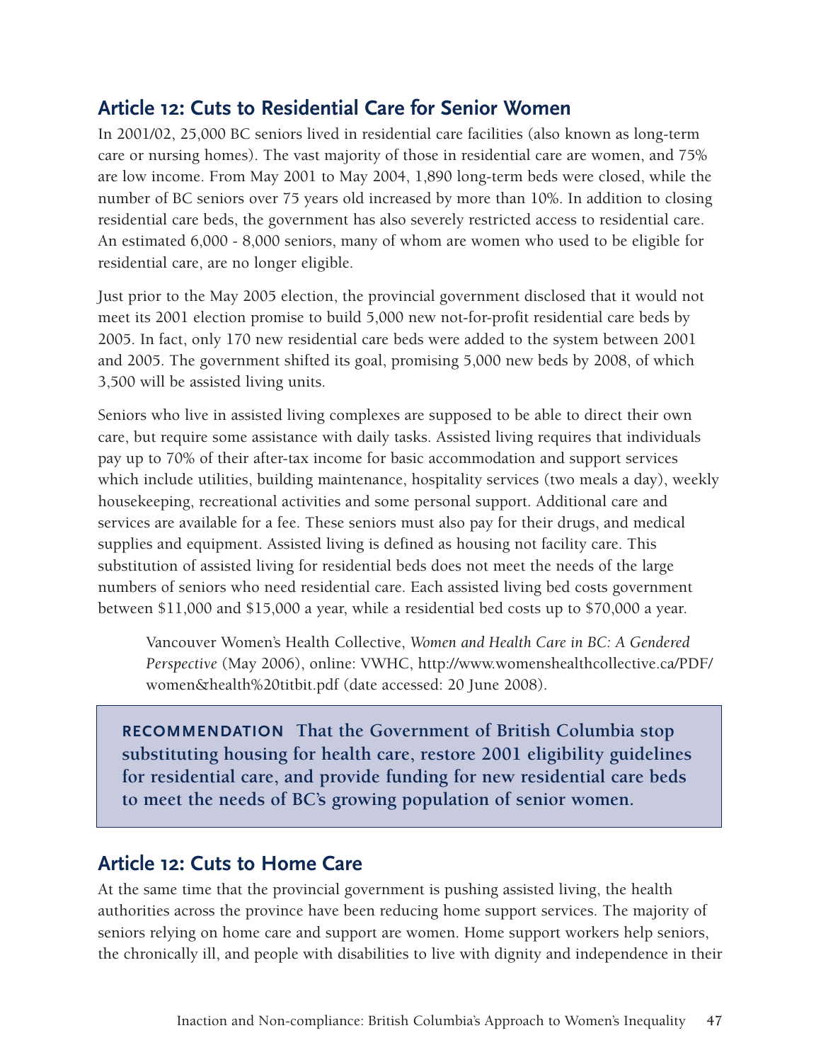## Article 12: Cuts to Residential Care for Senior Women

In 2001/02, 25,000 BC seniors lived in residential care facilities (also known as long-term care or nursing homes). The vast majority of those in residential care are women, and 75% are low income. From May 2001 to May 2004, 1,890 long-term beds were closed, while the number of BC seniors over 75 years old increased by more than 10%. In addition to closing residential care beds, the government has also severely restricted access to residential care. An estimated 6,000 - 8,000 seniors, many of whom are women who used to be eligible for residential care, are no longer eligible.

Just prior to the May 2005 election, the provincial government disclosed that it would not meet its 2001 election promise to build 5,000 new not-for-profit residential care beds by 2005. In fact, only 170 new residential care beds were added to the system between 2001 and 2005. The government shifted its goal, promising 5,000 new beds by 2008, of which 3,500 will be assisted living units.

Seniors who live in assisted living complexes are supposed to be able to direct their own care, but require some assistance with daily tasks. Assisted living requires that individuals pay up to 70% of their after-tax income for basic accommodation and support services which include utilities, building maintenance, hospitality services (two meals a day), weekly housekeeping, recreational activities and some personal support. Additional care and services are available for a fee. These seniors must also pay for their drugs, and medical supplies and equipment. Assisted living is defined as housing not facility care. This substitution of assisted living for residential beds does not meet the needs of the large numbers of seniors who need residential care. Each assisted living bed costs government between $11,000 and $15,000 a year, while a residential bed costs up to $70,000 a year.

> Vancouver Women's Health Collective, *Women and Health Care in BC: A Gendered Perspective* (May 2006), online: VWHC, http://www.womenshealthcollective.ca/PDF/women&health%20titbit.pdf (date accessed: 20 June 2008).

**RECOMMENDATION That the Government of British Columbia stop substituting housing for health care, restore 2001 eligibility guidelines for residential care, and provide funding for new residential care beds to meet the needs of BC's growing population of senior women.**

## Article 12: Cuts to Home Care

At the same time that the provincial government is pushing assisted living, the health authorities across the province have been reducing home support services. The majority of seniors relying on home care and support are women. Home support workers help seniors, the chronically ill, and people with disabilities to live with dignity and independence in their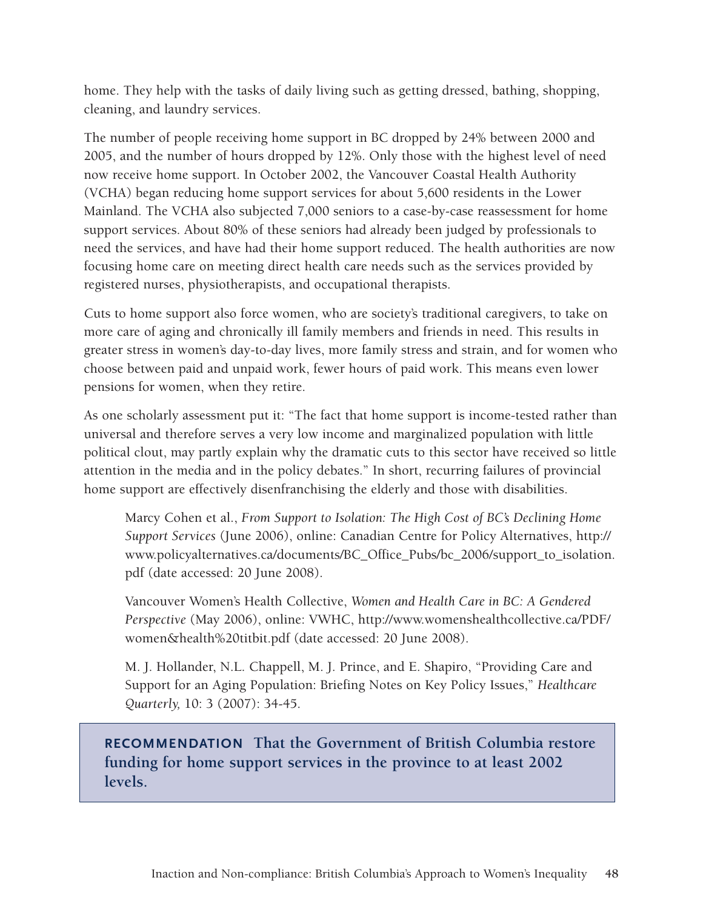home. They help with the tasks of daily living such as getting dressed, bathing, shopping, cleaning, and laundry services.

The number of people receiving home support in BC dropped by 24% between 2000 and 2005, and the number of hours dropped by 12%. Only those with the highest level of need now receive home support. In October 2002, the Vancouver Coastal Health Authority (VCHA) began reducing home support services for about 5,600 residents in the Lower Mainland. The VCHA also subjected 7,000 seniors to a case-by-case reassessment for home support services. About 80% of these seniors had already been judged by professionals to need the services, and have had their home support reduced. The health authorities are now focusing home care on meeting direct health care needs such as the services provided by registered nurses, physiotherapists, and occupational therapists.

Cuts to home support also force women, who are society's traditional caregivers, to take on more care of aging and chronically ill family members and friends in need. This results in greater stress in women's day-to-day lives, more family stress and strain, and for women who choose between paid and unpaid work, fewer hours of paid work. This means even lower pensions for women, when they retire.

As one scholarly assessment put it: "The fact that home support is income-tested rather than universal and therefore serves a very low income and marginalized population with little political clout, may partly explain why the dramatic cuts to this sector have received so little attention in the media and in the policy debates." In short, recurring failures of provincial home support are effectively disenfranchising the elderly and those with disabilities.

> Marcy Cohen et al., *From Support to Isolation: The High Cost of BC's Declining Home Support Services* (June 2006), online: Canadian Centre for Policy Alternatives, http://www.policyalternatives.ca/documents/BC_Office_Pubs/bc_2006/support_to_isolation.pdf (date accessed: 20 June 2008).
>
> Vancouver Women's Health Collective, *Women and Health Care in BC: A Gendered Perspective* (May 2006), online: VWHC, http://www.womenshealthcollective.ca/PDF/women&health%20titbit.pdf (date accessed: 20 June 2008).
>
> M. J. Hollander, N.L. Chappell, M. J. Prince, and E. Shapiro, "Providing Care and Support for an Aging Population: Briefing Notes on Key Policy Issues," *Healthcare Quarterly,* 10: 3 (2007): 34-45.

**RECOMMENDATION That the Government of British Columbia restore funding for home support services in the province to at least 2002 levels.**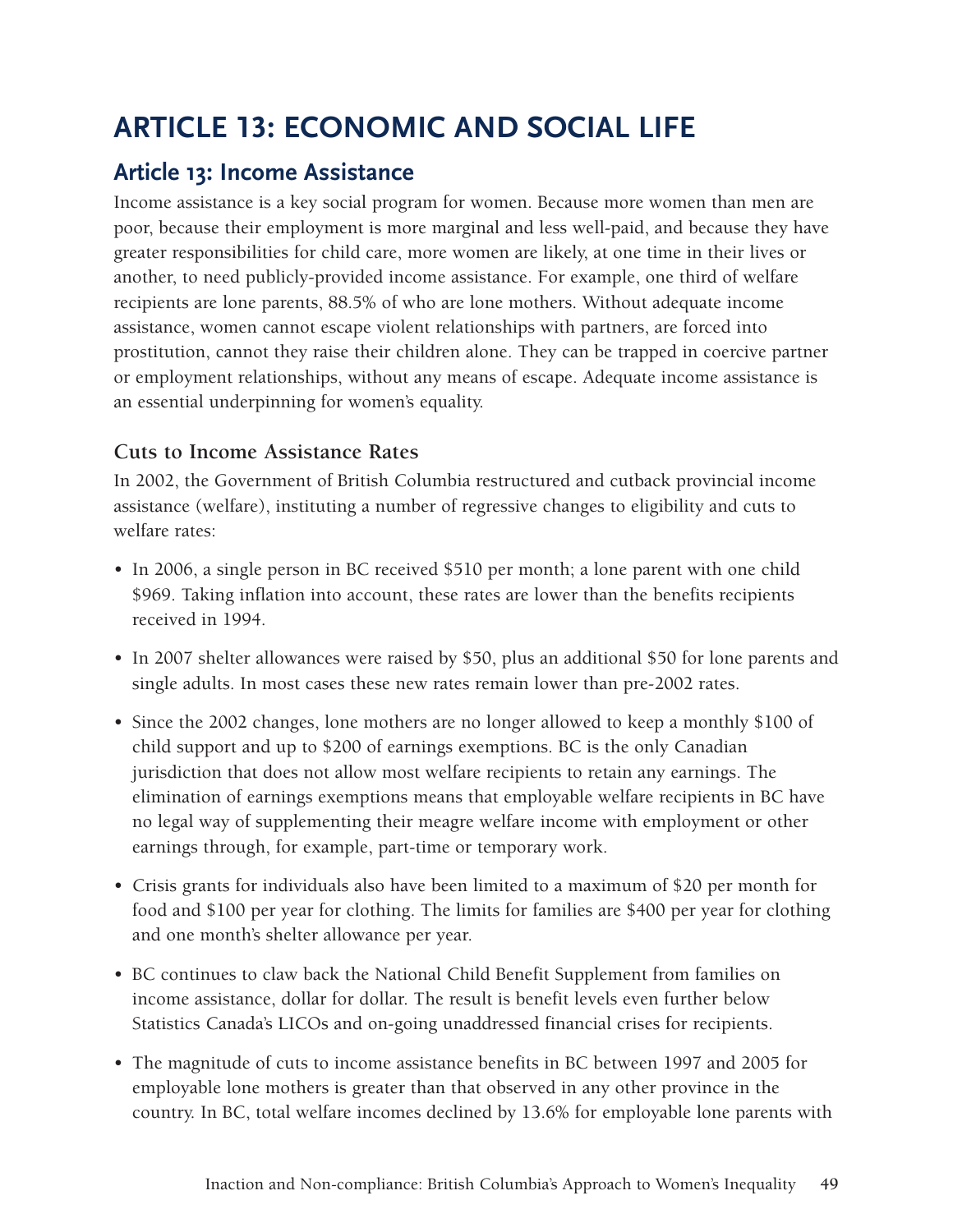# ARTICLE 13: ECONOMIC AND SOCIAL LIFE

## Article 13: Income Assistance

Income assistance is a key social program for women. Because more women than men are poor, because their employment is more marginal and less well-paid, and because they have greater responsibilities for child care, more women are likely, at one time in their lives or another, to need publicly-provided income assistance. For example, one third of welfare recipients are lone parents, 88.5% of who are lone mothers. Without adequate income assistance, women cannot escape violent relationships with partners, are forced into prostitution, cannot they raise their children alone. They can be trapped in coercive partner or employment relationships, without any means of escape. Adequate income assistance is an essential underpinning for women's equality.

### Cuts to Income Assistance Rates

In 2002, the Government of British Columbia restructured and cutback provincial income assistance (welfare), instituting a number of regressive changes to eligibility and cuts to welfare rates:

- In 2006, a single person in BC received $510 per month; a lone parent with one child $969. Taking inflation into account, these rates are lower than the benefits recipients received in 1994.
- In 2007 shelter allowances were raised by $50, plus an additional $50 for lone parents and single adults. In most cases these new rates remain lower than pre-2002 rates.
- Since the 2002 changes, lone mothers are no longer allowed to keep a monthly $100 of child support and up to $200 of earnings exemptions. BC is the only Canadian jurisdiction that does not allow most welfare recipients to retain any earnings. The elimination of earnings exemptions means that employable welfare recipients in BC have no legal way of supplementing their meagre welfare income with employment or other earnings through, for example, part-time or temporary work.
- Crisis grants for individuals also have been limited to a maximum of $20 per month for food and $100 per year for clothing. The limits for families are $400 per year for clothing and one month's shelter allowance per year.
- BC continues to claw back the National Child Benefit Supplement from families on income assistance, dollar for dollar. The result is benefit levels even further below Statistics Canada's LICOs and on-going unaddressed financial crises for recipients.
- The magnitude of cuts to income assistance benefits in BC between 1997 and 2005 for employable lone mothers is greater than that observed in any other province in the country. In BC, total welfare incomes declined by 13.6% for employable lone parents with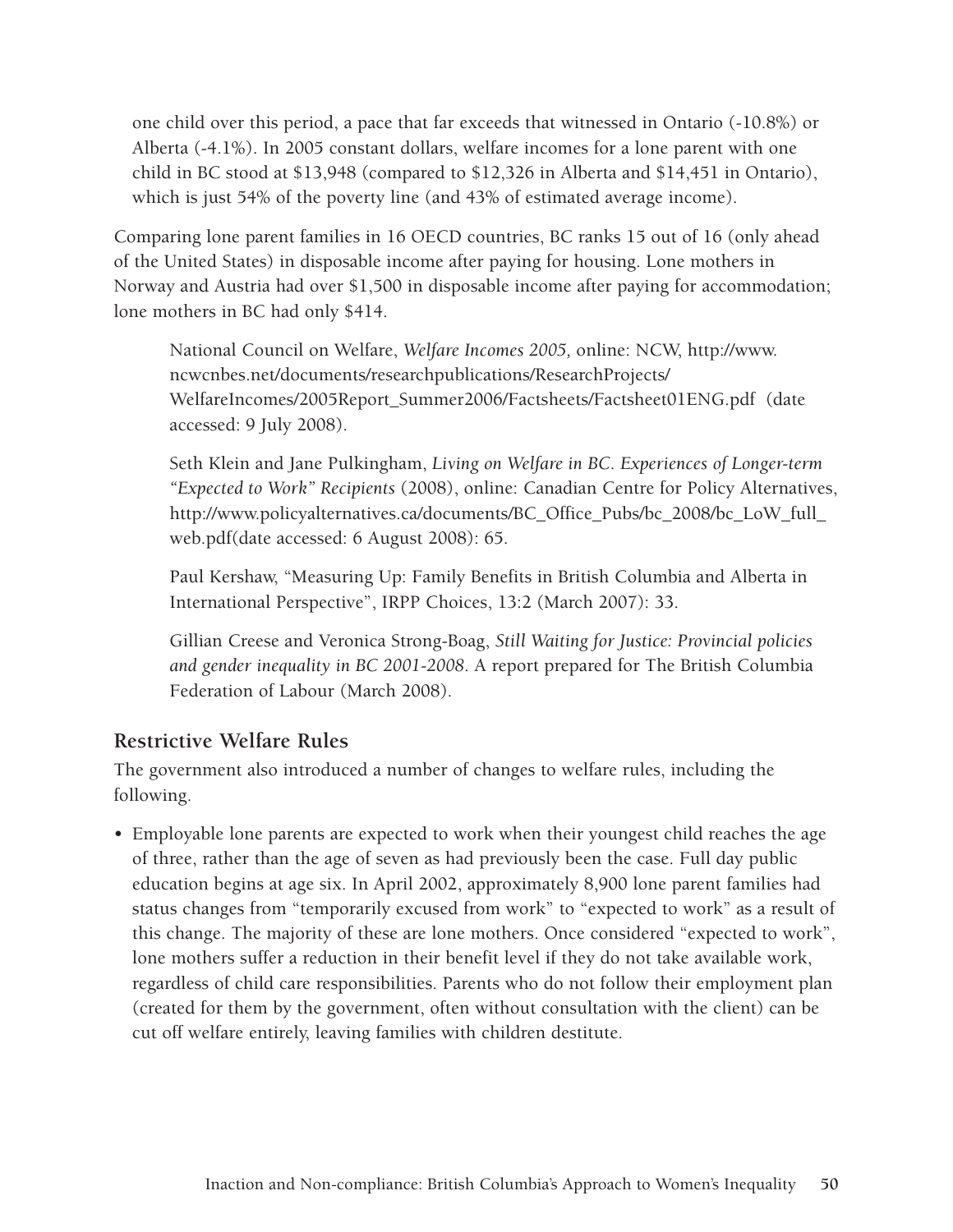one child over this period, a pace that far exceeds that witnessed in Ontario (-10.8%) or Alberta (-4.1%). In 2005 constant dollars, welfare incomes for a lone parent with one child in BC stood at $13,948 (compared to $12,326 in Alberta and $14,451 in Ontario), which is just 54% of the poverty line (and 43% of estimated average income).

Comparing lone parent families in 16 OECD countries, BC ranks 15 out of 16 (only ahead of the United States) in disposable income after paying for housing. Lone mothers in Norway and Austria had over $1,500 in disposable income after paying for accommodation; lone mothers in BC had only $414.

> National Council on Welfare, *Welfare Incomes 2005,* online: NCW, http://www.ncwcnbes.net/documents/researchpublications/ResearchProjects/WelfareIncomes/2005Report_Summer2006/Factsheets/Factsheet01ENG.pdf (date accessed: 9 July 2008).
>
> Seth Klein and Jane Pulkingham, *Living on Welfare in BC. Experiences of Longer-term "Expected to Work" Recipients* (2008), online: Canadian Centre for Policy Alternatives, http://www.policyalternatives.ca/documents/BC_Office_Pubs/bc_2008/bc_LoW_full_web.pdf(date accessed: 6 August 2008): 65.
>
> Paul Kershaw, "Measuring Up: Family Benefits in British Columbia and Alberta in International Perspective", IRPP Choices, 13:2 (March 2007): 33.
>
> Gillian Creese and Veronica Strong-Boag, *Still Waiting for Justice: Provincial policies and gender inequality in BC 2001-2008*. A report prepared for The British Columbia Federation of Labour (March 2008).

### Restrictive Welfare Rules

The government also introduced a number of changes to welfare rules, including the following.

- Employable lone parents are expected to work when their youngest child reaches the age of three, rather than the age of seven as had previously been the case. Full day public education begins at age six. In April 2002, approximately 8,900 lone parent families had status changes from "temporarily excused from work" to "expected to work" as a result of this change. The majority of these are lone mothers. Once considered "expected to work", lone mothers suffer a reduction in their benefit level if they do not take available work, regardless of child care responsibilities. Parents who do not follow their employment plan (created for them by the government, often without consultation with the client) can be cut off welfare entirely, leaving families with children destitute.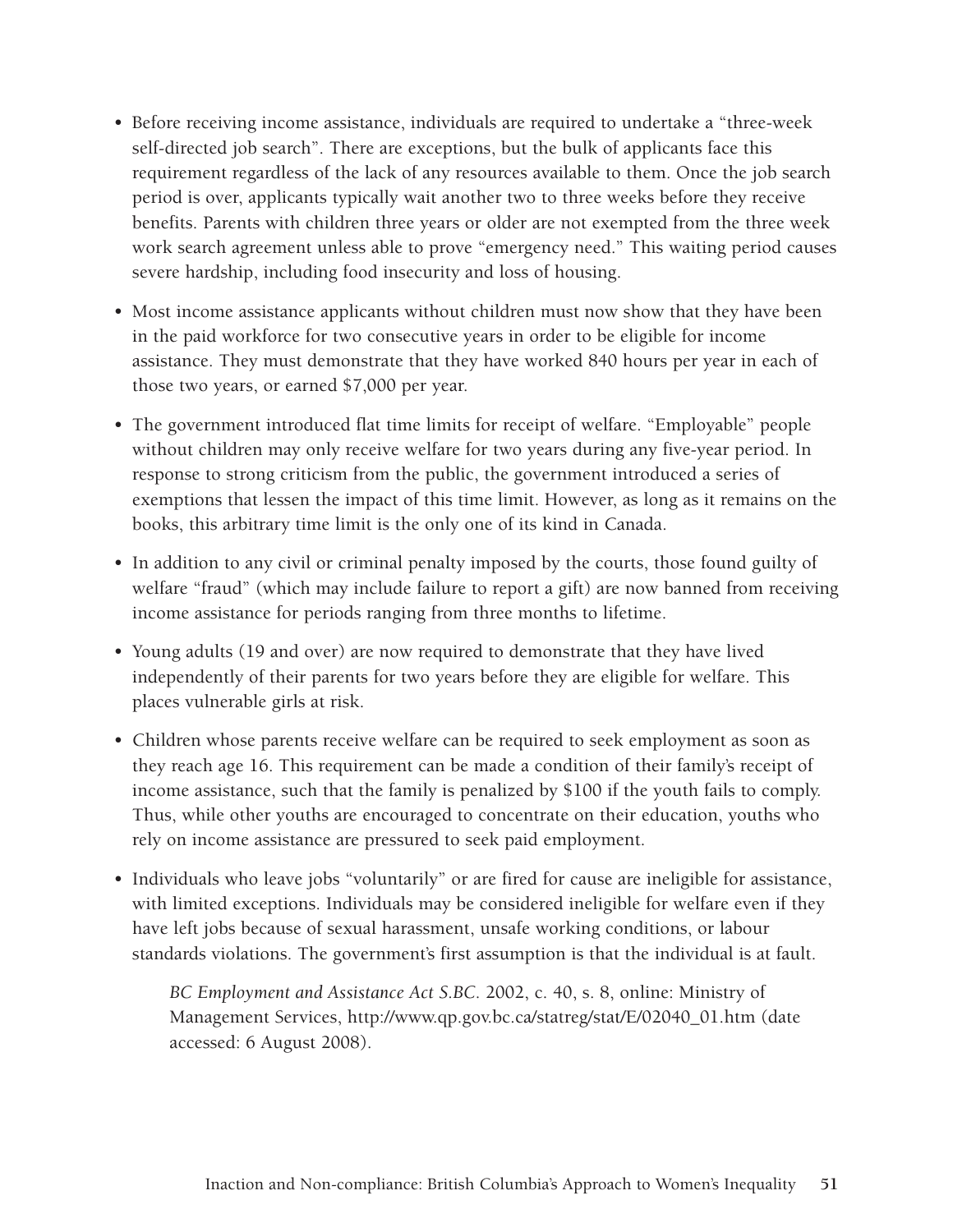- Before receiving income assistance, individuals are required to undertake a "three-week self-directed job search". There are exceptions, but the bulk of applicants face this requirement regardless of the lack of any resources available to them. Once the job search period is over, applicants typically wait another two to three weeks before they receive benefits. Parents with children three years or older are not exempted from the three week work search agreement unless able to prove "emergency need." This waiting period causes severe hardship, including food insecurity and loss of housing.

- Most income assistance applicants without children must now show that they have been in the paid workforce for two consecutive years in order to be eligible for income assistance. They must demonstrate that they have worked 840 hours per year in each of those two years, or earned $7,000 per year.

- The government introduced flat time limits for receipt of welfare. "Employable" people without children may only receive welfare for two years during any five-year period. In response to strong criticism from the public, the government introduced a series of exemptions that lessen the impact of this time limit. However, as long as it remains on the books, this arbitrary time limit is the only one of its kind in Canada.

- In addition to any civil or criminal penalty imposed by the courts, those found guilty of welfare "fraud" (which may include failure to report a gift) are now banned from receiving income assistance for periods ranging from three months to lifetime.

- Young adults (19 and over) are now required to demonstrate that they have lived independently of their parents for two years before they are eligible for welfare. This places vulnerable girls at risk.

- Children whose parents receive welfare can be required to seek employment as soon as they reach age 16. This requirement can be made a condition of their family's receipt of income assistance, such that the family is penalized by $100 if the youth fails to comply. Thus, while other youths are encouraged to concentrate on their education, youths who rely on income assistance are pressured to seek paid employment.

- Individuals who leave jobs "voluntarily" or are fired for cause are ineligible for assistance, with limited exceptions. Individuals may be considered ineligible for welfare even if they have left jobs because of sexual harassment, unsafe working conditions, or labour standards violations. The government's first assumption is that the individual is at fault.

  *BC Employment and Assistance Act S.BC.* 2002, c. 40, s. 8, online: Ministry of Management Services, http://www.qp.gov.bc.ca/statreg/stat/E/02040_01.htm (date accessed: 6 August 2008).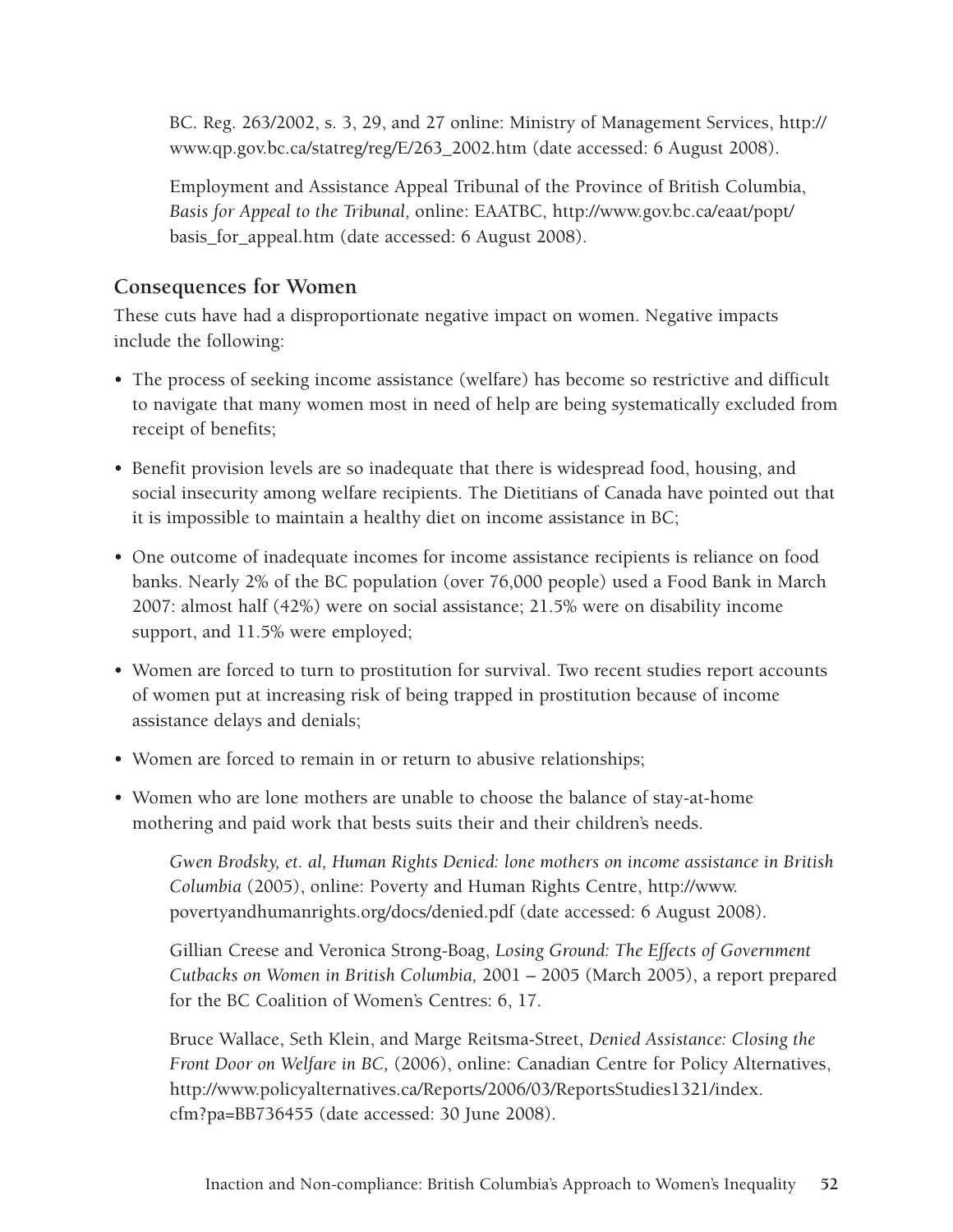BC. Reg. 263/2002, s. 3, 29, and 27 online: Ministry of Management Services, http://www.qp.gov.bc.ca/statreg/reg/E/263_2002.htm (date accessed: 6 August 2008).

Employment and Assistance Appeal Tribunal of the Province of British Columbia, *Basis for Appeal to the Tribunal,* online: EAATBC, http://www.gov.bc.ca/eaat/popt/basis_for_appeal.htm (date accessed: 6 August 2008).

### Consequences for Women

These cuts have had a disproportionate negative impact on women. Negative impacts include the following:

- The process of seeking income assistance (welfare) has become so restrictive and difficult to navigate that many women most in need of help are being systematically excluded from receipt of benefits;
- Benefit provision levels are so inadequate that there is widespread food, housing, and social insecurity among welfare recipients. The Dietitians of Canada have pointed out that it is impossible to maintain a healthy diet on income assistance in BC;
- One outcome of inadequate incomes for income assistance recipients is reliance on food banks. Nearly 2% of the BC population (over 76,000 people) used a Food Bank in March 2007: almost half (42%) were on social assistance; 21.5% were on disability income support, and 11.5% were employed;
- Women are forced to turn to prostitution for survival. Two recent studies report accounts of women put at increasing risk of being trapped in prostitution because of income assistance delays and denials;
- Women are forced to remain in or return to abusive relationships;
- Women who are lone mothers are unable to choose the balance of stay-at-home mothering and paid work that bests suits their and their children's needs.

*Gwen Brodsky, et. al, Human Rights Denied: lone mothers on income assistance in British Columbia* (2005), online: Poverty and Human Rights Centre, http://www.povertyandhumanrights.org/docs/denied.pdf (date accessed: 6 August 2008).

Gillian Creese and Veronica Strong-Boag, *Losing Ground: The Effects of Government Cutbacks on Women in British Columbia,* 2001 – 2005 (March 2005), a report prepared for the BC Coalition of Women's Centres: 6, 17.

Bruce Wallace, Seth Klein, and Marge Reitsma-Street, *Denied Assistance: Closing the Front Door on Welfare in BC,* (2006), online: Canadian Centre for Policy Alternatives, http://www.policyalternatives.ca/Reports/2006/03/ReportsStudies1321/index.cfm?pa=BB736455 (date accessed: 30 June 2008).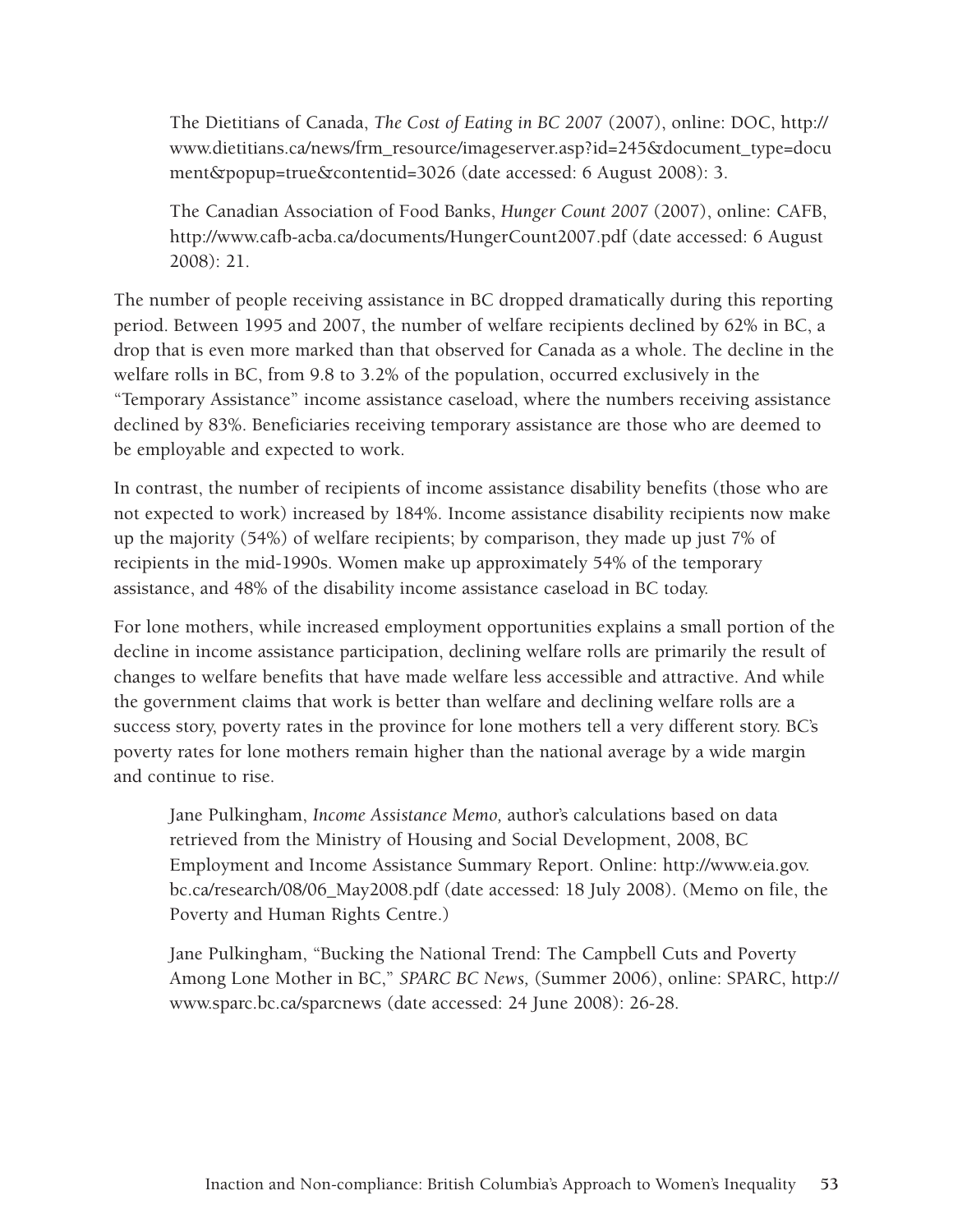> The Dietitians of Canada, *The Cost of Eating in BC 2007* (2007), online: DOC, http://www.dietitians.ca/news/frm_resource/imageserver.asp?id=245&document_type=document&popup=true&contentid=3026 (date accessed: 6 August 2008): 3.
>
> The Canadian Association of Food Banks, *Hunger Count 2007* (2007), online: CAFB, http://www.cafb-acba.ca/documents/HungerCount2007.pdf (date accessed: 6 August 2008): 21.

The number of people receiving assistance in BC dropped dramatically during this reporting period. Between 1995 and 2007, the number of welfare recipients declined by 62% in BC, a drop that is even more marked than that observed for Canada as a whole. The decline in the welfare rolls in BC, from 9.8 to 3.2% of the population, occurred exclusively in the "Temporary Assistance" income assistance caseload, where the numbers receiving assistance declined by 83%. Beneficiaries receiving temporary assistance are those who are deemed to be employable and expected to work.

In contrast, the number of recipients of income assistance disability benefits (those who are not expected to work) increased by 184%. Income assistance disability recipients now make up the majority (54%) of welfare recipients; by comparison, they made up just 7% of recipients in the mid-1990s. Women make up approximately 54% of the temporary assistance, and 48% of the disability income assistance caseload in BC today.

For lone mothers, while increased employment opportunities explains a small portion of the decline in income assistance participation, declining welfare rolls are primarily the result of changes to welfare benefits that have made welfare less accessible and attractive. And while the government claims that work is better than welfare and declining welfare rolls are a success story, poverty rates in the province for lone mothers tell a very different story. BC's poverty rates for lone mothers remain higher than the national average by a wide margin and continue to rise.

> Jane Pulkingham, *Income Assistance Memo,* author's calculations based on data retrieved from the Ministry of Housing and Social Development, 2008, BC Employment and Income Assistance Summary Report. Online: http://www.eia.gov.bc.ca/research/08/06_May2008.pdf (date accessed: 18 July 2008). (Memo on file, the Poverty and Human Rights Centre.)
>
> Jane Pulkingham, "Bucking the National Trend: The Campbell Cuts and Poverty Among Lone Mother in BC," *SPARC BC News,* (Summer 2006), online: SPARC, http://www.sparc.bc.ca/sparcnews (date accessed: 24 June 2008): 26-28.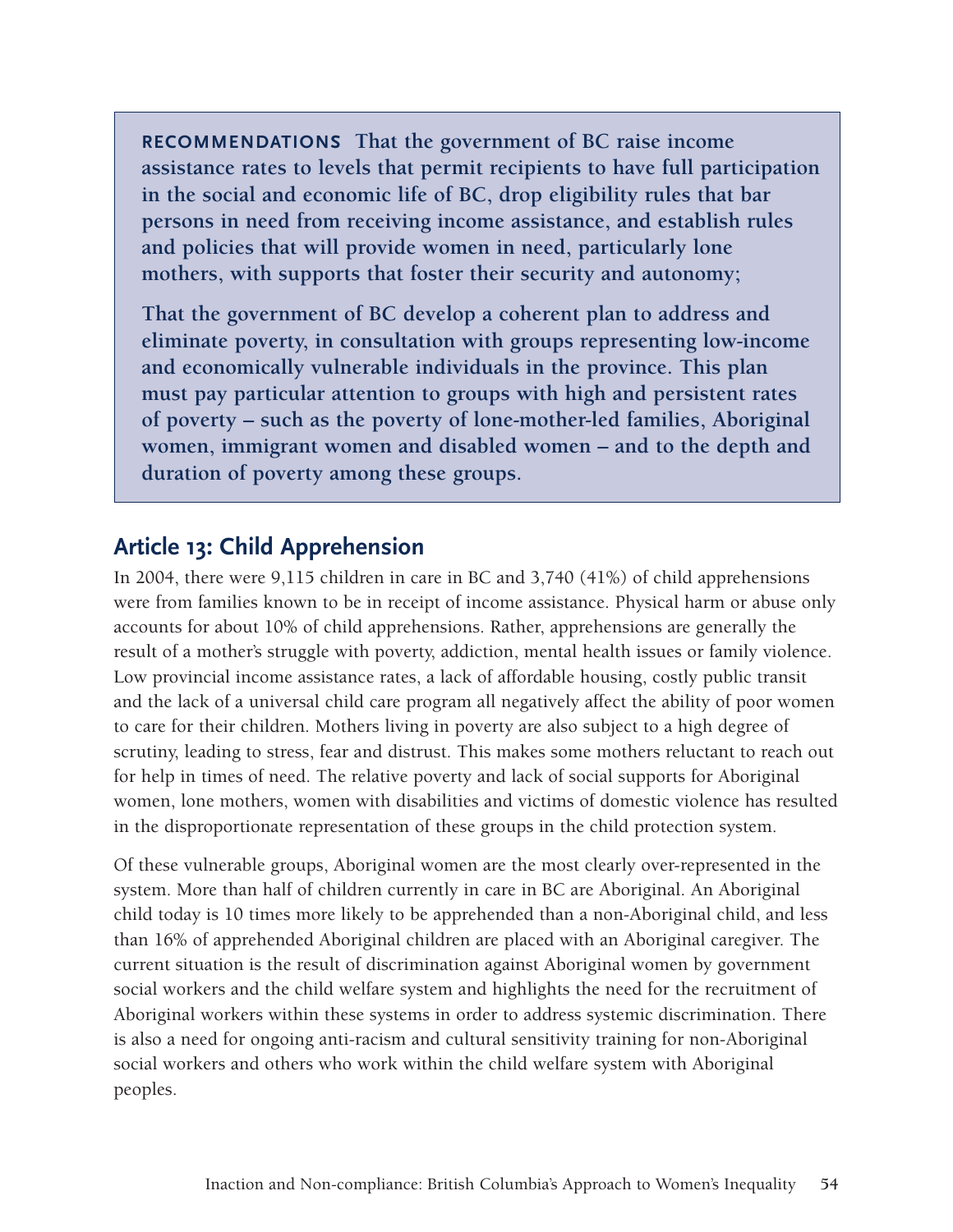**RECOMMENDATIONS That the government of BC raise income assistance rates to levels that permit recipients to have full participation in the social and economic life of BC, drop eligibility rules that bar persons in need from receiving income assistance, and establish rules and policies that will provide women in need, particularly lone mothers, with supports that foster their security and autonomy;**

**That the government of BC develop a coherent plan to address and eliminate poverty, in consultation with groups representing low-income and economically vulnerable individuals in the province. This plan must pay particular attention to groups with high and persistent rates of poverty – such as the poverty of lone-mother-led families, Aboriginal women, immigrant women and disabled women – and to the depth and duration of poverty among these groups.**

## Article 13: Child Apprehension

In 2004, there were 9,115 children in care in BC and 3,740 (41%) of child apprehensions were from families known to be in receipt of income assistance. Physical harm or abuse only accounts for about 10% of child apprehensions. Rather, apprehensions are generally the result of a mother's struggle with poverty, addiction, mental health issues or family violence. Low provincial income assistance rates, a lack of affordable housing, costly public transit and the lack of a universal child care program all negatively affect the ability of poor women to care for their children. Mothers living in poverty are also subject to a high degree of scrutiny, leading to stress, fear and distrust. This makes some mothers reluctant to reach out for help in times of need. The relative poverty and lack of social supports for Aboriginal women, lone mothers, women with disabilities and victims of domestic violence has resulted in the disproportionate representation of these groups in the child protection system.

Of these vulnerable groups, Aboriginal women are the most clearly over-represented in the system. More than half of children currently in care in BC are Aboriginal. An Aboriginal child today is 10 times more likely to be apprehended than a non-Aboriginal child, and less than 16% of apprehended Aboriginal children are placed with an Aboriginal caregiver. The current situation is the result of discrimination against Aboriginal women by government social workers and the child welfare system and highlights the need for the recruitment of Aboriginal workers within these systems in order to address systemic discrimination. There is also a need for ongoing anti-racism and cultural sensitivity training for non-Aboriginal social workers and others who work within the child welfare system with Aboriginal peoples.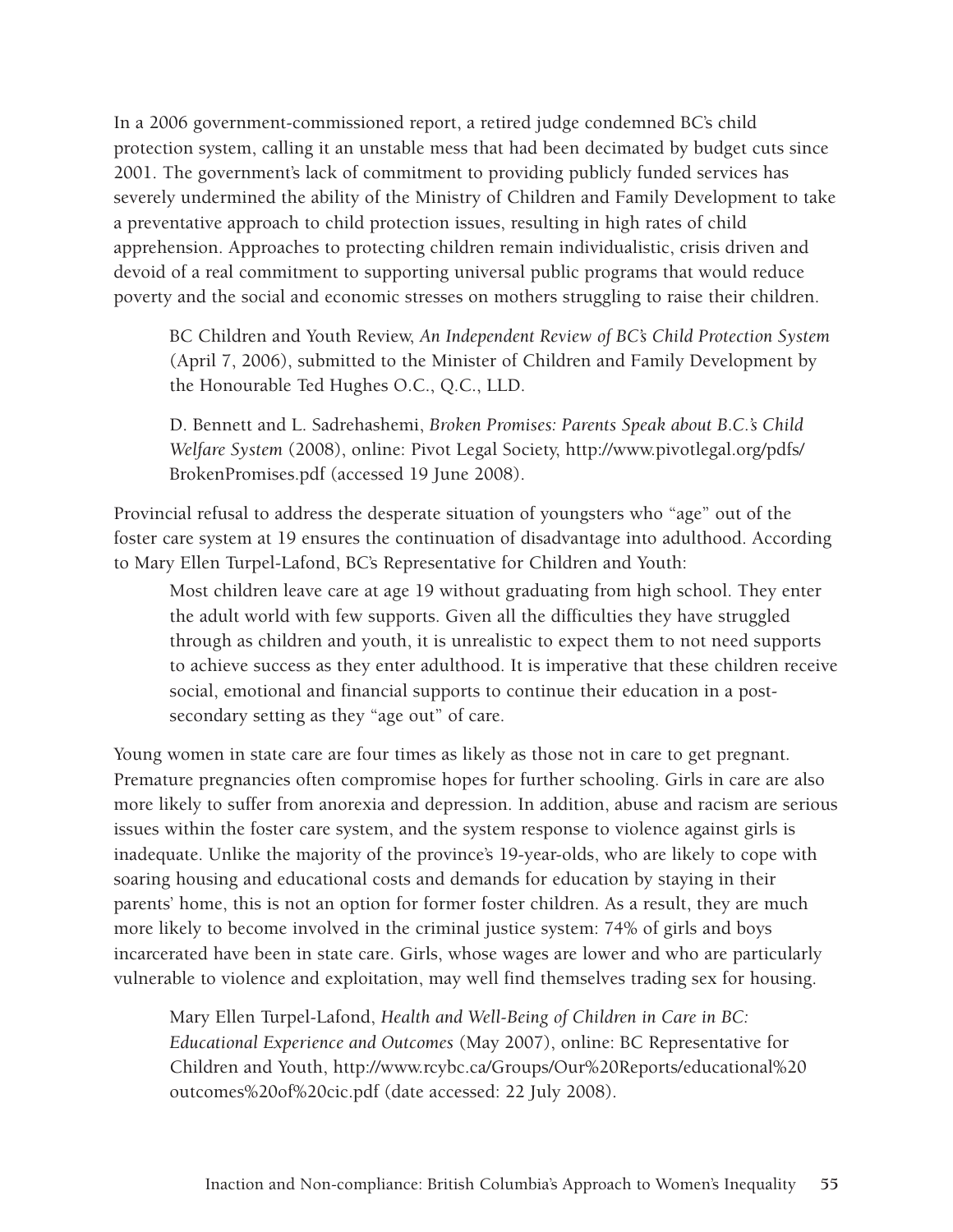In a 2006 government-commissioned report, a retired judge condemned BC's child protection system, calling it an unstable mess that had been decimated by budget cuts since 2001. The government's lack of commitment to providing publicly funded services has severely undermined the ability of the Ministry of Children and Family Development to take a preventative approach to child protection issues, resulting in high rates of child apprehension. Approaches to protecting children remain individualistic, crisis driven and devoid of a real commitment to supporting universal public programs that would reduce poverty and the social and economic stresses on mothers struggling to raise their children.

> BC Children and Youth Review, *An Independent Review of BC's Child Protection System* (April 7, 2006), submitted to the Minister of Children and Family Development by the Honourable Ted Hughes O.C., Q.C., LLD.
>
> D. Bennett and L. Sadrehashemi, *Broken Promises: Parents Speak about B.C.'s Child Welfare System* (2008), online: Pivot Legal Society, http://www.pivotlegal.org/pdfs/BrokenPromises.pdf (accessed 19 June 2008).

Provincial refusal to address the desperate situation of youngsters who "age" out of the foster care system at 19 ensures the continuation of disadvantage into adulthood. According to Mary Ellen Turpel-Lafond, BC's Representative for Children and Youth:

> Most children leave care at age 19 without graduating from high school. They enter the adult world with few supports. Given all the difficulties they have struggled through as children and youth, it is unrealistic to expect them to not need supports to achieve success as they enter adulthood. It is imperative that these children receive social, emotional and financial supports to continue their education in a post-secondary setting as they "age out" of care.

Young women in state care are four times as likely as those not in care to get pregnant. Premature pregnancies often compromise hopes for further schooling. Girls in care are also more likely to suffer from anorexia and depression. In addition, abuse and racism are serious issues within the foster care system, and the system response to violence against girls is inadequate. Unlike the majority of the province's 19-year-olds, who are likely to cope with soaring housing and educational costs and demands for education by staying in their parents' home, this is not an option for former foster children. As a result, they are much more likely to become involved in the criminal justice system: 74% of girls and boys incarcerated have been in state care. Girls, whose wages are lower and who are particularly vulnerable to violence and exploitation, may well find themselves trading sex for housing.

> Mary Ellen Turpel-Lafond, *Health and Well-Being of Children in Care in BC: Educational Experience and Outcomes* (May 2007), online: BC Representative for Children and Youth, http://www.rcybc.ca/Groups/Our%20Reports/educational%20outcomes%20of%20cic.pdf (date accessed: 22 July 2008).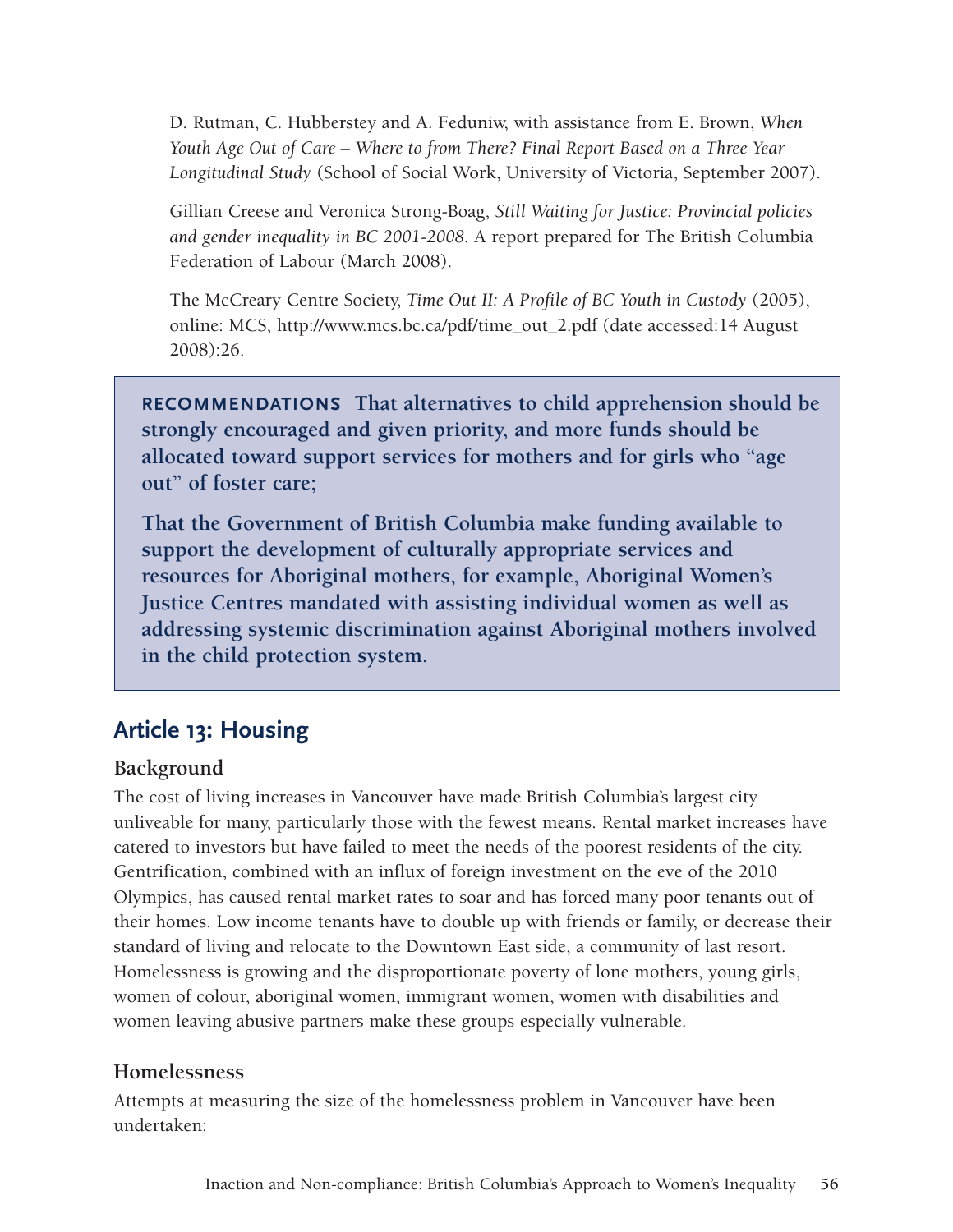D. Rutman, C. Hubberstey and A. Feduniw, with assistance from E. Brown, *When Youth Age Out of Care – Where to from There? Final Report Based on a Three Year Longitudinal Study* (School of Social Work, University of Victoria, September 2007).

Gillian Creese and Veronica Strong-Boag, *Still Waiting for Justice: Provincial policies and gender inequality in BC 2001-2008*. A report prepared for The British Columbia Federation of Labour (March 2008).

The McCreary Centre Society, *Time Out II: A Profile of BC Youth in Custody* (2005), online: MCS, http://www.mcs.bc.ca/pdf/time_out_2.pdf (date accessed:14 August 2008):26.

**RECOMMENDATIONS That alternatives to child apprehension should be strongly encouraged and given priority, and more funds should be allocated toward support services for mothers and for girls who "age out" of foster care;**

**That the Government of British Columbia make funding available to support the development of culturally appropriate services and resources for Aboriginal mothers, for example, Aboriginal Women's Justice Centres mandated with assisting individual women as well as addressing systemic discrimination against Aboriginal mothers involved in the child protection system.**

## Article 13: Housing

### Background

The cost of living increases in Vancouver have made British Columbia's largest city unliveable for many, particularly those with the fewest means. Rental market increases have catered to investors but have failed to meet the needs of the poorest residents of the city. Gentrification, combined with an influx of foreign investment on the eve of the 2010 Olympics, has caused rental market rates to soar and has forced many poor tenants out of their homes. Low income tenants have to double up with friends or family, or decrease their standard of living and relocate to the Downtown East side, a community of last resort. Homelessness is growing and the disproportionate poverty of lone mothers, young girls, women of colour, aboriginal women, immigrant women, women with disabilities and women leaving abusive partners make these groups especially vulnerable.

### Homelessness

Attempts at measuring the size of the homelessness problem in Vancouver have been undertaken: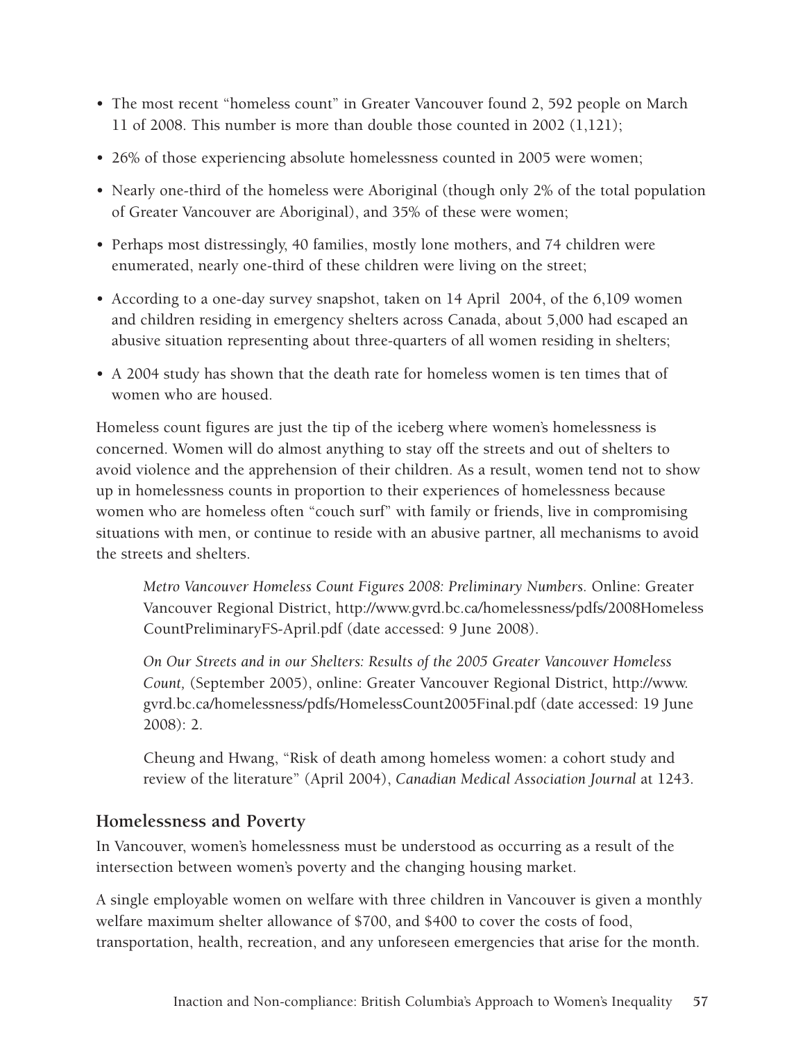- The most recent "homeless count" in Greater Vancouver found 2, 592 people on March 11 of 2008. This number is more than double those counted in 2002 (1,121);
- 26% of those experiencing absolute homelessness counted in 2005 were women;
- Nearly one-third of the homeless were Aboriginal (though only 2% of the total population of Greater Vancouver are Aboriginal), and 35% of these were women;
- Perhaps most distressingly, 40 families, mostly lone mothers, and 74 children were enumerated, nearly one-third of these children were living on the street;
- According to a one-day survey snapshot, taken on 14 April 2004, of the 6,109 women and children residing in emergency shelters across Canada, about 5,000 had escaped an abusive situation representing about three-quarters of all women residing in shelters;
- A 2004 study has shown that the death rate for homeless women is ten times that of women who are housed.

Homeless count figures are just the tip of the iceberg where women's homelessness is concerned. Women will do almost anything to stay off the streets and out of shelters to avoid violence and the apprehension of their children. As a result, women tend not to show up in homelessness counts in proportion to their experiences of homelessness because women who are homeless often "couch surf" with family or friends, live in compromising situations with men, or continue to reside with an abusive partner, all mechanisms to avoid the streets and shelters.

> *Metro Vancouver Homeless Count Figures 2008: Preliminary Numbers.* Online: Greater Vancouver Regional District, http://www.gvrd.bc.ca/homelessness/pdfs/2008HomelessCountPreliminaryFS-April.pdf (date accessed: 9 June 2008).
>
> *On Our Streets and in our Shelters: Results of the 2005 Greater Vancouver Homeless Count,* (September 2005), online: Greater Vancouver Regional District, http://www.gvrd.bc.ca/homelessness/pdfs/HomelessCount2005Final.pdf (date accessed: 19 June 2008): 2.
>
> Cheung and Hwang, "Risk of death among homeless women: a cohort study and review of the literature" (April 2004), *Canadian Medical Association Journal* at 1243.

### Homelessness and Poverty

In Vancouver, women's homelessness must be understood as occurring as a result of the intersection between women's poverty and the changing housing market.

A single employable women on welfare with three children in Vancouver is given a monthly welfare maximum shelter allowance of $700, and $400 to cover the costs of food, transportation, health, recreation, and any unforeseen emergencies that arise for the month.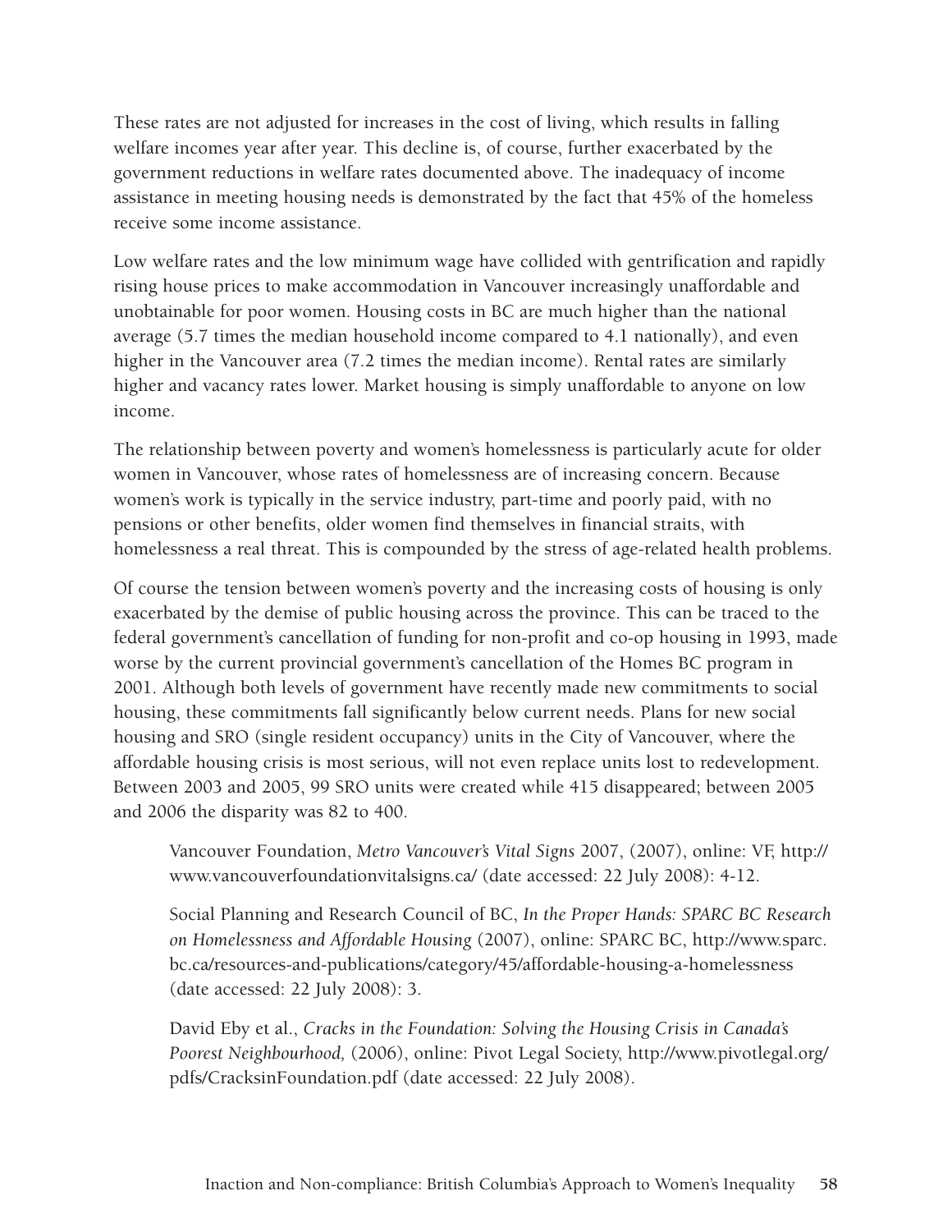These rates are not adjusted for increases in the cost of living, which results in falling welfare incomes year after year. This decline is, of course, further exacerbated by the government reductions in welfare rates documented above. The inadequacy of income assistance in meeting housing needs is demonstrated by the fact that 45% of the homeless receive some income assistance.

Low welfare rates and the low minimum wage have collided with gentrification and rapidly rising house prices to make accommodation in Vancouver increasingly unaffordable and unobtainable for poor women. Housing costs in BC are much higher than the national average (5.7 times the median household income compared to 4.1 nationally), and even higher in the Vancouver area (7.2 times the median income). Rental rates are similarly higher and vacancy rates lower. Market housing is simply unaffordable to anyone on low income.

The relationship between poverty and women's homelessness is particularly acute for older women in Vancouver, whose rates of homelessness are of increasing concern. Because women's work is typically in the service industry, part-time and poorly paid, with no pensions or other benefits, older women find themselves in financial straits, with homelessness a real threat. This is compounded by the stress of age-related health problems.

Of course the tension between women's poverty and the increasing costs of housing is only exacerbated by the demise of public housing across the province. This can be traced to the federal government's cancellation of funding for non-profit and co-op housing in 1993, made worse by the current provincial government's cancellation of the Homes BC program in 2001. Although both levels of government have recently made new commitments to social housing, these commitments fall significantly below current needs. Plans for new social housing and SRO (single resident occupancy) units in the City of Vancouver, where the affordable housing crisis is most serious, will not even replace units lost to redevelopment. Between 2003 and 2005, 99 SRO units were created while 415 disappeared; between 2005 and 2006 the disparity was 82 to 400.

> Vancouver Foundation, *Metro Vancouver's Vital Signs* 2007, (2007), online: VF, http://www.vancouverfoundationvitalsigns.ca/ (date accessed: 22 July 2008): 4-12.
>
> Social Planning and Research Council of BC, *In the Proper Hands: SPARC BC Research on Homelessness and Affordable Housing* (2007), online: SPARC BC, http://www.sparc.bc.ca/resources-and-publications/category/45/affordable-housing-a-homelessness (date accessed: 22 July 2008): 3.
>
> David Eby et al., *Cracks in the Foundation: Solving the Housing Crisis in Canada's Poorest Neighbourhood,* (2006), online: Pivot Legal Society, http://www.pivotlegal.org/pdfs/CracksinFoundation.pdf (date accessed: 22 July 2008).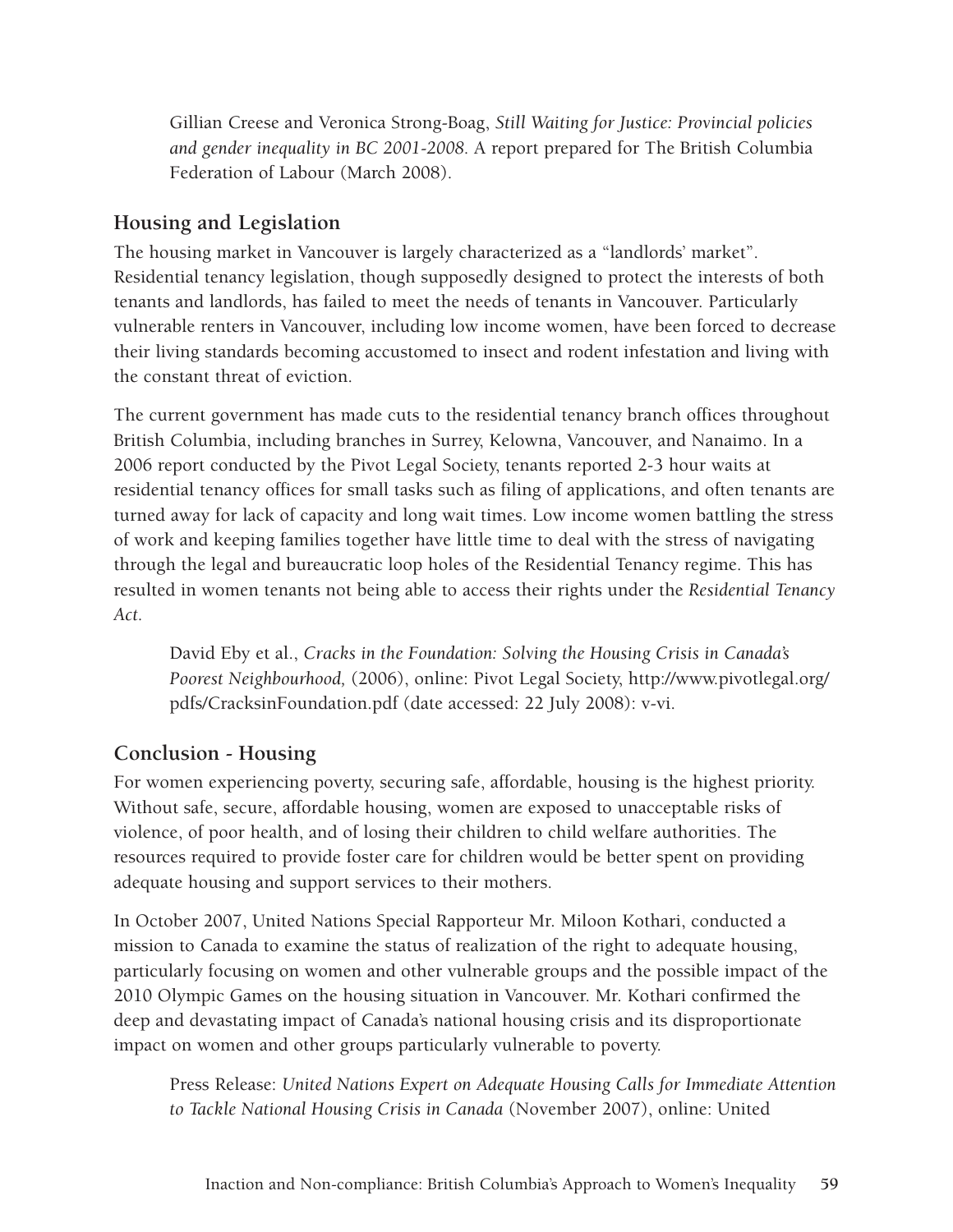Gillian Creese and Veronica Strong-Boag, *Still Waiting for Justice: Provincial policies and gender inequality in BC 2001-2008*. A report prepared for The British Columbia Federation of Labour (March 2008).

## Housing and Legislation

The housing market in Vancouver is largely characterized as a "landlords' market". Residential tenancy legislation, though supposedly designed to protect the interests of both tenants and landlords, has failed to meet the needs of tenants in Vancouver. Particularly vulnerable renters in Vancouver, including low income women, have been forced to decrease their living standards becoming accustomed to insect and rodent infestation and living with the constant threat of eviction.

The current government has made cuts to the residential tenancy branch offices throughout British Columbia, including branches in Surrey, Kelowna, Vancouver, and Nanaimo. In a 2006 report conducted by the Pivot Legal Society, tenants reported 2-3 hour waits at residential tenancy offices for small tasks such as filing of applications, and often tenants are turned away for lack of capacity and long wait times. Low income women battling the stress of work and keeping families together have little time to deal with the stress of navigating through the legal and bureaucratic loop holes of the Residential Tenancy regime. This has resulted in women tenants not being able to access their rights under the *Residential Tenancy Act.*

David Eby et al., *Cracks in the Foundation: Solving the Housing Crisis in Canada's Poorest Neighbourhood,* (2006), online: Pivot Legal Society, http://www.pivotlegal.org/pdfs/CracksinFoundation.pdf (date accessed: 22 July 2008): v-vi.

## Conclusion - Housing

For women experiencing poverty, securing safe, affordable, housing is the highest priority. Without safe, secure, affordable housing, women are exposed to unacceptable risks of violence, of poor health, and of losing their children to child welfare authorities. The resources required to provide foster care for children would be better spent on providing adequate housing and support services to their mothers.

In October 2007, United Nations Special Rapporteur Mr. Miloon Kothari, conducted a mission to Canada to examine the status of realization of the right to adequate housing, particularly focusing on women and other vulnerable groups and the possible impact of the 2010 Olympic Games on the housing situation in Vancouver. Mr. Kothari confirmed the deep and devastating impact of Canada's national housing crisis and its disproportionate impact on women and other groups particularly vulnerable to poverty.

Press Release: *United Nations Expert on Adequate Housing Calls for Immediate Attention to Tackle National Housing Crisis in Canada* (November 2007), online: United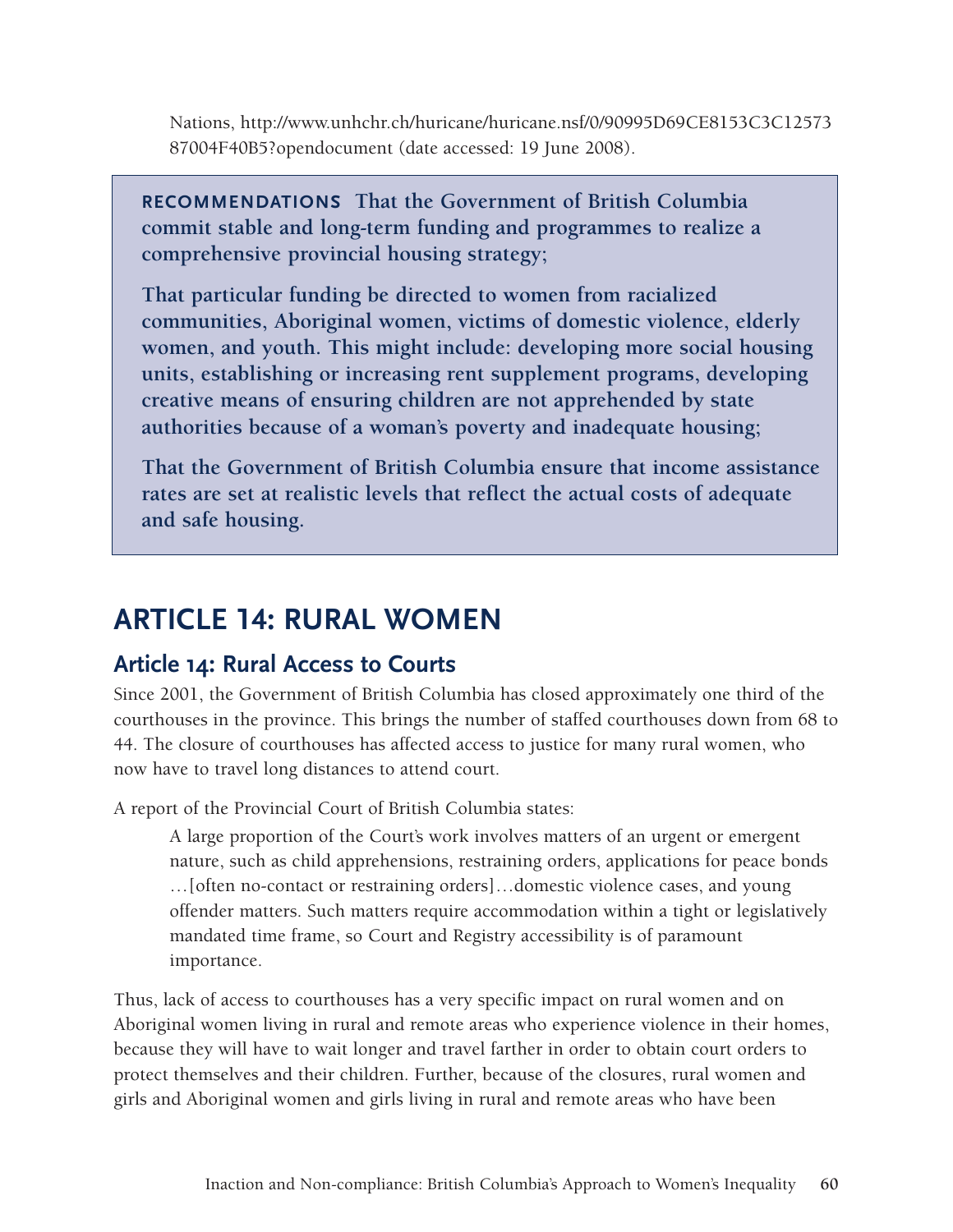Nations, http://www.unhchr.ch/huricane/huricane.nsf/0/90995D69CE8153C3C12573 87004F40B5?opendocument (date accessed: 19 June 2008).

**RECOMMENDATIONS That the Government of British Columbia commit stable and long-term funding and programmes to realize a comprehensive provincial housing strategy;**

**That particular funding be directed to women from racialized communities, Aboriginal women, victims of domestic violence, elderly women, and youth. This might include: developing more social housing units, establishing or increasing rent supplement programs, developing creative means of ensuring children are not apprehended by state authorities because of a woman's poverty and inadequate housing;**

**That the Government of British Columbia ensure that income assistance rates are set at realistic levels that reflect the actual costs of adequate and safe housing.**

# ARTICLE 14: RURAL WOMEN

## Article 14: Rural Access to Courts

Since 2001, the Government of British Columbia has closed approximately one third of the courthouses in the province. This brings the number of staffed courthouses down from 68 to 44. The closure of courthouses has affected access to justice for many rural women, who now have to travel long distances to attend court.

A report of the Provincial Court of British Columbia states:

> A large proportion of the Court's work involves matters of an urgent or emergent nature, such as child apprehensions, restraining orders, applications for peace bonds …[often no-contact or restraining orders]…domestic violence cases, and young offender matters. Such matters require accommodation within a tight or legislatively mandated time frame, so Court and Registry accessibility is of paramount importance.

Thus, lack of access to courthouses has a very specific impact on rural women and on Aboriginal women living in rural and remote areas who experience violence in their homes, because they will have to wait longer and travel farther in order to obtain court orders to protect themselves and their children. Further, because of the closures, rural women and girls and Aboriginal women and girls living in rural and remote areas who have been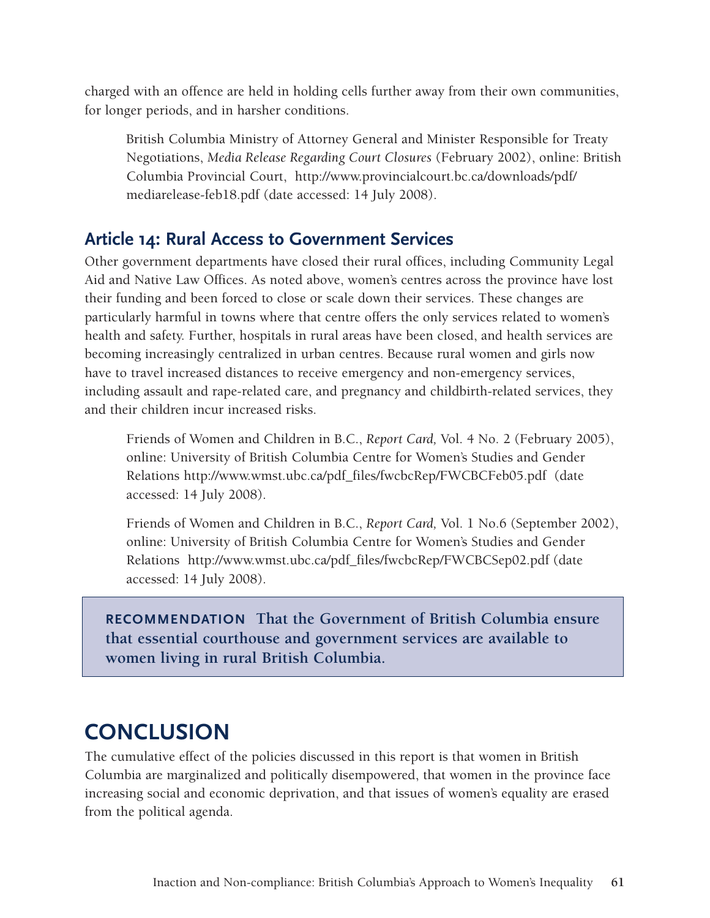charged with an offence are held in holding cells further away from their own communities, for longer periods, and in harsher conditions.

> British Columbia Ministry of Attorney General and Minister Responsible for Treaty Negotiations, *Media Release Regarding Court Closures* (February 2002), online: British Columbia Provincial Court, http://www.provincialcourt.bc.ca/downloads/pdf/mediarelease-feb18.pdf (date accessed: 14 July 2008).

## Article 14: Rural Access to Government Services

Other government departments have closed their rural offices, including Community Legal Aid and Native Law Offices. As noted above, women's centres across the province have lost their funding and been forced to close or scale down their services. These changes are particularly harmful in towns where that centre offers the only services related to women's health and safety. Further, hospitals in rural areas have been closed, and health services are becoming increasingly centralized in urban centres. Because rural women and girls now have to travel increased distances to receive emergency and non-emergency services, including assault and rape-related care, and pregnancy and childbirth-related services, they and their children incur increased risks.

> Friends of Women and Children in B.C., *Report Card,* Vol. 4 No. 2 (February 2005), online: University of British Columbia Centre for Women's Studies and Gender Relations http://www.wmst.ubc.ca/pdf_files/fwcbcRep/FWCBCFeb05.pdf (date accessed: 14 July 2008).

> Friends of Women and Children in B.C., *Report Card,* Vol. 1 No.6 (September 2002), online: University of British Columbia Centre for Women's Studies and Gender Relations http://www.wmst.ubc.ca/pdf_files/fwcbcRep/FWCBCSep02.pdf (date accessed: 14 July 2008).

**RECOMMENDATION That the Government of British Columbia ensure that essential courthouse and government services are available to women living in rural British Columbia.**

# CONCLUSION

The cumulative effect of the policies discussed in this report is that women in British Columbia are marginalized and politically disempowered, that women in the province face increasing social and economic deprivation, and that issues of women's equality are erased from the political agenda.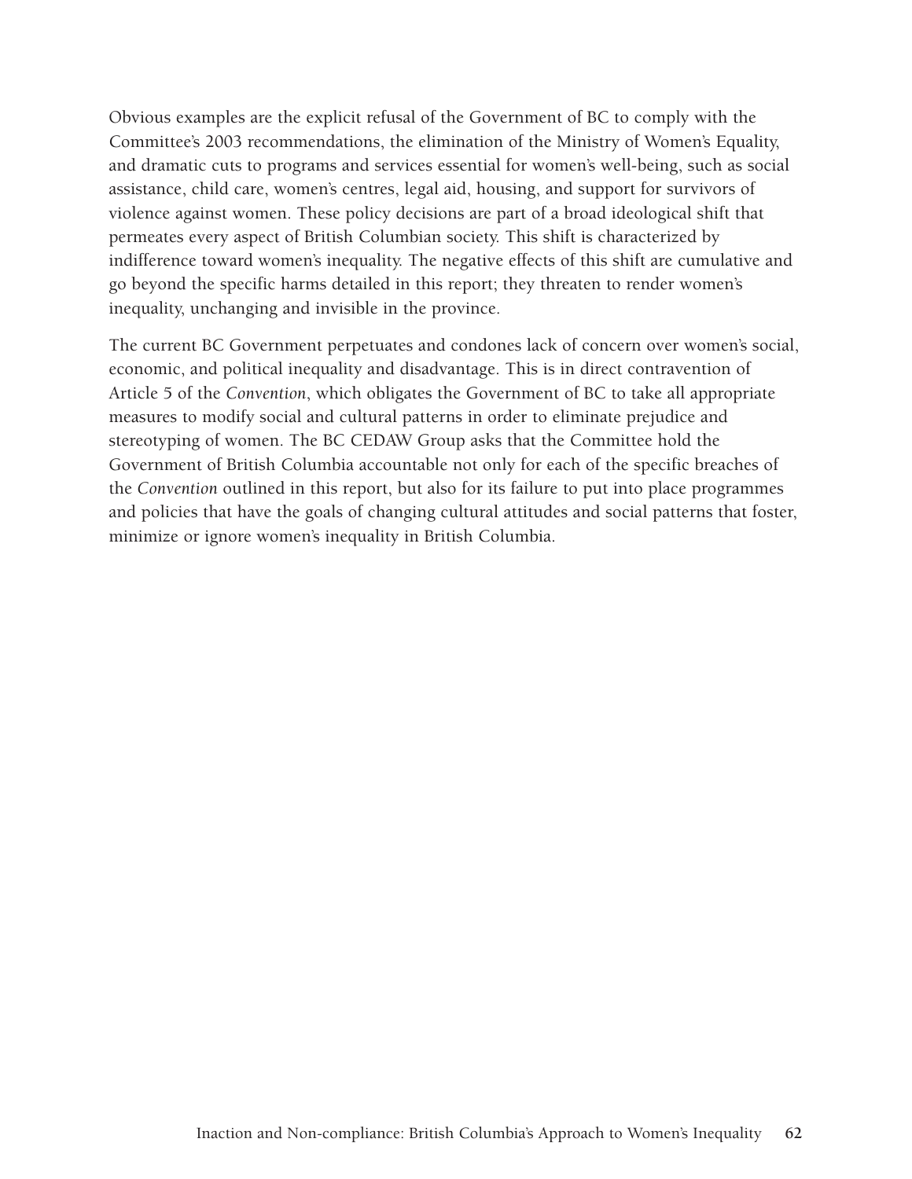Obvious examples are the explicit refusal of the Government of BC to comply with the Committee's 2003 recommendations, the elimination of the Ministry of Women's Equality, and dramatic cuts to programs and services essential for women's well-being, such as social assistance, child care, women's centres, legal aid, housing, and support for survivors of violence against women. These policy decisions are part of a broad ideological shift that permeates every aspect of British Columbian society. This shift is characterized by indifference toward women's inequality. The negative effects of this shift are cumulative and go beyond the specific harms detailed in this report; they threaten to render women's inequality, unchanging and invisible in the province.

The current BC Government perpetuates and condones lack of concern over women's social, economic, and political inequality and disadvantage. This is in direct contravention of Article 5 of the *Convention*, which obligates the Government of BC to take all appropriate measures to modify social and cultural patterns in order to eliminate prejudice and stereotyping of women. The BC CEDAW Group asks that the Committee hold the Government of British Columbia accountable not only for each of the specific breaches of the *Convention* outlined in this report, but also for its failure to put into place programmes and policies that have the goals of changing cultural attitudes and social patterns that foster, minimize or ignore women's inequality in British Columbia.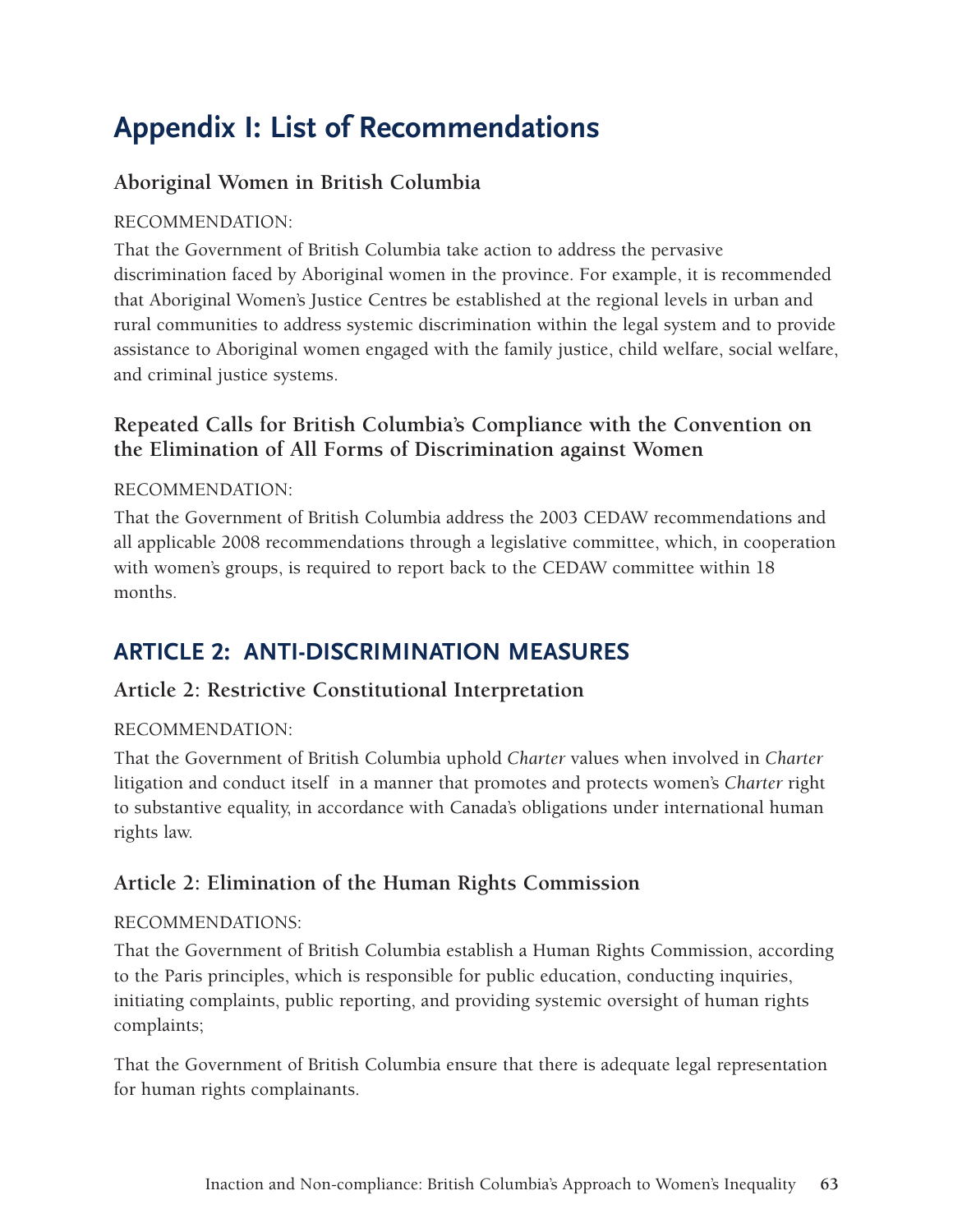# Appendix I: List of Recommendations

### Aboriginal Women in British Columbia

RECOMMENDATION:

That the Government of British Columbia take action to address the pervasive discrimination faced by Aboriginal women in the province. For example, it is recommended that Aboriginal Women's Justice Centres be established at the regional levels in urban and rural communities to address systemic discrimination within the legal system and to provide assistance to Aboriginal women engaged with the family justice, child welfare, social welfare, and criminal justice systems.

### Repeated Calls for British Columbia's Compliance with the Convention on the Elimination of All Forms of Discrimination against Women

RECOMMENDATION:

That the Government of British Columbia address the 2003 CEDAW recommendations and all applicable 2008 recommendations through a legislative committee, which, in cooperation with women's groups, is required to report back to the CEDAW committee within 18 months.

## ARTICLE 2: ANTI-DISCRIMINATION MEASURES

### Article 2: Restrictive Constitutional Interpretation

RECOMMENDATION:

That the Government of British Columbia uphold *Charter* values when involved in *Charter* litigation and conduct itself in a manner that promotes and protects women's *Charter* right to substantive equality, in accordance with Canada's obligations under international human rights law.

### Article 2: Elimination of the Human Rights Commission

RECOMMENDATIONS:

That the Government of British Columbia establish a Human Rights Commission, according to the Paris principles, which is responsible for public education, conducting inquiries, initiating complaints, public reporting, and providing systemic oversight of human rights complaints;

That the Government of British Columbia ensure that there is adequate legal representation for human rights complainants.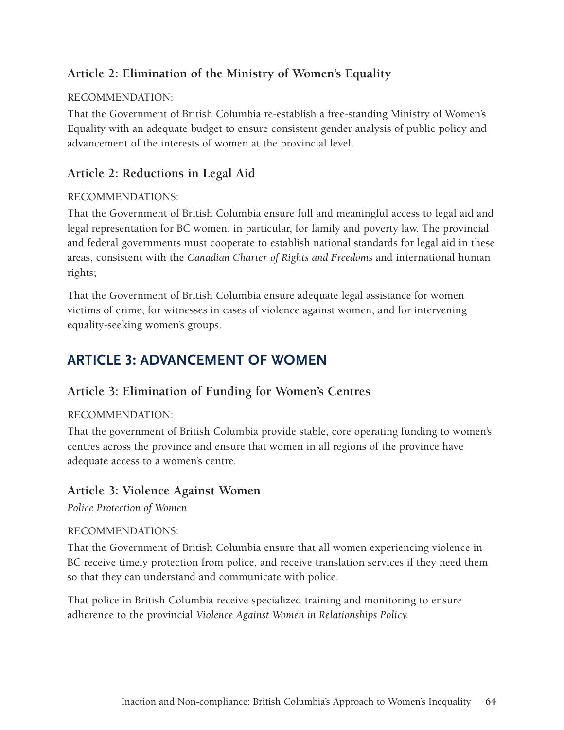### Article 2: Elimination of the Ministry of Women's Equality

RECOMMENDATION:

That the Government of British Columbia re-establish a free-standing Ministry of Women's Equality with an adequate budget to ensure consistent gender analysis of public policy and advancement of the interests of women at the provincial level.

### Article 2: Reductions in Legal Aid

RECOMMENDATIONS:

That the Government of British Columbia ensure full and meaningful access to legal aid and legal representation for BC women, in particular, for family and poverty law. The provincial and federal governments must cooperate to establish national standards for legal aid in these areas, consistent with the *Canadian Charter of Rights and Freedoms* and international human rights;

That the Government of British Columbia ensure adequate legal assistance for women victims of crime, for witnesses in cases of violence against women, and for intervening equality-seeking women's groups.

## ARTICLE 3: ADVANCEMENT OF WOMEN

### Article 3: Elimination of Funding for Women's Centres

RECOMMENDATION:

That the government of British Columbia provide stable, core operating funding to women's centres across the province and ensure that women in all regions of the province have adequate access to a women's centre.

### Article 3: Violence Against Women

*Police Protection of Women*

RECOMMENDATIONS:

That the Government of British Columbia ensure that all women experiencing violence in BC receive timely protection from police, and receive translation services if they need them so that they can understand and communicate with police.

That police in British Columbia receive specialized training and monitoring to ensure adherence to the provincial *Violence Against Women in Relationships Policy*.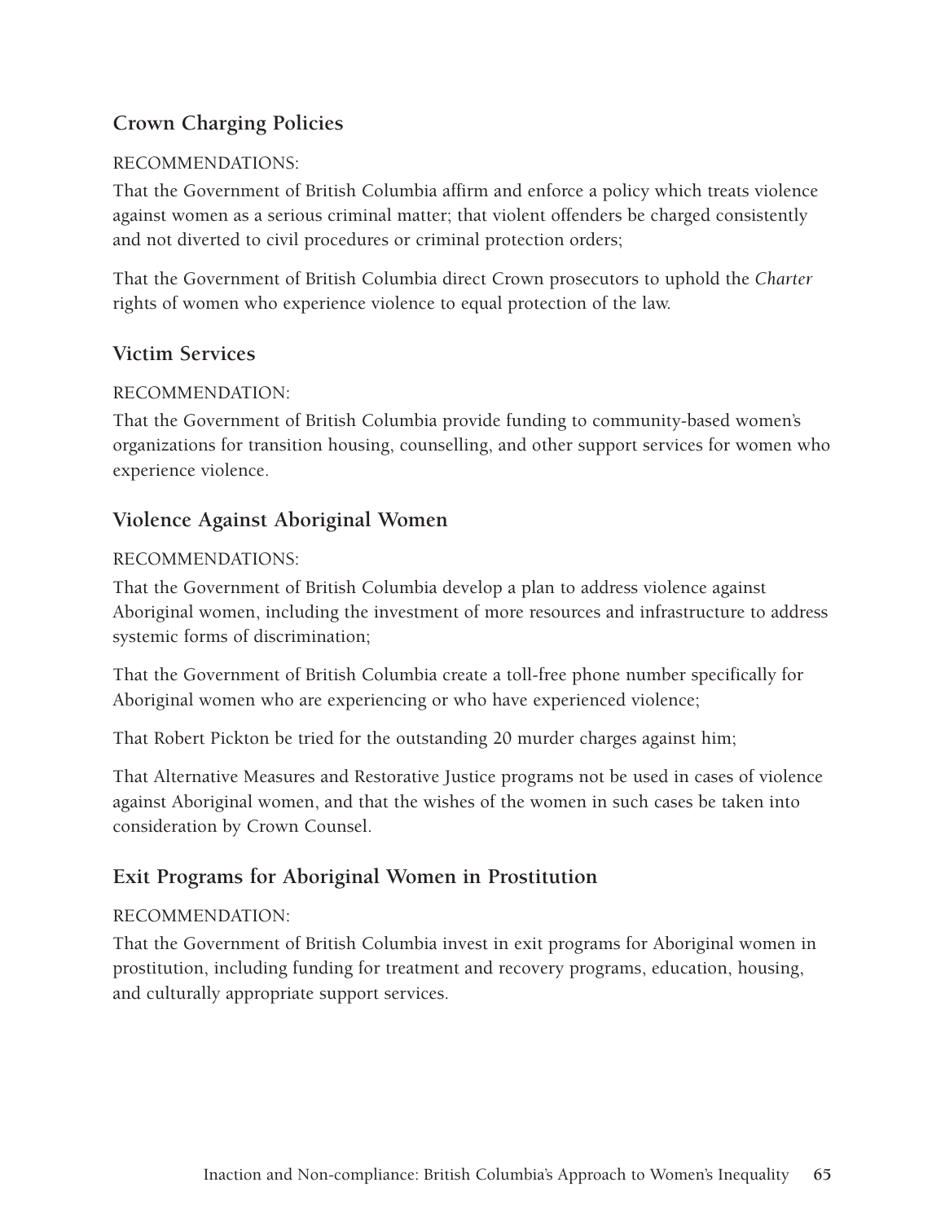## Crown Charging Policies

RECOMMENDATIONS:

That the Government of British Columbia affirm and enforce a policy which treats violence against women as a serious criminal matter; that violent offenders be charged consistently and not diverted to civil procedures or criminal protection orders;

That the Government of British Columbia direct Crown prosecutors to uphold the *Charter* rights of women who experience violence to equal protection of the law.

## Victim Services

RECOMMENDATION:

That the Government of British Columbia provide funding to community-based women's organizations for transition housing, counselling, and other support services for women who experience violence.

## Violence Against Aboriginal Women

RECOMMENDATIONS:

That the Government of British Columbia develop a plan to address violence against Aboriginal women, including the investment of more resources and infrastructure to address systemic forms of discrimination;

That the Government of British Columbia create a toll-free phone number specifically for Aboriginal women who are experiencing or who have experienced violence;

That Robert Pickton be tried for the outstanding 20 murder charges against him;

That Alternative Measures and Restorative Justice programs not be used in cases of violence against Aboriginal women, and that the wishes of the women in such cases be taken into consideration by Crown Counsel.

## Exit Programs for Aboriginal Women in Prostitution

RECOMMENDATION:

That the Government of British Columbia invest in exit programs for Aboriginal women in prostitution, including funding for treatment and recovery programs, education, housing, and culturally appropriate support services.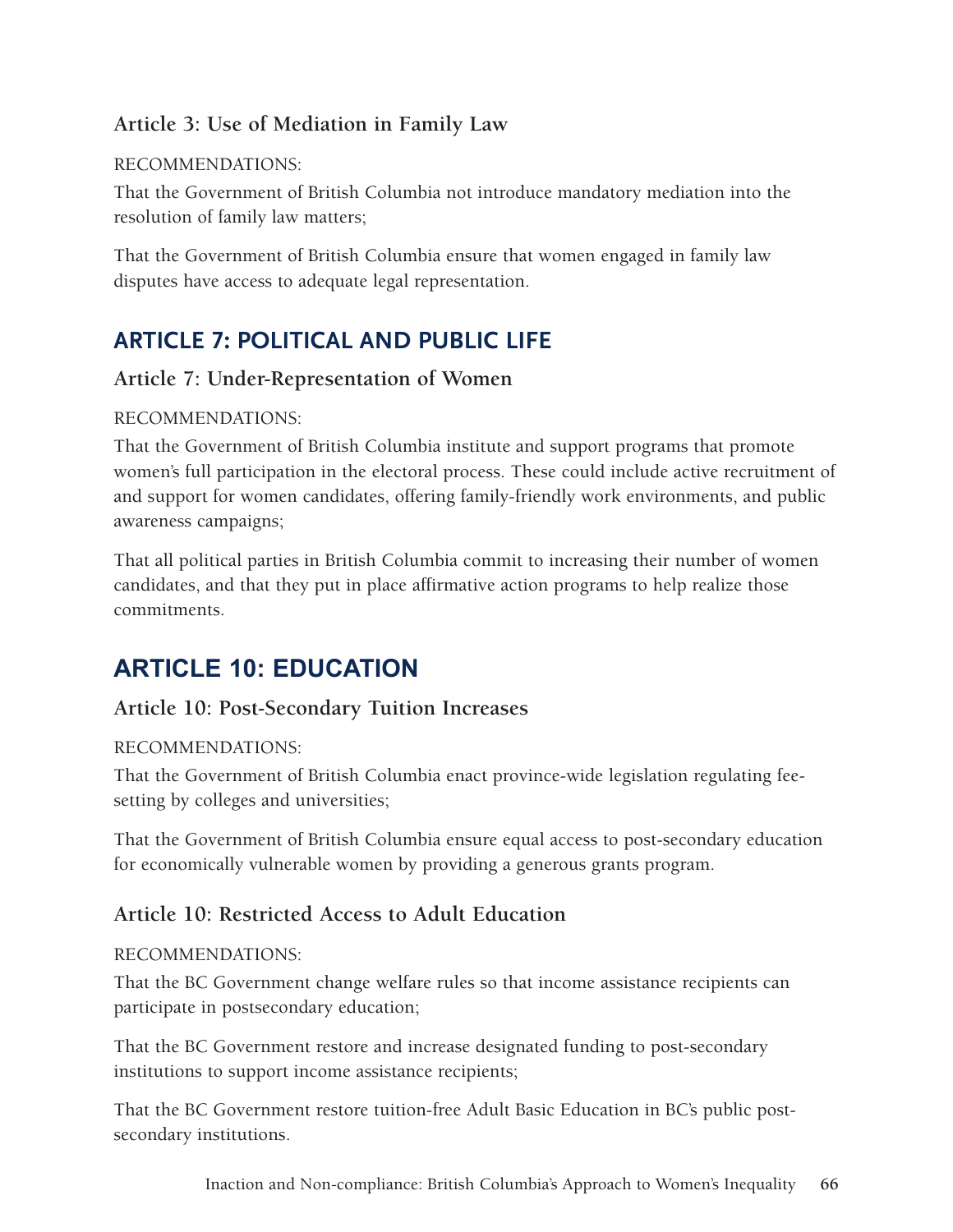### Article 3: Use of Mediation in Family Law

RECOMMENDATIONS:

That the Government of British Columbia not introduce mandatory mediation into the resolution of family law matters;

That the Government of British Columbia ensure that women engaged in family law disputes have access to adequate legal representation.

## ARTICLE 7: POLITICAL AND PUBLIC LIFE

### Article 7: Under-Representation of Women

RECOMMENDATIONS:

That the Government of British Columbia institute and support programs that promote women's full participation in the electoral process. These could include active recruitment of and support for women candidates, offering family-friendly work environments, and public awareness campaigns;

That all political parties in British Columbia commit to increasing their number of women candidates, and that they put in place affirmative action programs to help realize those commitments.

## ARTICLE 10: EDUCATION

### Article 10: Post-Secondary Tuition Increases

RECOMMENDATIONS:

That the Government of British Columbia enact province-wide legislation regulating fee-setting by colleges and universities;

That the Government of British Columbia ensure equal access to post-secondary education for economically vulnerable women by providing a generous grants program.

### Article 10: Restricted Access to Adult Education

RECOMMENDATIONS:

That the BC Government change welfare rules so that income assistance recipients can participate in postsecondary education;

That the BC Government restore and increase designated funding to post-secondary institutions to support income assistance recipients;

That the BC Government restore tuition-free Adult Basic Education in BC's public post-secondary institutions.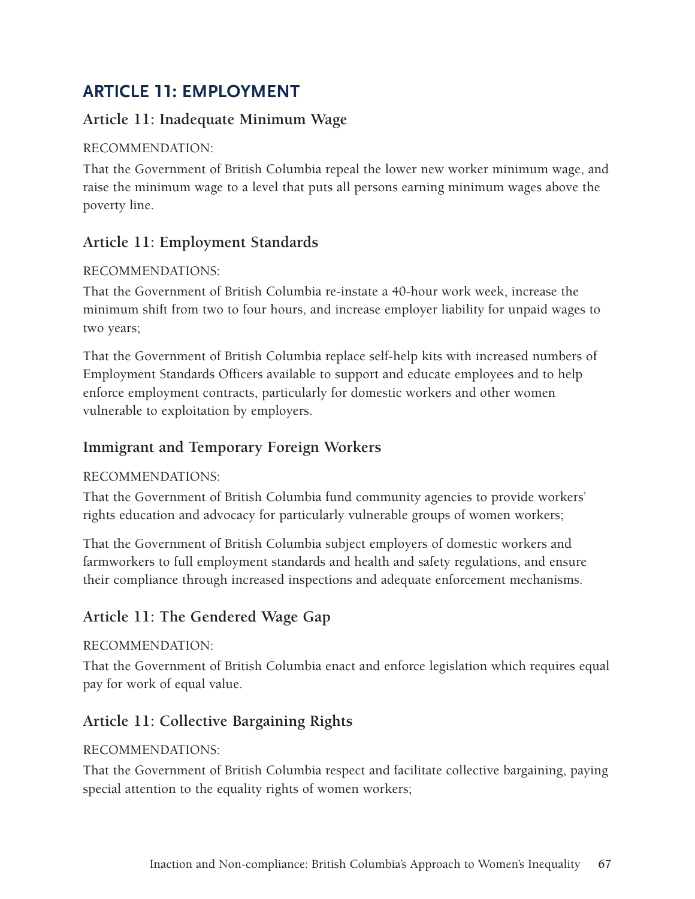## ARTICLE 11: EMPLOYMENT

### Article 11: Inadequate Minimum Wage

RECOMMENDATION:

That the Government of British Columbia repeal the lower new worker minimum wage, and raise the minimum wage to a level that puts all persons earning minimum wages above the poverty line.

### Article 11: Employment Standards

RECOMMENDATIONS:

That the Government of British Columbia re-instate a 40-hour work week, increase the minimum shift from two to four hours, and increase employer liability for unpaid wages to two years;

That the Government of British Columbia replace self-help kits with increased numbers of Employment Standards Officers available to support and educate employees and to help enforce employment contracts, particularly for domestic workers and other women vulnerable to exploitation by employers.

### Immigrant and Temporary Foreign Workers

RECOMMENDATIONS:

That the Government of British Columbia fund community agencies to provide workers' rights education and advocacy for particularly vulnerable groups of women workers;

That the Government of British Columbia subject employers of domestic workers and farmworkers to full employment standards and health and safety regulations, and ensure their compliance through increased inspections and adequate enforcement mechanisms.

### Article 11: The Gendered Wage Gap

RECOMMENDATION:

That the Government of British Columbia enact and enforce legislation which requires equal pay for work of equal value.

### Article 11: Collective Bargaining Rights

RECOMMENDATIONS:

That the Government of British Columbia respect and facilitate collective bargaining, paying special attention to the equality rights of women workers;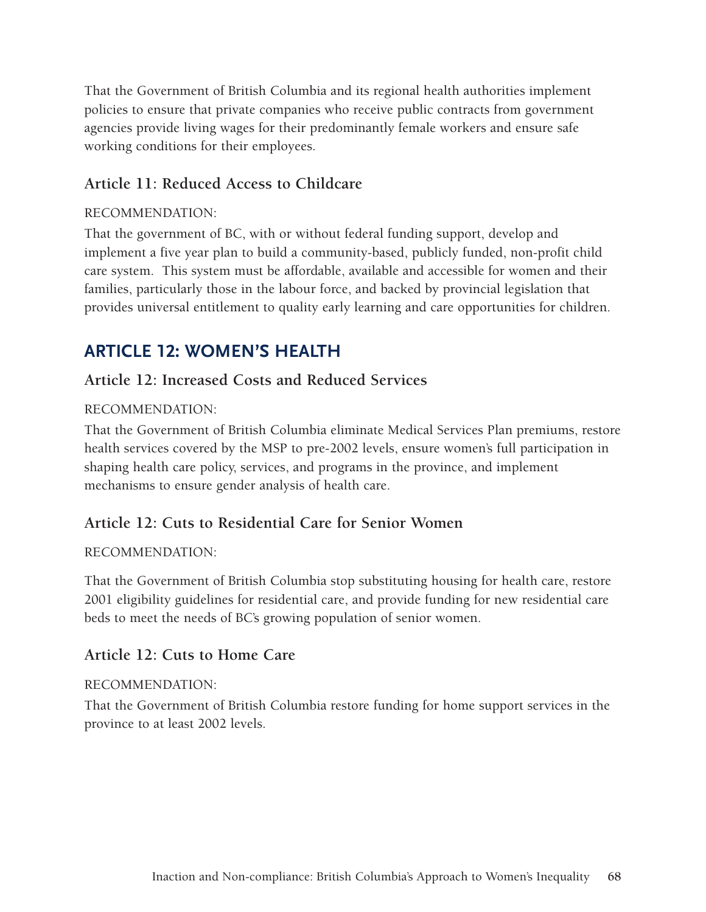That the Government of British Columbia and its regional health authorities implement policies to ensure that private companies who receive public contracts from government agencies provide living wages for their predominantly female workers and ensure safe working conditions for their employees.

### Article 11: Reduced Access to Childcare

RECOMMENDATION:

That the government of BC, with or without federal funding support, develop and implement a five year plan to build a community-based, publicly funded, non-profit child care system. This system must be affordable, available and accessible for women and their families, particularly those in the labour force, and backed by provincial legislation that provides universal entitlement to quality early learning and care opportunities for children.

## ARTICLE 12: WOMEN'S HEALTH

### Article 12: Increased Costs and Reduced Services

RECOMMENDATION:

That the Government of British Columbia eliminate Medical Services Plan premiums, restore health services covered by the MSP to pre-2002 levels, ensure women's full participation in shaping health care policy, services, and programs in the province, and implement mechanisms to ensure gender analysis of health care.

### Article 12: Cuts to Residential Care for Senior Women

RECOMMENDATION:

That the Government of British Columbia stop substituting housing for health care, restore 2001 eligibility guidelines for residential care, and provide funding for new residential care beds to meet the needs of BC's growing population of senior women.

### Article 12: Cuts to Home Care

RECOMMENDATION:

That the Government of British Columbia restore funding for home support services in the province to at least 2002 levels.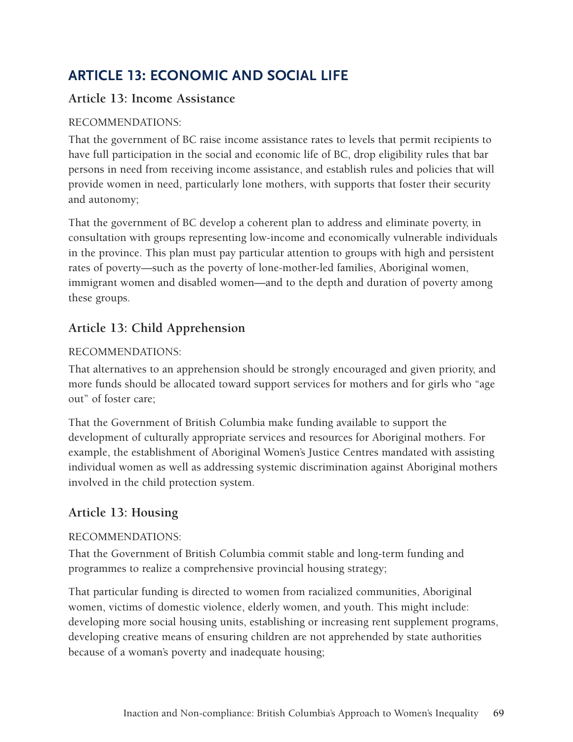## ARTICLE 13: ECONOMIC AND SOCIAL LIFE

### Article 13: Income Assistance

RECOMMENDATIONS:

That the government of BC raise income assistance rates to levels that permit recipients to have full participation in the social and economic life of BC, drop eligibility rules that bar persons in need from receiving income assistance, and establish rules and policies that will provide women in need, particularly lone mothers, with supports that foster their security and autonomy;

That the government of BC develop a coherent plan to address and eliminate poverty, in consultation with groups representing low-income and economically vulnerable individuals in the province. This plan must pay particular attention to groups with high and persistent rates of poverty—such as the poverty of lone-mother-led families, Aboriginal women, immigrant women and disabled women—and to the depth and duration of poverty among these groups.

### Article 13: Child Apprehension

RECOMMENDATIONS:

That alternatives to an apprehension should be strongly encouraged and given priority, and more funds should be allocated toward support services for mothers and for girls who "age out" of foster care;

That the Government of British Columbia make funding available to support the development of culturally appropriate services and resources for Aboriginal mothers. For example, the establishment of Aboriginal Women's Justice Centres mandated with assisting individual women as well as addressing systemic discrimination against Aboriginal mothers involved in the child protection system.

### Article 13: Housing

RECOMMENDATIONS:

That the Government of British Columbia commit stable and long-term funding and programmes to realize a comprehensive provincial housing strategy;

That particular funding is directed to women from racialized communities, Aboriginal women, victims of domestic violence, elderly women, and youth. This might include: developing more social housing units, establishing or increasing rent supplement programs, developing creative means of ensuring children are not apprehended by state authorities because of a woman's poverty and inadequate housing;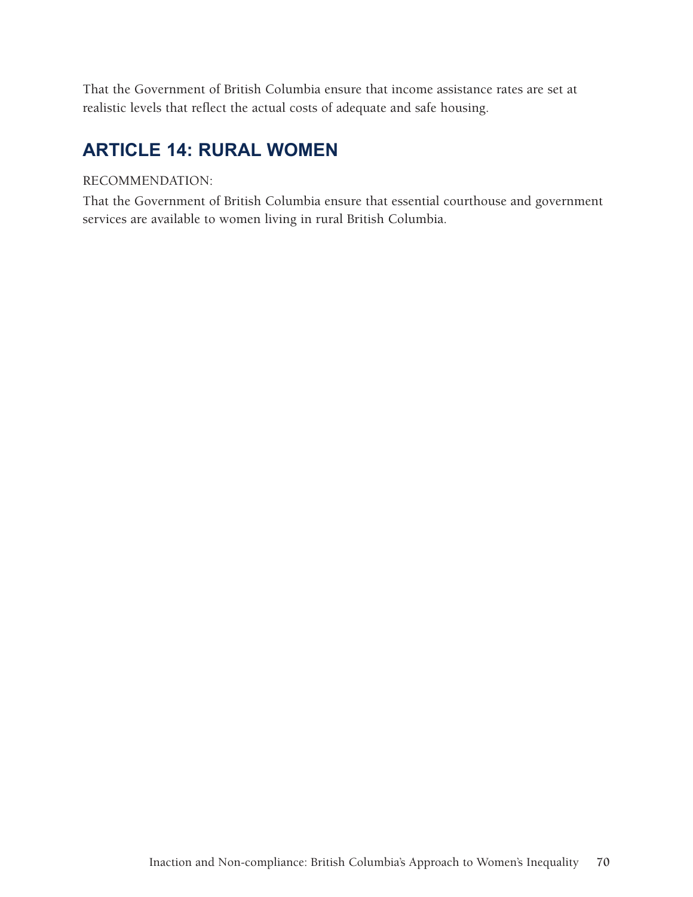That the Government of British Columbia ensure that income assistance rates are set at realistic levels that reflect the actual costs of adequate and safe housing.

## ARTICLE 14: RURAL WOMEN

RECOMMENDATION:

That the Government of British Columbia ensure that essential courthouse and government services are available to women living in rural British Columbia.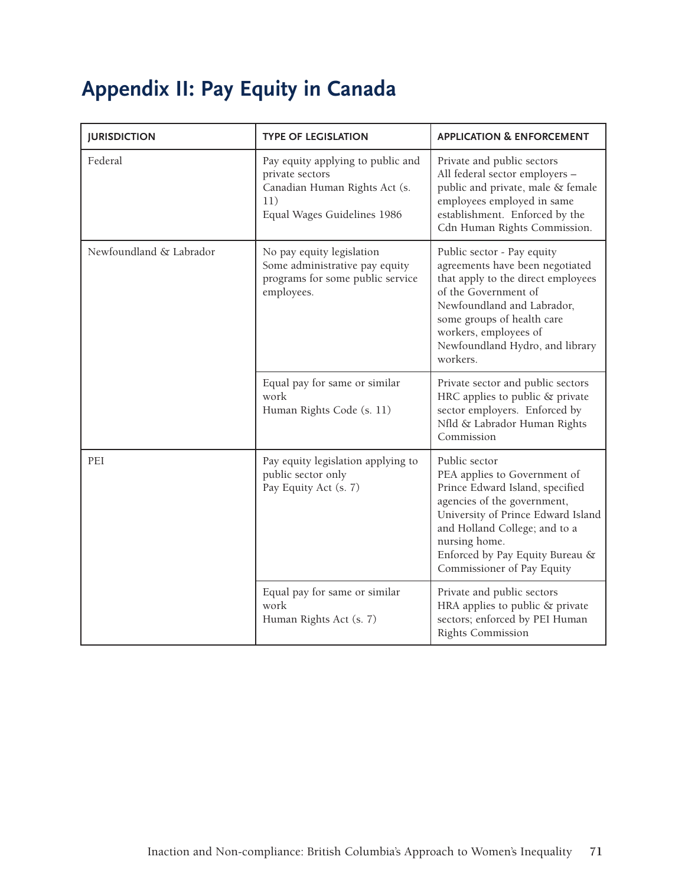# Appendix II: Pay Equity in Canada

| JURISDICTION | TYPE OF LEGISLATION | APPLICATION & ENFORCEMENT |
|---|---|---|
| Federal | Pay equity applying to public and private sectors<br>Canadian Human Rights Act (s. 11)<br>Equal Wages Guidelines 1986 | Private and public sectors<br>All federal sector employers – public and private, male & female employees employed in same establishment. Enforced by the Cdn Human Rights Commission. |
| Newfoundland & Labrador | No pay equity legislation<br>Some administrative pay equity programs for some public service employees. | Public sector - Pay equity agreements have been negotiated that apply to the direct employees of the Government of Newfoundland and Labrador, some groups of health care workers, employees of Newfoundland Hydro, and library workers. |
| | Equal pay for same or similar work<br>Human Rights Code (s. 11) | Private sector and public sectors<br>HRC applies to public & private sector employers. Enforced by Nfld & Labrador Human Rights Commission |
| PEI | Pay equity legislation applying to public sector only<br>Pay Equity Act (s. 7) | Public sector<br>PEA applies to Government of Prince Edward Island, specified agencies of the government, University of Prince Edward Island and Holland College; and to a nursing home.<br>Enforced by Pay Equity Bureau & Commissioner of Pay Equity |
| | Equal pay for same or similar work<br>Human Rights Act (s. 7) | Private and public sectors<br>HRA applies to public & private sectors; enforced by PEI Human Rights Commission |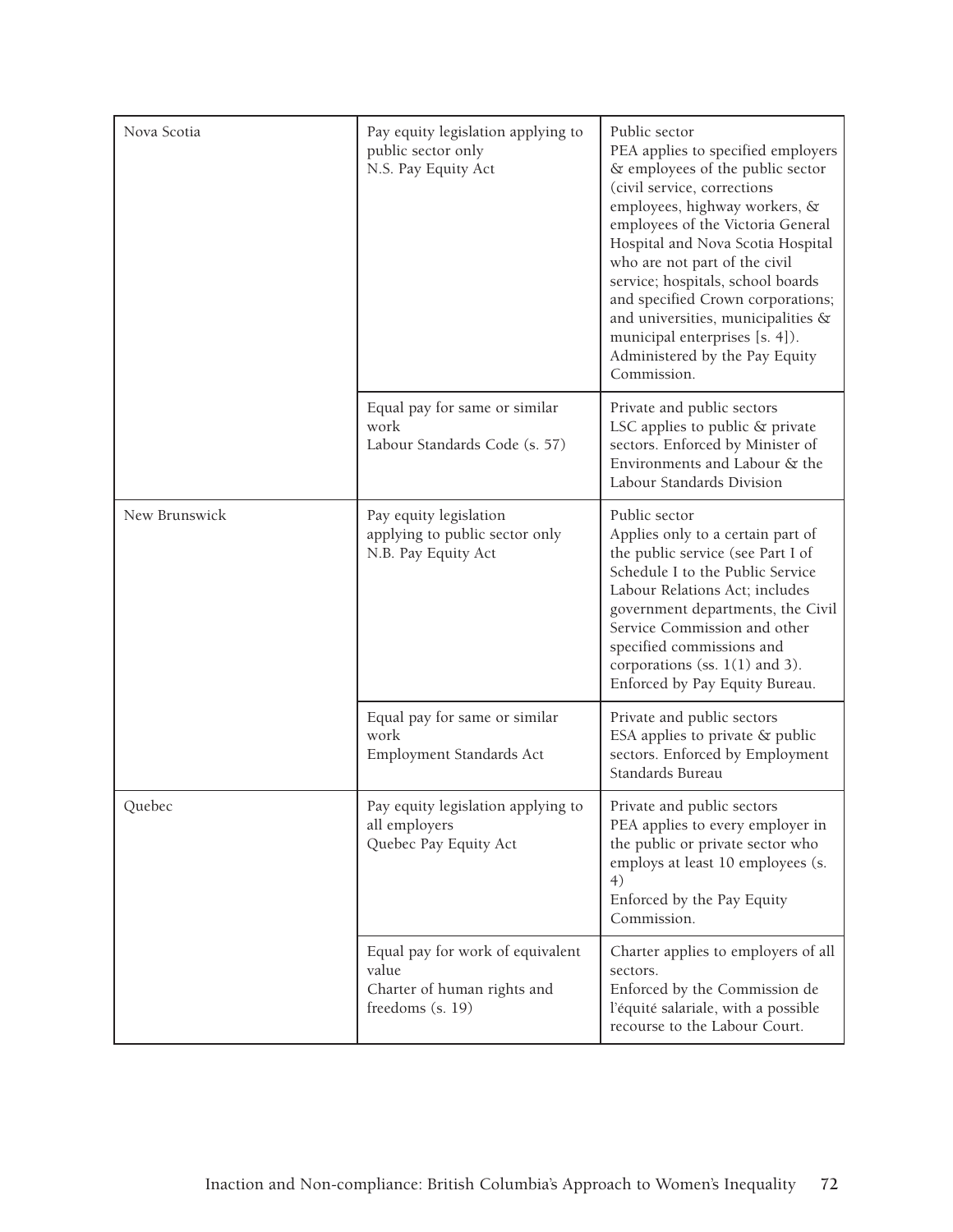| | | |
|---|---|---|
| Nova Scotia | Pay equity legislation applying to public sector only<br>N.S. Pay Equity Act | Public sector<br>PEA applies to specified employers & employees of the public sector (civil service, corrections employees, highway workers, & employees of the Victoria General Hospital and Nova Scotia Hospital who are not part of the civil service; hospitals, school boards and specified Crown corporations; and universities, municipalities & municipal enterprises [s. 4]).<br>Administered by the Pay Equity Commission. |
| | Equal pay for same or similar work<br>Labour Standards Code (s. 57) | Private and public sectors<br>LSC applies to public & private sectors. Enforced by Minister of Environments and Labour & the Labour Standards Division |
| New Brunswick | Pay equity legislation applying to public sector only<br>N.B. Pay Equity Act | Public sector<br>Applies only to a certain part of the public service (see Part I of Schedule I to the Public Service Labour Relations Act; includes government departments, the Civil Service Commission and other specified commissions and corporations (ss. 1(1) and 3).<br>Enforced by Pay Equity Bureau. |
| | Equal pay for same or similar work<br>Employment Standards Act | Private and public sectors<br>ESA applies to private & public sectors. Enforced by Employment Standards Bureau |
| Quebec | Pay equity legislation applying to all employers<br>Quebec Pay Equity Act | Private and public sectors<br>PEA applies to every employer in the public or private sector who employs at least 10 employees (s. 4)<br>Enforced by the Pay Equity Commission. |
| | Equal pay for work of equivalent value<br>Charter of human rights and freedoms (s. 19) | Charter applies to employers of all sectors.<br>Enforced by the Commission de l'équité salariale, with a possible recourse to the Labour Court. |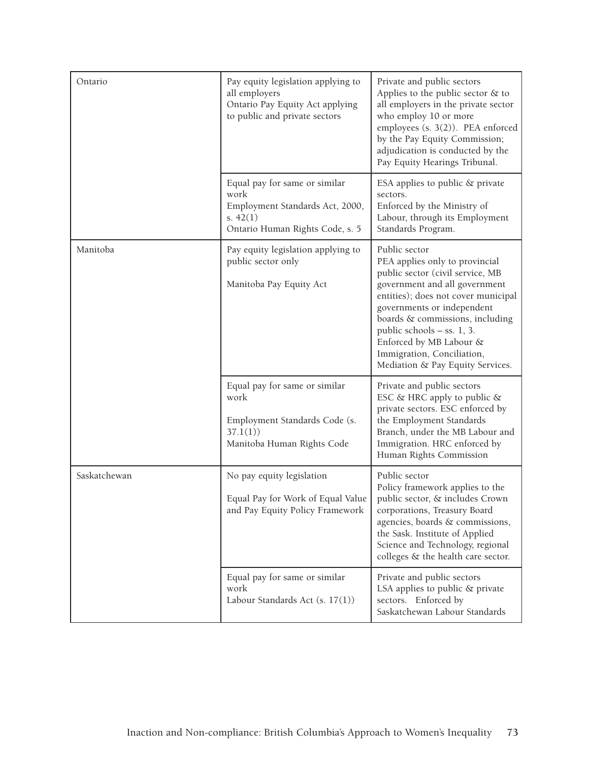| | | |
|---|---|---|
| Ontario | Pay equity legislation applying to all employers<br>Ontario Pay Equity Act applying to public and private sectors | Private and public sectors<br>Applies to the public sector & to all employers in the private sector who employ 10 or more employees (s. 3(2)). PEA enforced by the Pay Equity Commission; adjudication is conducted by the Pay Equity Hearings Tribunal. |
| | Equal pay for same or similar work<br>Employment Standards Act, 2000, s. 42(1)<br>Ontario Human Rights Code, s. 5 | ESA applies to public & private sectors.<br>Enforced by the Ministry of Labour, through its Employment Standards Program. |
| Manitoba | Pay equity legislation applying to public sector only<br><br>Manitoba Pay Equity Act | Public sector<br>PEA applies only to provincial public sector (civil service, MB government and all government entities); does not cover municipal governments or independent boards & commissions, including public schools – ss. 1, 3.<br>Enforced by MB Labour & Immigration, Conciliation, Mediation & Pay Equity Services. |
| | Equal pay for same or similar work<br><br>Employment Standards Code (s. 37.1(1))<br>Manitoba Human Rights Code | Private and public sectors<br>ESC & HRC apply to public & private sectors. ESC enforced by the Employment Standards Branch, under the MB Labour and Immigration. HRC enforced by Human Rights Commission |
| Saskatchewan | No pay equity legislation<br><br>Equal Pay for Work of Equal Value and Pay Equity Policy Framework | Public sector<br>Policy framework applies to the public sector, & includes Crown corporations, Treasury Board agencies, boards & commissions, the Sask. Institute of Applied Science and Technology, regional colleges & the health care sector. |
| | Equal pay for same or similar work<br>Labour Standards Act (s. 17(1)) | Private and public sectors<br>LSA applies to public & private sectors. Enforced by Saskatchewan Labour Standards |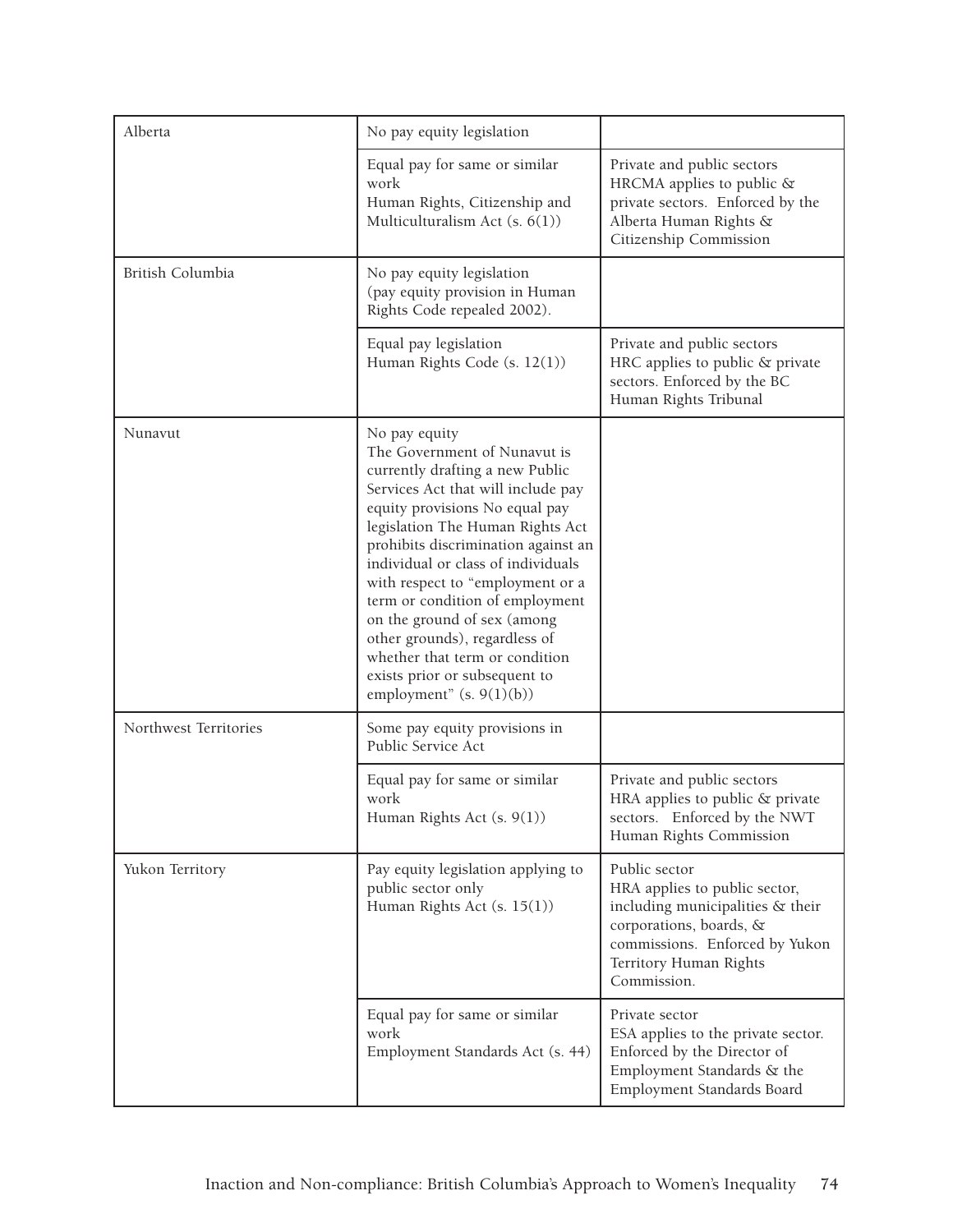| | | |
|---|---|---|
| Alberta | No pay equity legislation | |
| | Equal pay for same or similar work<br>Human Rights, Citizenship and Multiculturalism Act (s. 6(1)) | Private and public sectors<br>HRCMA applies to public & private sectors. Enforced by the Alberta Human Rights & Citizenship Commission |
| British Columbia | No pay equity legislation (pay equity provision in Human Rights Code repealed 2002). | |
| | Equal pay legislation<br>Human Rights Code (s. 12(1)) | Private and public sectors<br>HRC applies to public & private sectors. Enforced by the BC Human Rights Tribunal |
| Nunavut | No pay equity<br>The Government of Nunavut is currently drafting a new Public Services Act that will include pay equity provisions No equal pay legislation The Human Rights Act prohibits discrimination against an individual or class of individuals with respect to "employment or a term or condition of employment on the ground of sex (among other grounds), regardless of whether that term or condition exists prior or subsequent to employment" (s. 9(1)(b)) | |
| Northwest Territories | Some pay equity provisions in Public Service Act | |
| | Equal pay for same or similar work<br>Human Rights Act (s. 9(1)) | Private and public sectors<br>HRA applies to public & private sectors. Enforced by the NWT Human Rights Commission |
| Yukon Territory | Pay equity legislation applying to public sector only<br>Human Rights Act (s. 15(1)) | Public sector<br>HRA applies to public sector, including municipalities & their corporations, boards, & commissions. Enforced by Yukon Territory Human Rights Commission. |
| | Equal pay for same or similar work<br>Employment Standards Act (s. 44) | Private sector<br>ESA applies to the private sector. Enforced by the Director of Employment Standards & the Employment Standards Board |